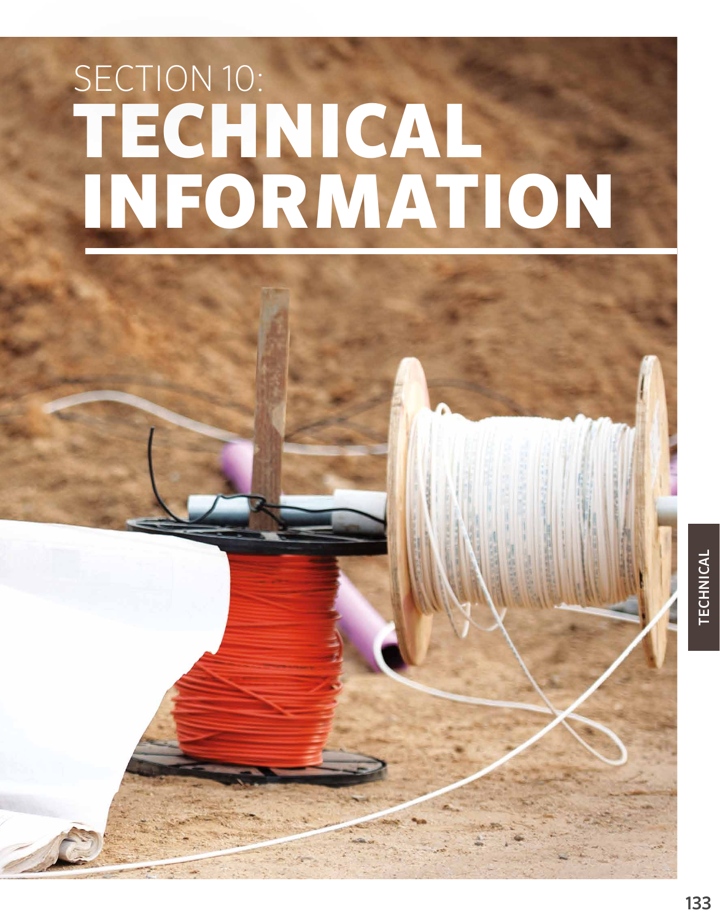# SECTION 10: TECHNICAL INFORMATION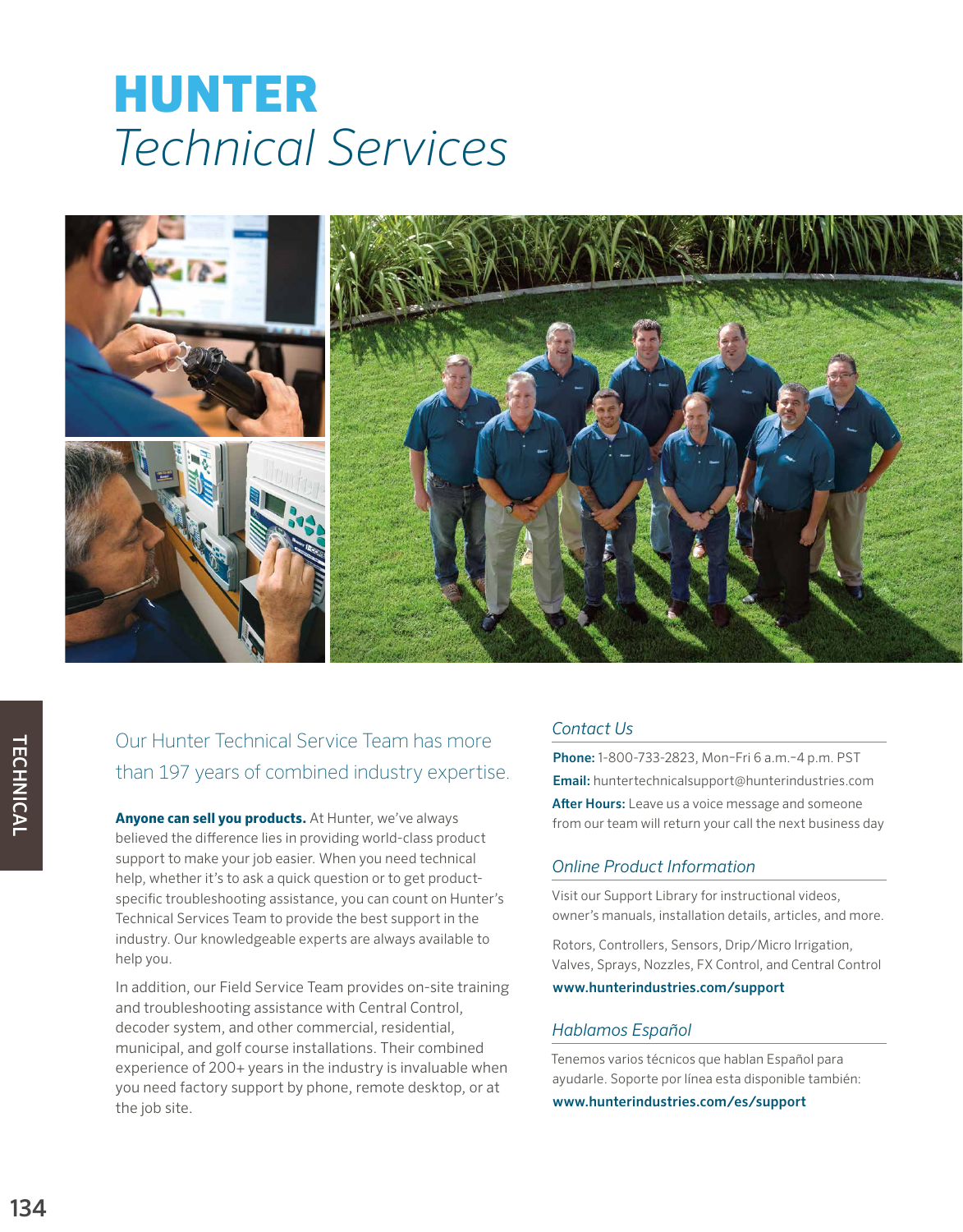# HUNTER
*Technical Services*

Our Hunter Technical Service Team has more than 197 years of combined industry expertise.

**Anyone can sell you products.** At Hunter, we've always believed the difference lies in providing world-class product support to make your job easier. When you need technical help, whether it's to ask a quick question or to get product-specific troubleshooting assistance, you can count on Hunter's Technical Services Team to provide the best support in the industry. Our knowledgeable experts are always available to help you.

In addition, our Field Service Team provides on-site training and troubleshooting assistance with Central Control, decoder system, and other commercial, residential, municipal, and golf course installations. Their combined experience of 200+ years in the industry is invaluable when you need factory support by phone, remote desktop, or at the job site.

### *Contact Us*

**Phone:** 1-800-733-2823, Mon–Fri 6 a.m.–4 p.m. PST

**Email:** huntertechnicalsupport@hunterindustries.com

**After Hours:** Leave us a voice message and someone from our team will return your call the next business day

### *Online Product Information*

Visit our Support Library for instructional videos, owner's manuals, installation details, articles, and more.

Rotors, Controllers, Sensors, Drip/Micro Irrigation, Valves, Sprays, Nozzles, FX Control, and Central Control

**www.hunterindustries.com/support**

### *Hablamos Español*

Tenemos varios técnicos que hablan Español para ayudarle. Soporte por línea esta disponible también:

**www.hunterindustries.com/es/support**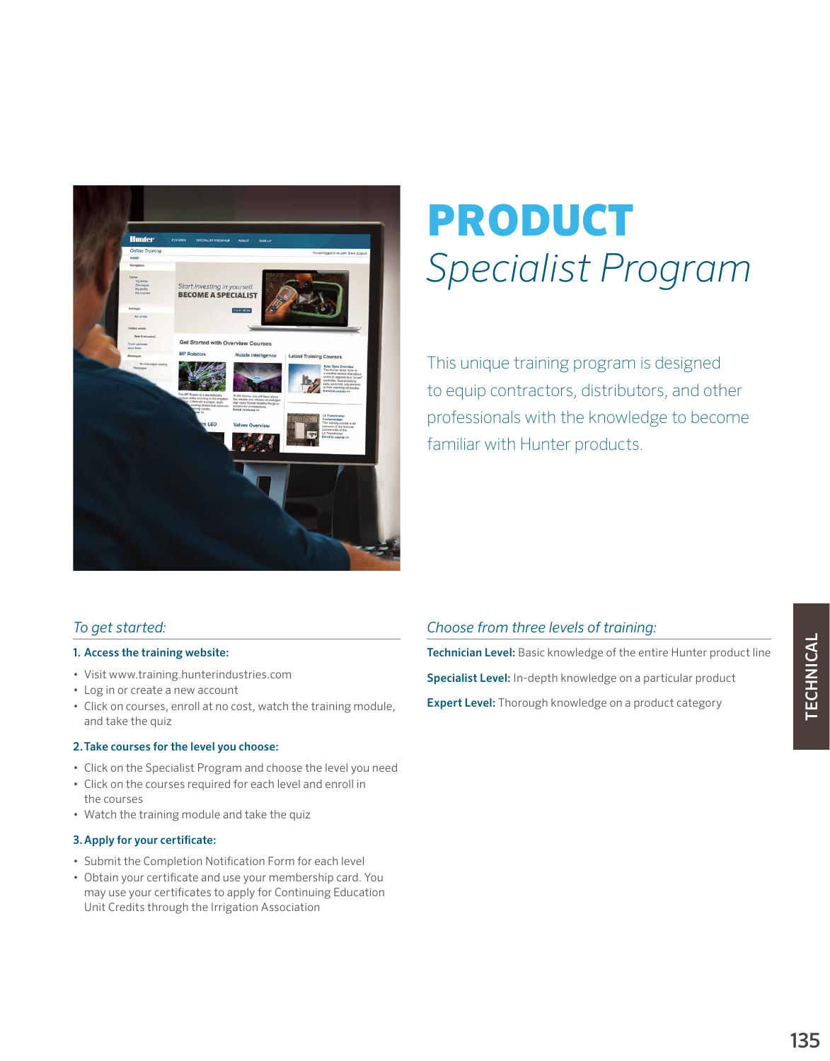# PRODUCT
## *Specialist Program*

This unique training program is designed to equip contractors, distributors, and other professionals with the knowledge to become familiar with Hunter products.

### *To get started:*

**1. Access the training website:**

- Visit www.training.hunterindustries.com
- Log in or create a new account
- Click on courses, enroll at no cost, watch the training module, and take the quiz

**2. Take courses for the level you choose:**

- Click on the Specialist Program and choose the level you need
- Click on the courses required for each level and enroll in the courses
- Watch the training module and take the quiz

**3. Apply for your certificate:**

- Submit the Completion Notification Form for each level
- Obtain your certificate and use your membership card. You may use your certificates to apply for Continuing Education Unit Credits through the Irrigation Association

### *Choose from three levels of training:*

**Technician Level:** Basic knowledge of the entire Hunter product line

**Specialist Level:** In-depth knowledge on a particular product

**Expert Level:** Thorough knowledge on a product category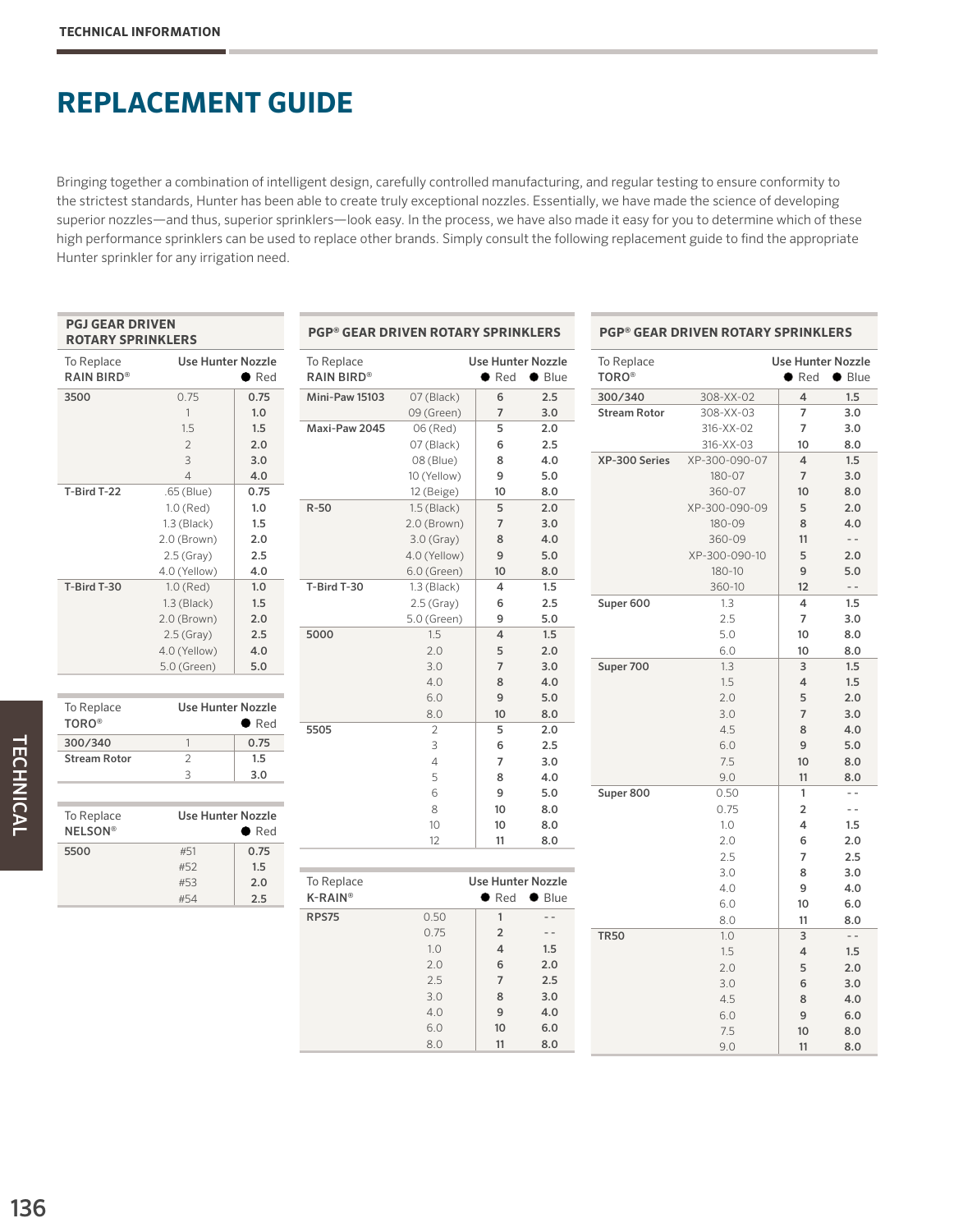TECHNICAL INFORMATION

# REPLACEMENT GUIDE

Bringing together a combination of intelligent design, carefully controlled manufacturing, and regular testing to ensure conformity to the strictest standards, Hunter has been able to create truly exceptional nozzles. Essentially, we have made the science of developing superior nozzles—and thus, superior sprinklers—look easy. In the process, we have also made it easy for you to determine which of these high performance sprinklers can be used to replace other brands. Simply consult the following replacement guide to find the appropriate Hunter sprinkler for any irrigation need.

## PGJ GEAR DRIVEN ROTARY SPRINKLERS

| To Replace RAIN BIRD® | | Use Hunter Nozzle ● Red |
|---|---|---|
| 3500 | 0.75 | 0.75 |
| | 1 | 1.0 |
| | 1.5 | 1.5 |
| | 2 | 2.0 |
| | 3 | 3.0 |
| | 4 | 4.0 |
| T-Bird T-22 | .65 (Blue) | 0.75 |
| | 1.0 (Red) | 1.0 |
| | 1.3 (Black) | 1.5 |
| | 2.0 (Brown) | 2.0 |
| | 2.5 (Gray) | 2.5 |
| | 4.0 (Yellow) | 4.0 |
| T-Bird T-30 | 1.0 (Red) | 1.0 |
| | 1.3 (Black) | 1.5 |
| | 2.0 (Brown) | 2.0 |
| | 2.5 (Gray) | 2.5 |
| | 4.0 (Yellow) | 4.0 |
| | 5.0 (Green) | 5.0 |

| To Replace TORO® | | Use Hunter Nozzle ● Red |
|---|---|---|
| 300/340 | 1 | 0.75 |
| Stream Rotor | 2 | 1.5 |
| | 3 | 3.0 |

| To Replace NELSON® | | Use Hunter Nozzle ● Red |
|---|---|---|
| 5500 | #51 | 0.75 |
| | #52 | 1.5 |
| | #53 | 2.0 |
| | #54 | 2.5 |

## PGP® GEAR DRIVEN ROTARY SPRINKLERS

| To Replace RAIN BIRD® | | Use Hunter Nozzle ● Red | ● Blue |
|---|---|---|---|
| Mini-Paw 15103 | 07 (Black) | 6 | 2.5 |
| | 09 (Green) | 7 | 3.0 |
| Maxi-Paw 2045 | 06 (Red) | 5 | 2.0 |
| | 07 (Black) | 6 | 2.5 |
| | 08 (Blue) | 8 | 4.0 |
| | 10 (Yellow) | 9 | 5.0 |
| | 12 (Beige) | 10 | 8.0 |
| R-50 | 1.5 (Black) | 5 | 2.0 |
| | 2.0 (Brown) | 7 | 3.0 |
| | 3.0 (Gray) | 8 | 4.0 |
| | 4.0 (Yellow) | 9 | 5.0 |
| | 6.0 (Green) | 10 | 8.0 |
| T-Bird T-30 | 1.3 (Black) | 4 | 1.5 |
| | 2.5 (Gray) | 6 | 2.5 |
| | 5.0 (Green) | 9 | 5.0 |
| 5000 | 1.5 | 4 | 1.5 |
| | 2.0 | 5 | 2.0 |
| | 3.0 | 7 | 3.0 |
| | 4.0 | 8 | 4.0 |
| | 6.0 | 9 | 5.0 |
| | 8.0 | 10 | 8.0 |
| 5505 | 2 | 5 | 2.0 |
| | 3 | 6 | 2.5 |
| | 4 | 7 | 3.0 |
| | 5 | 8 | 4.0 |
| | 6 | 9 | 5.0 |
| | 8 | 10 | 8.0 |
| | 10 | 10 | 8.0 |
| | 12 | 11 | 8.0 |

| To Replace K-RAIN® | | Use Hunter Nozzle ● Red | ● Blue |
|---|---|---|---|
| RPS75 | 0.50 | 1 | - - |
| | 0.75 | 2 | - - |
| | 1.0 | 4 | 1.5 |
| | 2.0 | 6 | 2.0 |
| | 2.5 | 7 | 2.5 |
| | 3.0 | 8 | 3.0 |
| | 4.0 | 9 | 4.0 |
| | 6.0 | 10 | 6.0 |
| | 8.0 | 11 | 8.0 |

## PGP® GEAR DRIVEN ROTARY SPRINKLERS

| To Replace TORO® | | Use Hunter Nozzle ● Red | ● Blue |
|---|---|---|---|
| 300/340 | 308-XX-02 | 4 | 1.5 |
| Stream Rotor | 308-XX-03 | 7 | 3.0 |
| | 316-XX-02 | 7 | 3.0 |
| | 316-XX-03 | 10 | 8.0 |
| XP-300 Series | XP-300-090-07 | 4 | 1.5 |
| | 180-07 | 7 | 3.0 |
| | 360-07 | 10 | 8.0 |
| | XP-300-090-09 | 5 | 2.0 |
| | 180-09 | 8 | 4.0 |
| | 360-09 | 11 | - - |
| | XP-300-090-10 | 5 | 2.0 |
| | 180-10 | 9 | 5.0 |
| | 360-10 | 12 | - - |
| Super 600 | 1.3 | 4 | 1.5 |
| | 2.5 | 7 | 3.0 |
| | 5.0 | 10 | 8.0 |
| | 6.0 | 10 | 8.0 |
| Super 700 | 1.3 | 3 | 1.5 |
| | 1.5 | 4 | 1.5 |
| | 2.0 | 5 | 2.0 |
| | 3.0 | 7 | 3.0 |
| | 4.5 | 8 | 4.0 |
| | 6.0 | 9 | 5.0 |
| | 7.5 | 10 | 8.0 |
| | 9.0 | 11 | 8.0 |
| Super 800 | 0.50 | 1 | - - |
| | 0.75 | 2 | - - |
| | 1.0 | 4 | 1.5 |
| | 2.0 | 6 | 2.0 |
| | 2.5 | 7 | 2.5 |
| | 3.0 | 8 | 3.0 |
| | 4.0 | 9 | 4.0 |
| | 6.0 | 10 | 6.0 |
| | 8.0 | 11 | 8.0 |
| TR50 | 1.0 | 3 | - - |
| | 1.5 | 4 | 1.5 |
| | 2.0 | 5 | 2.0 |
| | 3.0 | 6 | 3.0 |
| | 4.5 | 8 | 4.0 |
| | 6.0 | 9 | 6.0 |
| | 7.5 | 10 | 8.0 |
| | 9.0 | 11 | 8.0 |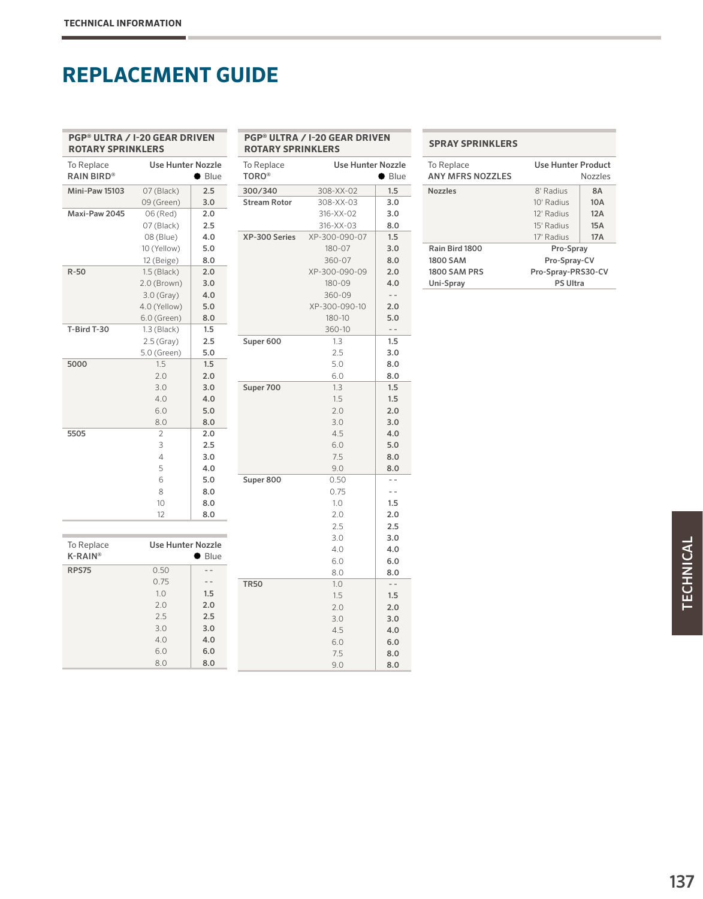# REPLACEMENT GUIDE

## PGP® ULTRA / I-20 GEAR DRIVEN ROTARY SPRINKLERS

| To Replace RAIN BIRD® | | Use Hunter Nozzle ● Blue |
|---|---|---|
| **Mini-Paw 15103** | 07 (Black) | **2.5** |
| | 09 (Green) | **3.0** |
| **Maxi-Paw 2045** | 06 (Red) | **2.0** |
| | 07 (Black) | **2.5** |
| | 08 (Blue) | **4.0** |
| | 10 (Yellow) | **5.0** |
| | 12 (Beige) | **8.0** |
| **R-50** | 1.5 (Black) | **2.0** |
| | 2.0 (Brown) | **3.0** |
| | 3.0 (Gray) | **4.0** |
| | 4.0 (Yellow) | **5.0** |
| | 6.0 (Green) | **8.0** |
| **T-Bird T-30** | 1.3 (Black) | **1.5** |
| | 2.5 (Gray) | **2.5** |
| | 5.0 (Green) | **5.0** |
| **5000** | 1.5 | **1.5** |
| | 2.0 | **2.0** |
| | 3.0 | **3.0** |
| | 4.0 | **4.0** |
| | 6.0 | **5.0** |
| | 8.0 | **8.0** |
| **5505** | 2 | **2.0** |
| | 3 | **2.5** |
| | 4 | **3.0** |
| | 5 | **4.0** |
| | 6 | **5.0** |
| | 8 | **8.0** |
| | 10 | **8.0** |
| | 12 | **8.0** |

| To Replace K-RAIN® | | Use Hunter Nozzle ● Blue |
|---|---|---|
| **RPS75** | 0.50 | - - |
| | 0.75 | - - |
| | 1.0 | **1.5** |
| | 2.0 | **2.0** |
| | 2.5 | **2.5** |
| | 3.0 | **3.0** |
| | 4.0 | **4.0** |
| | 6.0 | **6.0** |
| | 8.0 | **8.0** |

## PGP® ULTRA / I-20 GEAR DRIVEN ROTARY SPRINKLERS

| To Replace TORO® | | Use Hunter Nozzle ● Blue |
|---|---|---|
| **300/340** | 308-XX-02 | **1.5** |
| **Stream Rotor** | 308-XX-03 | **3.0** |
| | 316-XX-02 | **3.0** |
| | 316-XX-03 | **8.0** |
| **XP-300 Series** | XP-300-090-07 | **1.5** |
| | 180-07 | **3.0** |
| | 360-07 | **8.0** |
| | XP-300-090-09 | **2.0** |
| | 180-09 | **4.0** |
| | 360-09 | - - |
| | XP-300-090-10 | **2.0** |
| | 180-10 | **5.0** |
| | 360-10 | - - |
| **Super 600** | 1.3 | **1.5** |
| | 2.5 | **3.0** |
| | 5.0 | **8.0** |
| | 6.0 | **8.0** |
| **Super 700** | 1.3 | **1.5** |
| | 1.5 | **1.5** |
| | 2.0 | **2.0** |
| | 3.0 | **3.0** |
| | 4.5 | **4.0** |
| | 6.0 | **5.0** |
| | 7.5 | **8.0** |
| | 9.0 | **8.0** |
| **Super 800** | 0.50 | - - |
| | 0.75 | - - |
| | 1.0 | **1.5** |
| | 2.0 | **2.0** |
| | 2.5 | **2.5** |
| | 3.0 | **3.0** |
| | 4.0 | **4.0** |
| | 6.0 | **6.0** |
| | 8.0 | **8.0** |
| **TR50** | 1.0 | - - |
| | 1.5 | **1.5** |
| | 2.0 | **2.0** |
| | 3.0 | **3.0** |
| | 4.5 | **4.0** |
| | 6.0 | **6.0** |
| | 7.5 | **8.0** |
| | 9.0 | **8.0** |

## SPRAY SPRINKLERS

| To Replace ANY MFRS NOZZLES | Use Hunter Product Nozzles | |
|---|---|---|
| **Nozzles** | 8' Radius | **8A** |
| | 10' Radius | **10A** |
| | 12' Radius | **12A** |
| | 15' Radius | **15A** |
| | 17' Radius | **17A** |
| **Rain Bird 1800** | **Pro-Spray** | |
| **1800 SAM** | **Pro-Spray-CV** | |
| **1800 SAM PRS** | **Pro-Spray-PRS30-CV** | |
| **Uni-Spray** | **PS Ultra** | |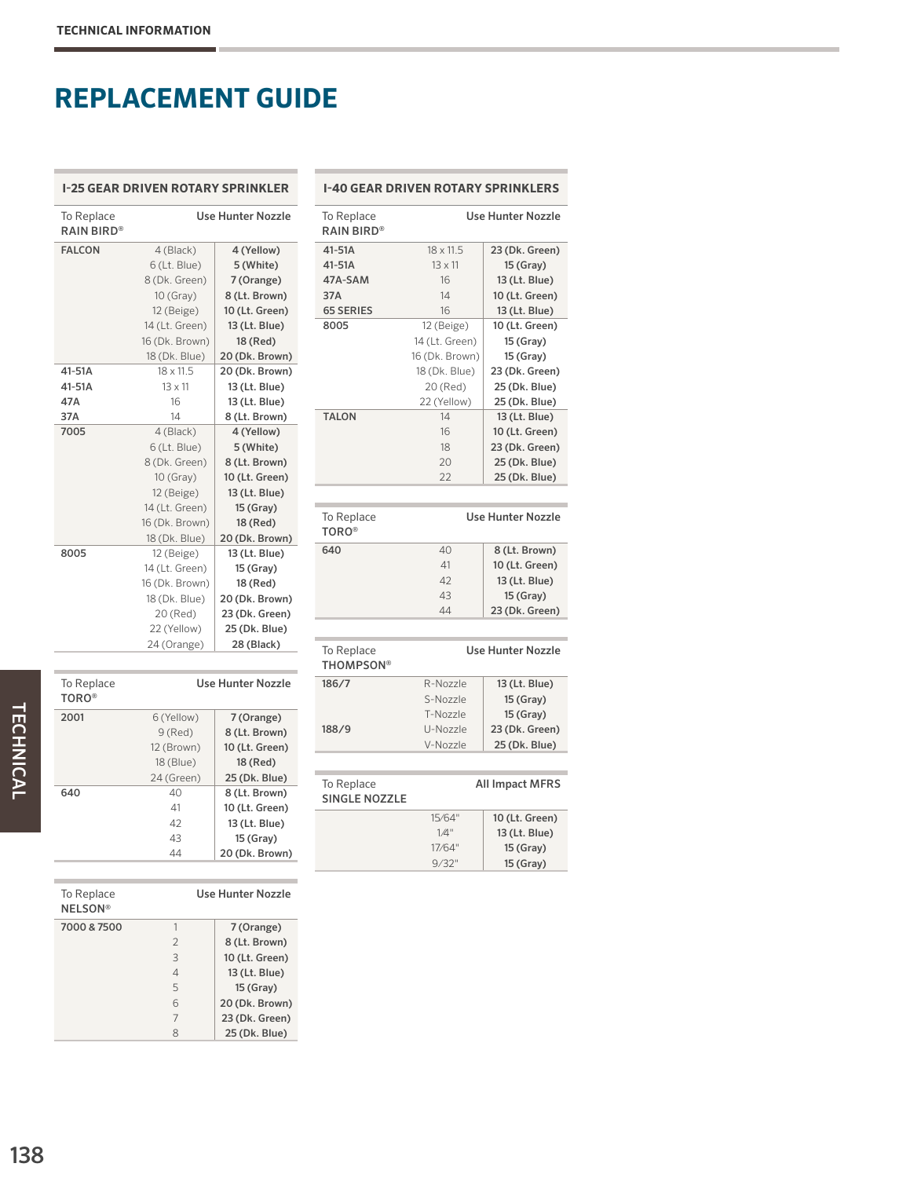# REPLACEMENT GUIDE

## I-25 GEAR DRIVEN ROTARY SPRINKLER

| To Replace RAIN BIRD® | | Use Hunter Nozzle |
|---|---|---|
| **FALCON** | 4 (Black) | **4 (Yellow)** |
| | 6 (Lt. Blue) | **5 (White)** |
| | 8 (Dk. Green) | **7 (Orange)** |
| | 10 (Gray) | **8 (Lt. Brown)** |
| | 12 (Beige) | **10 (Lt. Green)** |
| | 14 (Lt. Green) | **13 (Lt. Blue)** |
| | 16 (Dk. Brown) | **18 (Red)** |
| | 18 (Dk. Blue) | **20 (Dk. Brown)** |
| **41-51A** | 18 x 11.5 | **20 (Dk. Brown)** |
| **41-51A** | 13 x 11 | **13 (Lt. Blue)** |
| **47A** | 16 | **13 (Lt. Blue)** |
| **37A** | 14 | **8 (Lt. Brown)** |
| **7005** | 4 (Black) | **4 (Yellow)** |
| | 6 (Lt. Blue) | **5 (White)** |
| | 8 (Dk. Green) | **8 (Lt. Brown)** |
| | 10 (Gray) | **10 (Lt. Green)** |
| | 12 (Beige) | **13 (Lt. Blue)** |
| | 14 (Lt. Green) | **15 (Gray)** |
| | 16 (Dk. Brown) | **18 (Red)** |
| | 18 (Dk. Blue) | **20 (Dk. Brown)** |
| **8005** | 12 (Beige) | **13 (Lt. Blue)** |
| | 14 (Lt. Green) | **15 (Gray)** |
| | 16 (Dk. Brown) | **18 (Red)** |
| | 18 (Dk. Blue) | **20 (Dk. Brown)** |
| | 20 (Red) | **23 (Dk. Green)** |
| | 22 (Yellow) | **25 (Dk. Blue)** |
| | 24 (Orange) | **28 (Black)** |

| To Replace TORO® | | Use Hunter Nozzle |
|---|---|---|
| **2001** | 6 (Yellow) | **7 (Orange)** |
| | 9 (Red) | **8 (Lt. Brown)** |
| | 12 (Brown) | **10 (Lt. Green)** |
| | 18 (Blue) | **18 (Red)** |
| | 24 (Green) | **25 (Dk. Blue)** |
| **640** | 40 | **8 (Lt. Brown)** |
| | 41 | **10 (Lt. Green)** |
| | 42 | **13 (Lt. Blue)** |
| | 43 | **15 (Gray)** |
| | 44 | **20 (Dk. Brown)** |

| To Replace NELSON® | | Use Hunter Nozzle |
|---|---|---|
| **7000 & 7500** | 1 | **7 (Orange)** |
| | 2 | **8 (Lt. Brown)** |
| | 3 | **10 (Lt. Green)** |
| | 4 | **13 (Lt. Blue)** |
| | 5 | **15 (Gray)** |
| | 6 | **20 (Dk. Brown)** |
| | 7 | **23 (Dk. Green)** |
| | 8 | **25 (Dk. Blue)** |

## I-40 GEAR DRIVEN ROTARY SPRINKLERS

| To Replace RAIN BIRD® | | Use Hunter Nozzle |
|---|---|---|
| **41-51A** | 18 x 11.5 | **23 (Dk. Green)** |
| **41-51A** | 13 x 11 | **15 (Gray)** |
| **47A-SAM** | 16 | **13 (Lt. Blue)** |
| **37A** | 14 | **10 (Lt. Green)** |
| **65 SERIES** | 16 | **13 (Lt. Blue)** |
| **8005** | 12 (Beige) | **10 (Lt. Green)** |
| | 14 (Lt. Green) | **15 (Gray)** |
| | 16 (Dk. Brown) | **15 (Gray)** |
| | 18 (Dk. Blue) | **23 (Dk. Green)** |
| | 20 (Red) | **25 (Dk. Blue)** |
| | 22 (Yellow) | **25 (Dk. Blue)** |
| **TALON** | 14 | **13 (Lt. Blue)** |
| | 16 | **10 (Lt. Green)** |
| | 18 | **23 (Dk. Green)** |
| | 20 | **25 (Dk. Blue)** |
| | 22 | **25 (Dk. Blue)** |

| To Replace TORO® | | Use Hunter Nozzle |
|---|---|---|
| **640** | 40 | **8 (Lt. Brown)** |
| | 41 | **10 (Lt. Green)** |
| | 42 | **13 (Lt. Blue)** |
| | 43 | **15 (Gray)** |
| | 44 | **23 (Dk. Green)** |

| To Replace THOMPSON® | | Use Hunter Nozzle |
|---|---|---|
| **186/7** | R-Nozzle | **13 (Lt. Blue)** |
| | S-Nozzle | **15 (Gray)** |
| | T-Nozzle | **15 (Gray)** |
| **188/9** | U-Nozzle | **23 (Dk. Green)** |
| | V-Nozzle | **25 (Dk. Blue)** |

| To Replace SINGLE NOZZLE | | All Impact MFRS |
|---|---|---|
| | 15/64" | **10 (Lt. Green)** |
| | 1/4" | **13 (Lt. Blue)** |
| | 17/64" | **15 (Gray)** |
| | 9/32" | **15 (Gray)** |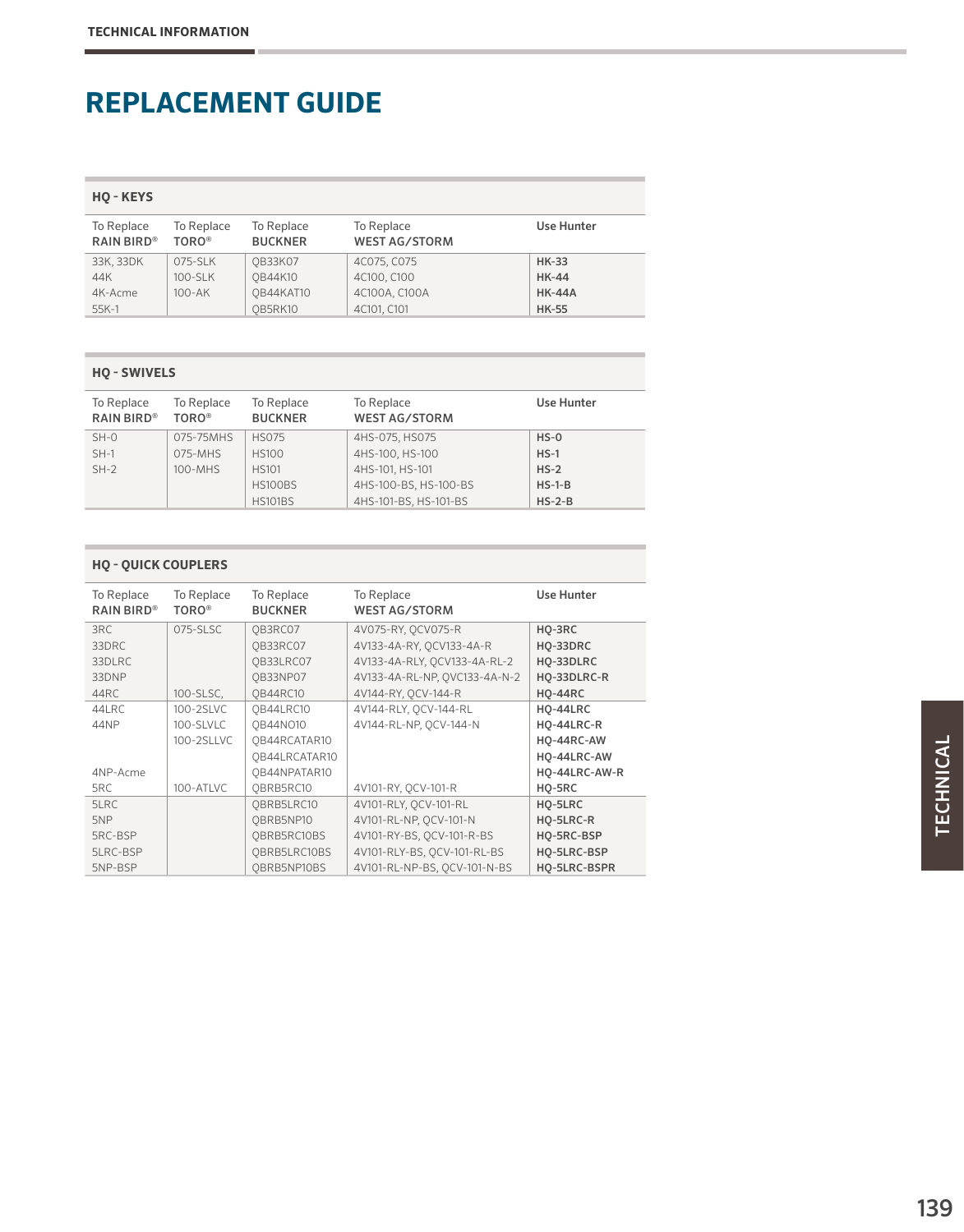# REPLACEMENT GUIDE

### HQ - KEYS

| To Replace RAIN BIRD® | To Replace TORO® | To Replace BUCKNER | To Replace WEST AG/STORM | Use Hunter |
|---|---|---|---|---|
| 33K, 33DK | 075-SLK | QB33K07 | 4C075, C075 | **HK-33** |
| 44K | 100-SLK | QB44K10 | 4C100, C100 | **HK-44** |
| 4K-Acme | 100-AK | QB44KAT10 | 4C100A, C100A | **HK-44A** |
| 55K-1 | | QB5RK10 | 4C101, C101 | **HK-55** |

### HQ - SWIVELS

| To Replace RAIN BIRD® | To Replace TORO® | To Replace BUCKNER | To Replace WEST AG/STORM | Use Hunter |
|---|---|---|---|---|
| SH-0 | 075-75MHS | HS075 | 4HS-075, HS075 | **HS-0** |
| SH-1 | 075-MHS | HS100 | 4HS-100, HS-100 | **HS-1** |
| SH-2 | 100-MHS | HS101 | 4HS-101, HS-101 | **HS-2** |
| | | HS100BS | 4HS-100-BS, HS-100-BS | **HS-1-B** |
| | | HS101BS | 4HS-101-BS, HS-101-BS | **HS-2-B** |

### HQ - QUICK COUPLERS

| To Replace RAIN BIRD® | To Replace TORO® | To Replace BUCKNER | To Replace WEST AG/STORM | Use Hunter |
|---|---|---|---|---|
| 3RC | 075-SLSC | QB3RC07 | 4V075-RY, QCV075-R | **HQ-3RC** |
| 33DRC | | QB33RC07 | 4V133-4A-RY, QCV133-4A-R | **HQ-33DRC** |
| 33DLRC | | QB33LRC07 | 4V133-4A-RLY, QCV133-4A-RL-2 | **HQ-33DLRC** |
| 33DNP | | QB33NP07 | 4V133-4A-RL-NP, QVC133-4A-N-2 | **HQ-33DLRC-R** |
| 44RC | 100-SLSC, | QB44RC10 | 4V144-RY, QCV-144-R | **HQ-44RC** |
| 44LRC | 100-2SLVC | QB44LRC10 | 4V144-RLY, QCV-144-RL | **HQ-44LRC** |
| 44NP | 100-SLVLC | QB44NO10 | 4V144-RL-NP, QCV-144-N | **HQ-44LRC-R** |
| | 100-2SLLVC | QB44RCATAR10 | | **HQ-44RC-AW** |
| | | QB44LRCATAR10 | | **HQ-44LRC-AW** |
| 4NP-Acme | | QB44NPATAR10 | | **HQ-44LRC-AW-R** |
| 5RC | 100-ATLVC | QBRB5RC10 | 4V101-RY, QCV-101-R | **HQ-5RC** |
| 5LRC | | QBRB5LRC10 | 4V101-RLY, QCV-101-RL | **HQ-5LRC** |
| 5NP | | QBRB5NP10 | 4V101-RL-NP, QCV-101-N | **HQ-5LRC-R** |
| 5RC-BSP | | QBRB5RC10BS | 4V101-RY-BS, QCV-101-R-BS | **HQ-5RC-BSP** |
| 5LRC-BSP | | QBRB5LRC10BS | 4V101-RLY-BS, QCV-101-RL-BS | **HQ-5LRC-BSP** |
| 5NP-BSP | | QBRB5NP10BS | 4V101-RL-NP-BS, QCV-101-N-BS | **HQ-5LRC-BSPR** |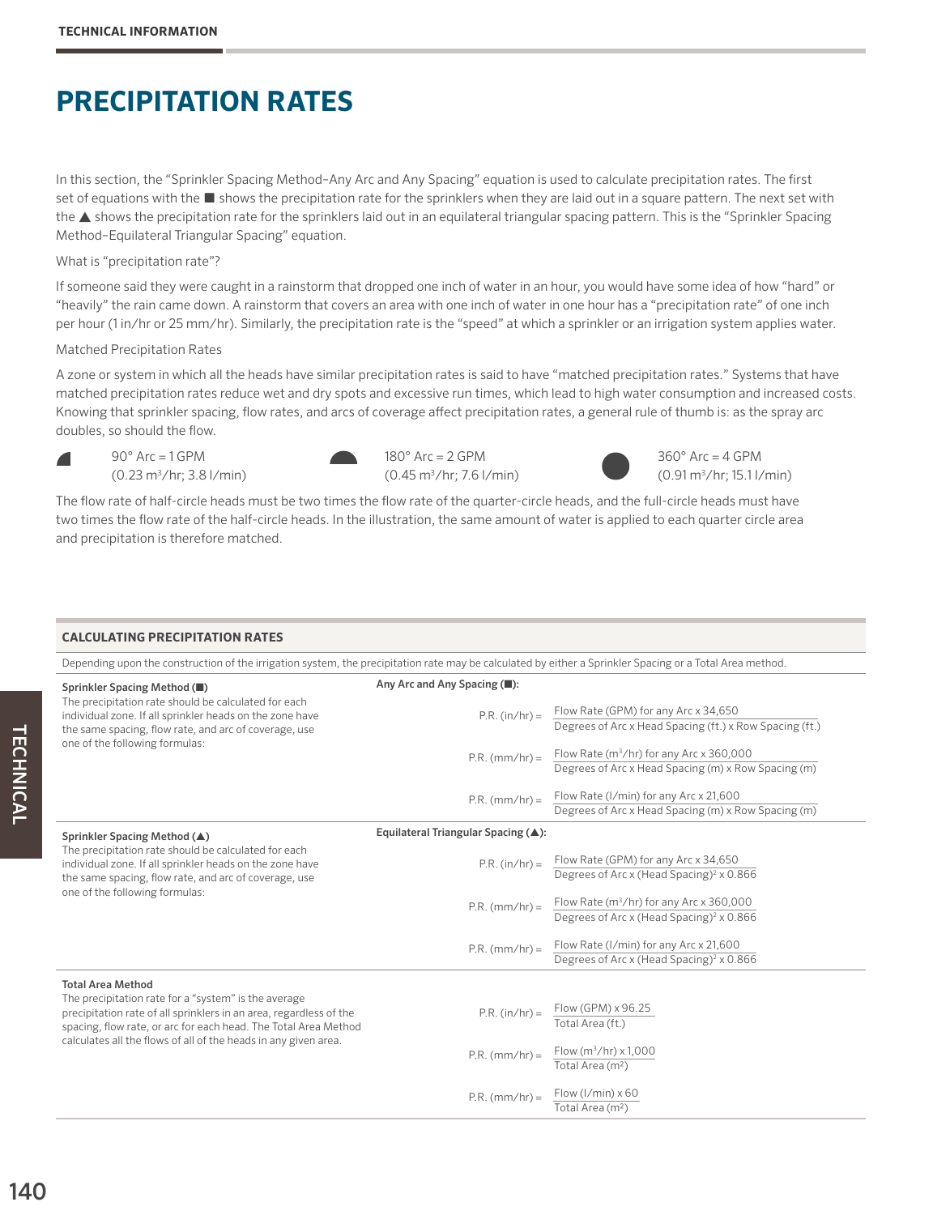# PRECIPITATION RATES

In this section, the "Sprinkler Spacing Method–Any Arc and Any Spacing" equation is used to calculate precipitation rates. The first set of equations with the ■ shows the precipitation rate for the sprinklers when they are laid out in a square pattern. The next set with the ▲ shows the precipitation rate for the sprinklers laid out in an equilateral triangular spacing pattern. This is the "Sprinkler Spacing Method–Equilateral Triangular Spacing" equation.

What is "precipitation rate"?

If someone said they were caught in a rainstorm that dropped one inch of water in an hour, you would have some idea of how "hard" or "heavily" the rain came down. A rainstorm that covers an area with one inch of water in one hour has a "precipitation rate" of one inch per hour (1 in/hr or 25 mm/hr). Similarly, the precipitation rate is the "speed" at which a sprinkler or an irrigation system applies water.

Matched Precipitation Rates

A zone or system in which all the heads have similar precipitation rates is said to have "matched precipitation rates." Systems that have matched precipitation rates reduce wet and dry spots and excessive run times, which lead to high water consumption and increased costs. Knowing that sprinkler spacing, flow rates, and arcs of coverage affect precipitation rates, a general rule of thumb is: as the spray arc doubles, so should the flow.

- 90° Arc = 1 GPM ($0.23\ m^3/hr$; 3.8 l/min)
- 180° Arc = 2 GPM ($0.45\ m^3/hr$; 7.6 l/min)
- 360° Arc = 4 GPM ($0.91\ m^3/hr$; 15.1 l/min)

The flow rate of half-circle heads must be two times the flow rate of the quarter-circle heads, and the full-circle heads must have two times the flow rate of the half-circle heads. In the illustration, the same amount of water is applied to each quarter circle area and precipitation is therefore matched.

## CALCULATING PRECIPITATION RATES

Depending upon the construction of the irrigation system, the precipitation rate may be calculated by either a Sprinkler Spacing or a Total Area method.

**Sprinkler Spacing Method (■)**
The precipitation rate should be calculated for each individual zone. If all sprinkler heads on the zone have the same spacing, flow rate, and arc of coverage, use one of the following formulas:

**Any Arc and Any Spacing (■):**

$$\text{P.R. (in/hr)} = \frac{\text{Flow Rate (GPM) for any Arc} \times 34{,}650}{\text{Degrees of Arc} \times \text{Head Spacing (ft.)} \times \text{Row Spacing (ft.)}}$$

$$\text{P.R. (mm/hr)} = \frac{\text{Flow Rate (m}^3\text{/hr) for any Arc} \times 360{,}000}{\text{Degrees of Arc} \times \text{Head Spacing (m)} \times \text{Row Spacing (m)}}$$

$$\text{P.R. (mm/hr)} = \frac{\text{Flow Rate (l/min) for any Arc} \times 21{,}600}{\text{Degrees of Arc} \times \text{Head Spacing (m)} \times \text{Row Spacing (m)}}$$

**Sprinkler Spacing Method (▲)**
The precipitation rate should be calculated for each individual zone. If all sprinkler heads on the zone have the same spacing, flow rate, and arc of coverage, use one of the following formulas:

**Equilateral Triangular Spacing (▲):**

$$\text{P.R. (in/hr)} = \frac{\text{Flow Rate (GPM) for any Arc} \times 34{,}650}{\text{Degrees of Arc} \times (\text{Head Spacing})^2 \times 0.866}$$

$$\text{P.R. (mm/hr)} = \frac{\text{Flow Rate (m}^3\text{/hr) for any Arc} \times 360{,}000}{\text{Degrees of Arc} \times (\text{Head Spacing})^2 \times 0.866}$$

$$\text{P.R. (mm/hr)} = \frac{\text{Flow Rate (l/min) for any Arc} \times 21{,}600}{\text{Degrees of Arc} \times (\text{Head Spacing})^2 \times 0.866}$$

**Total Area Method**
The precipitation rate for a "system" is the average precipitation rate of all sprinklers in an area, regardless of the spacing, flow rate, or arc for each head. The Total Area Method calculates all the flows of all of the heads in any given area.

$$\text{P.R. (in/hr)} = \frac{\text{Flow (GPM)} \times 96.25}{\text{Total Area (ft.)}}$$

$$\text{P.R. (mm/hr)} = \frac{\text{Flow (m}^3\text{/hr)} \times 1{,}000}{\text{Total Area (m}^2\text{)}}$$

$$\text{P.R. (mm/hr)} = \frac{\text{Flow (l/min)} \times 60}{\text{Total Area (m}^2\text{)}}$$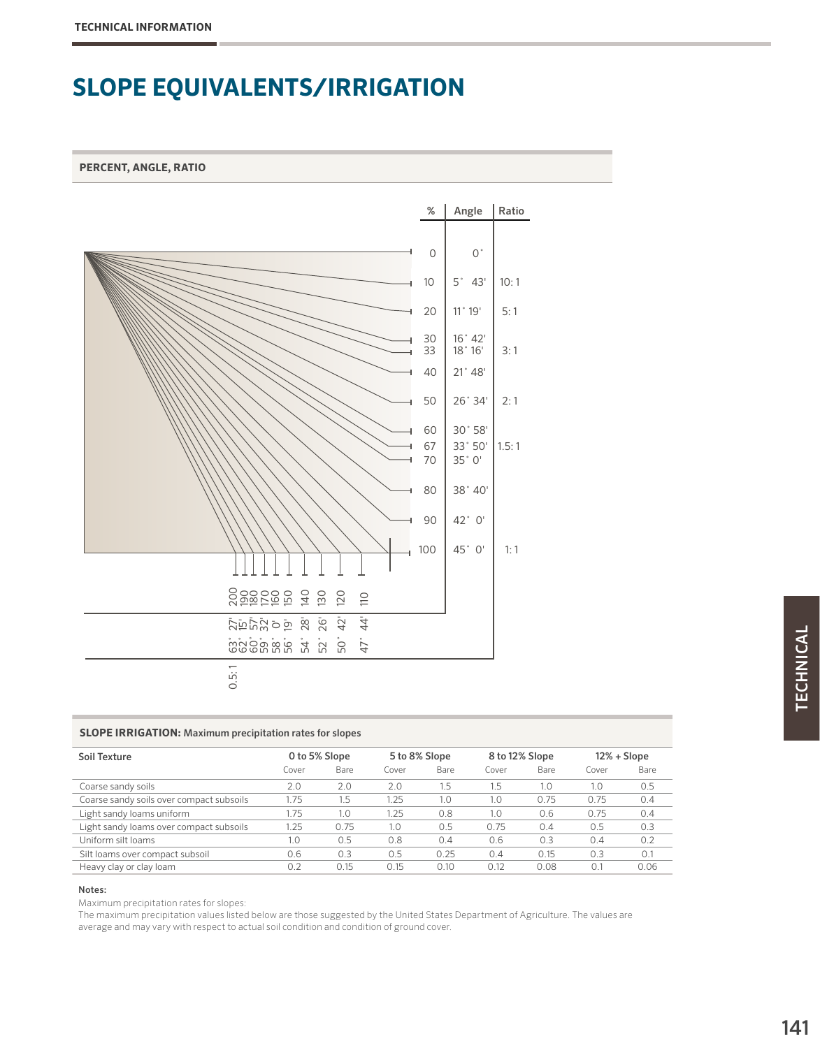# SLOPE EQUIVALENTS/IRRIGATION

## PERCENT, ANGLE, RATIO

| % | Angle | Ratio |
|---|---|---|
| 0 | 0˚ | |
| 10 | 5˚ 43' | 10: 1 |
| 20 | 11˚ 19' | 5: 1 |
| 30 | 16˚ 42' | |
| 33 | 18˚ 16' | 3: 1 |
| 40 | 21˚ 48' | |
| 50 | 26˚ 34' | 2: 1 |
| 60 | 30˚ 58' | |
| 67 | 33˚ 50' | 1.5: 1 |
| 70 | 35˚ 0' | |
| 80 | 38˚ 40' | |
| 90 | 42˚ 0' | |
| 100 | 45˚ 0' | 1: 1 |
| 110 | 47˚ 44' | |
| 120 | 50˚ 42' | |
| 130 | 52˚ 26' | |
| 140 | 54˚ 28' | |
| 150 | 56˚ 19' | |
| 160 | 58˚ 0' | |
| 170 | 59˚ 32' | |
| 180 | 60˚ 57' | |
| 190 | 62˚ 15' | |
| 200 | 63˚ 27' | 0.5: 1 |

## SLOPE IRRIGATION: Maximum precipitation rates for slopes

| Soil Texture | 0 to 5% Slope | | 5 to 8% Slope | | 8 to 12% Slope | | 12% + Slope | |
|---|---|---|---|---|---|---|---|---|
| | Cover | Bare | Cover | Bare | Cover | Bare | Cover | Bare |
| Coarse sandy soils | 2.0 | 2.0 | 2.0 | 1.5 | 1.5 | 1.0 | 1.0 | 0.5 |
| Coarse sandy soils over compact subsoils | 1.75 | 1.5 | 1.25 | 1.0 | 1.0 | 0.75 | 0.75 | 0.4 |
| Light sandy loams uniform | 1.75 | 1.0 | 1.25 | 0.8 | 1.0 | 0.6 | 0.75 | 0.4 |
| Light sandy loams over compact subsoils | 1.25 | 0.75 | 1.0 | 0.5 | 0.75 | 0.4 | 0.5 | 0.3 |
| Uniform silt loams | 1.0 | 0.5 | 0.8 | 0.4 | 0.6 | 0.3 | 0.4 | 0.2 |
| Silt loams over compact subsoil | 0.6 | 0.3 | 0.5 | 0.25 | 0.4 | 0.15 | 0.3 | 0.1 |
| Heavy clay or clay loam | 0.2 | 0.15 | 0.15 | 0.10 | 0.12 | 0.08 | 0.1 | 0.06 |

**Notes:**

Maximum precipitation rates for slopes:
The maximum precipitation values listed below are those suggested by the United States Department of Agriculture. The values are average and may vary with respect to actual soil condition and condition of ground cover.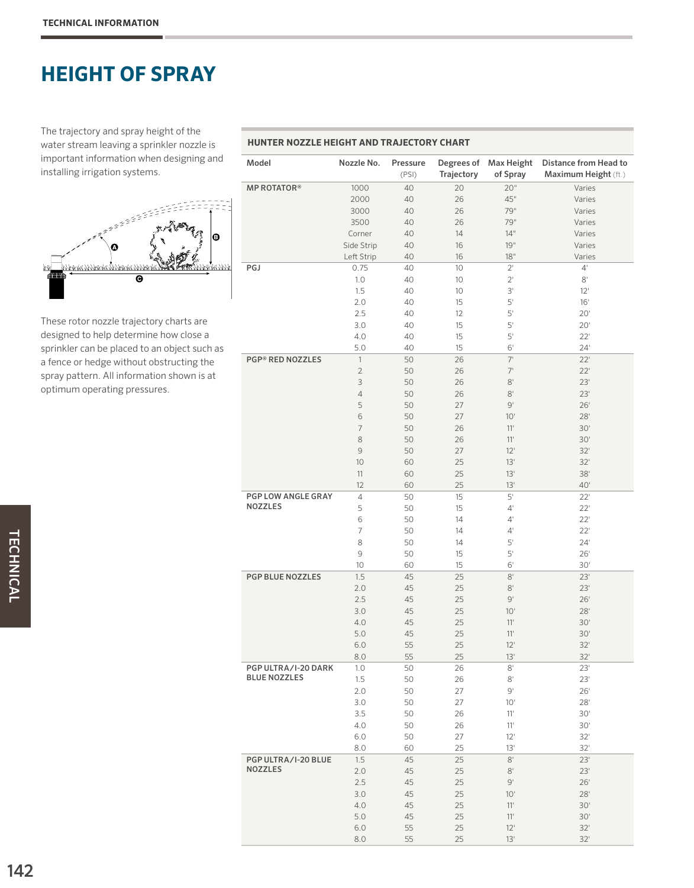# HEIGHT OF SPRAY

The trajectory and spray height of the water stream leaving a sprinkler nozzle is important information when designing and installing irrigation systems.

These rotor nozzle trajectory charts are designed to help determine how close a sprinkler can be placed to an object such as a fence or hedge without obstructing the spray pattern. All information shown is at optimum operating pressures.

**HUNTER NOZZLE HEIGHT AND TRAJECTORY CHART**

| Model | Nozzle No. | Pressure (PSI) | Degrees of Trajectory | Max Height of Spray | Distance from Head to Maximum Height (ft.) |
|---|---|---|---|---|---|
| **MP ROTATOR®** | 1000 | 40 | 20 | 20" | Varies |
| | 2000 | 40 | 26 | 45" | Varies |
| | 3000 | 40 | 26 | 79" | Varies |
| | 3500 | 40 | 26 | 79" | Varies |
| | Corner | 40 | 14 | 14" | Varies |
| | Side Strip | 40 | 16 | 19" | Varies |
| | Left Strip | 40 | 16 | 18" | Varies |
| **PGJ** | 0.75 | 40 | 10 | 2' | 4' |
| | 1.0 | 40 | 10 | 2' | 8' |
| | 1.5 | 40 | 10 | 3' | 12' |
| | 2.0 | 40 | 15 | 5' | 16' |
| | 2.5 | 40 | 12 | 5' | 20' |
| | 3.0 | 40 | 15 | 5' | 20' |
| | 4.0 | 40 | 15 | 5' | 22' |
| | 5.0 | 40 | 15 | 6' | 24' |
| **PGP® RED NOZZLES** | 1 | 50 | 26 | 7' | 22' |
| | 2 | 50 | 26 | 7' | 22' |
| | 3 | 50 | 26 | 8' | 23' |
| | 4 | 50 | 26 | 8' | 23' |
| | 5 | 50 | 27 | 9' | 26' |
| | 6 | 50 | 27 | 10' | 28' |
| | 7 | 50 | 26 | 11' | 30' |
| | 8 | 50 | 26 | 11' | 30' |
| | 9 | 50 | 27 | 12' | 32' |
| | 10 | 60 | 25 | 13' | 32' |
| | 11 | 60 | 25 | 13' | 38' |
| | 12 | 60 | 25 | 13' | 40' |
| **PGP LOW ANGLE GRAY NOZZLES** | 4 | 50 | 15 | 5' | 22' |
| | 5 | 50 | 15 | 4' | 22' |
| | 6 | 50 | 14 | 4' | 22' |
| | 7 | 50 | 14 | 4' | 22' |
| | 8 | 50 | 14 | 5' | 24' |
| | 9 | 50 | 15 | 5' | 26' |
| | 10 | 60 | 15 | 6' | 30' |
| **PGP BLUE NOZZLES** | 1.5 | 45 | 25 | 8' | 23' |
| | 2.0 | 45 | 25 | 8' | 23' |
| | 2.5 | 45 | 25 | 9' | 26' |
| | 3.0 | 45 | 25 | 10' | 28' |
| | 4.0 | 45 | 25 | 11' | 30' |
| | 5.0 | 45 | 25 | 11' | 30' |
| | 6.0 | 55 | 25 | 12' | 32' |
| | 8.0 | 55 | 25 | 13' | 32' |
| **PGP ULTRA/I-20 DARK BLUE NOZZLES** | 1.0 | 50 | 26 | 8' | 23' |
| | 1.5 | 50 | 26 | 8' | 23' |
| | 2.0 | 50 | 27 | 9' | 26' |
| | 3.0 | 50 | 27 | 10' | 28' |
| | 3.5 | 50 | 26 | 11' | 30' |
| | 4.0 | 50 | 26 | 11' | 30' |
| | 6.0 | 50 | 27 | 12' | 32' |
| | 8.0 | 60 | 25 | 13' | 32' |
| **PGP ULTRA/I-20 BLUE NOZZLES** | 1.5 | 45 | 25 | 8' | 23' |
| | 2.0 | 45 | 25 | 8' | 23' |
| | 2.5 | 45 | 25 | 9' | 26' |
| | 3.0 | 45 | 25 | 10' | 28' |
| | 4.0 | 45 | 25 | 11' | 30' |
| | 5.0 | 45 | 25 | 11' | 30' |
| | 6.0 | 55 | 25 | 12' | 32' |
| | 8.0 | 55 | 25 | 13' | 32' |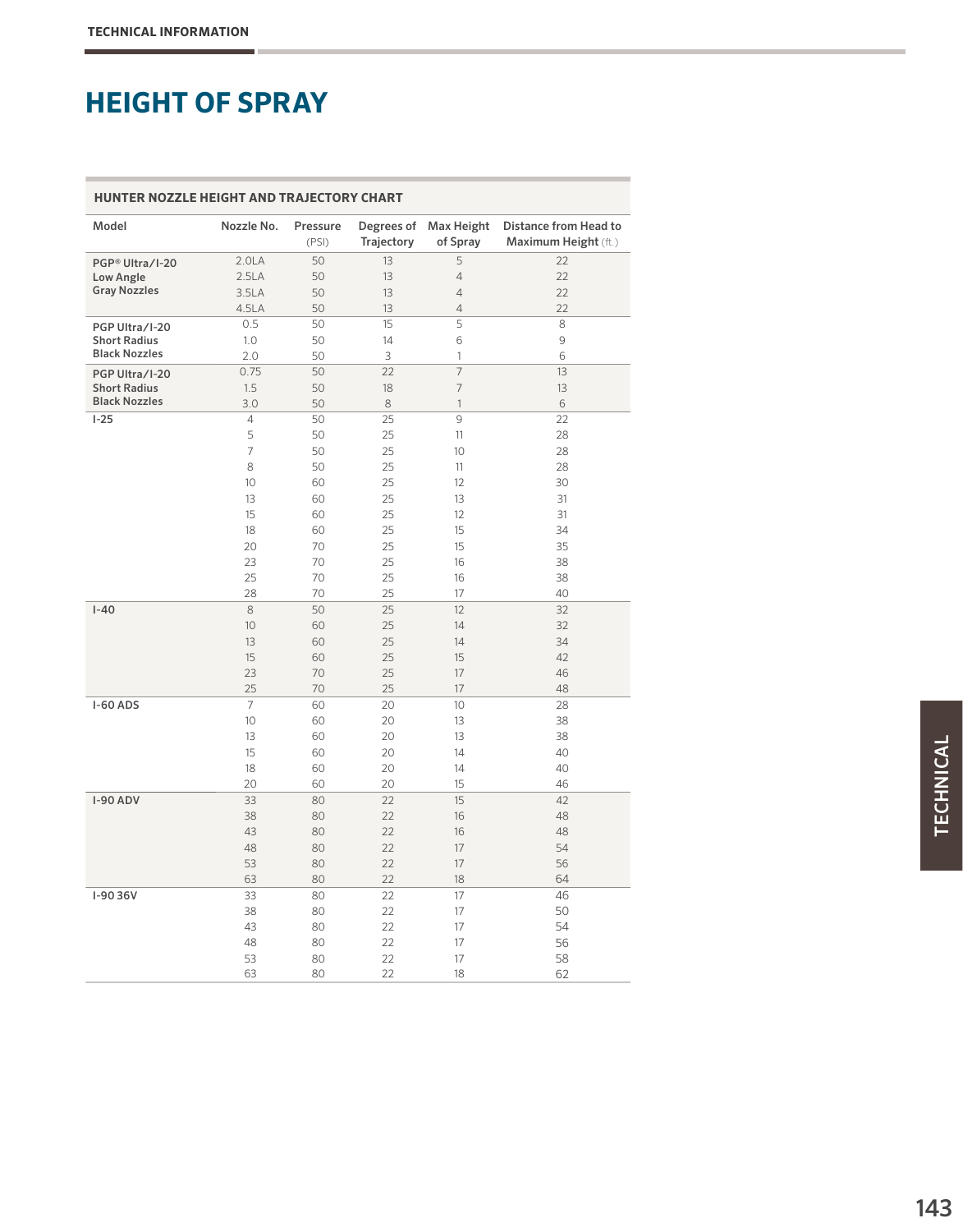# HEIGHT OF SPRAY

**HUNTER NOZZLE HEIGHT AND TRAJECTORY CHART**

| Model | Nozzle No. | Pressure (PSI) | Degrees of Trajectory | Max Height of Spray | Distance from Head to Maximum Height (ft.) |
|---|---|---|---|---|---|
| **PGP® Ultra/I-20 Low Angle Gray Nozzles** | 2.0LA | 50 | 13 | 5 | 22 |
| | 2.5LA | 50 | 13 | 4 | 22 |
| | 3.5LA | 50 | 13 | 4 | 22 |
| | 4.5LA | 50 | 13 | 4 | 22 |
| **PGP Ultra/I-20 Short Radius Black Nozzles** | 0.5 | 50 | 15 | 5 | 8 |
| | 1.0 | 50 | 14 | 6 | 9 |
| | 2.0 | 50 | 3 | 1 | 6 |
| **PGP Ultra/I-20 Short Radius Black Nozzles** | 0.75 | 50 | 22 | 7 | 13 |
| | 1.5 | 50 | 18 | 7 | 13 |
| | 3.0 | 50 | 8 | 1 | 6 |
| **I-25** | 4 | 50 | 25 | 9 | 22 |
| | 5 | 50 | 25 | 11 | 28 |
| | 7 | 50 | 25 | 10 | 28 |
| | 8 | 50 | 25 | 11 | 28 |
| | 10 | 60 | 25 | 12 | 30 |
| | 13 | 60 | 25 | 13 | 31 |
| | 15 | 60 | 25 | 12 | 31 |
| | 18 | 60 | 25 | 15 | 34 |
| | 20 | 70 | 25 | 15 | 35 |
| | 23 | 70 | 25 | 16 | 38 |
| | 25 | 70 | 25 | 16 | 38 |
| | 28 | 70 | 25 | 17 | 40 |
| **I-40** | 8 | 50 | 25 | 12 | 32 |
| | 10 | 60 | 25 | 14 | 32 |
| | 13 | 60 | 25 | 14 | 34 |
| | 15 | 60 | 25 | 15 | 42 |
| | 23 | 70 | 25 | 17 | 46 |
| | 25 | 70 | 25 | 17 | 48 |
| **I-60 ADS** | 7 | 60 | 20 | 10 | 28 |
| | 10 | 60 | 20 | 13 | 38 |
| | 13 | 60 | 20 | 13 | 38 |
| | 15 | 60 | 20 | 14 | 40 |
| | 18 | 60 | 20 | 14 | 40 |
| | 20 | 60 | 20 | 15 | 46 |
| **I-90 ADV** | 33 | 80 | 22 | 15 | 42 |
| | 38 | 80 | 22 | 16 | 48 |
| | 43 | 80 | 22 | 16 | 48 |
| | 48 | 80 | 22 | 17 | 54 |
| | 53 | 80 | 22 | 17 | 56 |
| | 63 | 80 | 22 | 18 | 64 |
| **I-90 36V** | 33 | 80 | 22 | 17 | 46 |
| | 38 | 80 | 22 | 17 | 50 |
| | 43 | 80 | 22 | 17 | 54 |
| | 48 | 80 | 22 | 17 | 56 |
| | 53 | 80 | 22 | 17 | 58 |
| | 63 | 80 | 22 | 18 | 62 |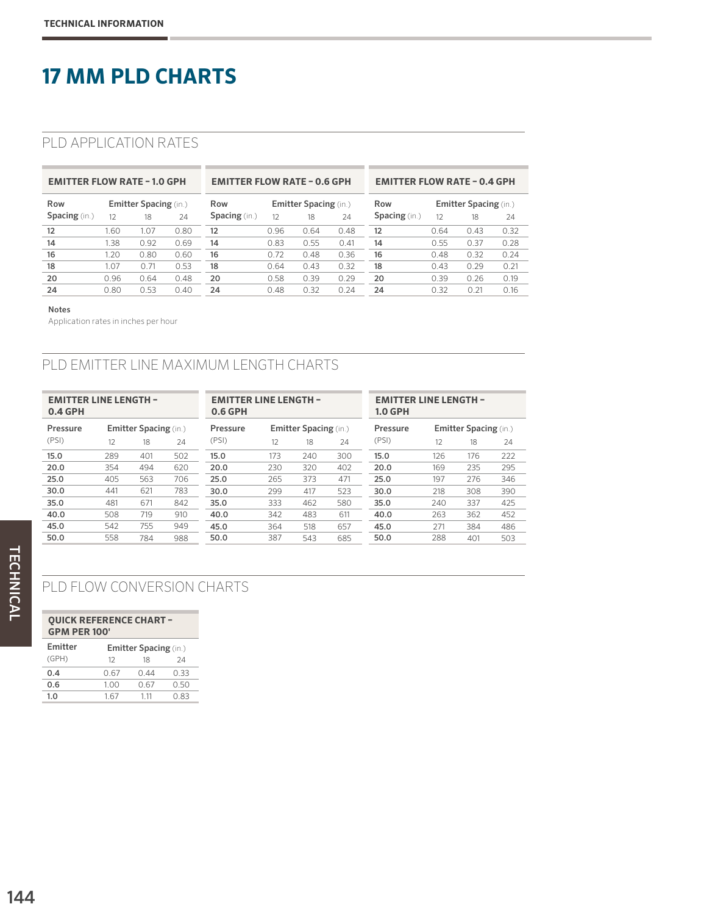# 17 MM PLD CHARTS

## PLD APPLICATION RATES

| EMITTER FLOW RATE – 1.0 GPH | | | |
|---|---|---|---|
| Row Spacing (in.) | Emitter Spacing (in.) | | |
| | 12 | 18 | 24 |
| 12 | 1.60 | 1.07 | 0.80 |
| 14 | 1.38 | 0.92 | 0.69 |
| 16 | 1.20 | 0.80 | 0.60 |
| 18 | 1.07 | 0.71 | 0.53 |
| 20 | 0.96 | 0.64 | 0.48 |
| 24 | 0.80 | 0.53 | 0.40 |

| EMITTER FLOW RATE – 0.6 GPH | | | |
|---|---|---|---|
| Row Spacing (in.) | Emitter Spacing (in.) | | |
| | 12 | 18 | 24 |
| 12 | 0.96 | 0.64 | 0.48 |
| 14 | 0.83 | 0.55 | 0.41 |
| 16 | 0.72 | 0.48 | 0.36 |
| 18 | 0.64 | 0.43 | 0.32 |
| 20 | 0.58 | 0.39 | 0.29 |
| 24 | 0.48 | 0.32 | 0.24 |

| EMITTER FLOW RATE – 0.4 GPH | | | |
|---|---|---|---|
| Row Spacing (in.) | Emitter Spacing (in.) | | |
| | 12 | 18 | 24 |
| 12 | 0.64 | 0.43 | 0.32 |
| 14 | 0.55 | 0.37 | 0.28 |
| 16 | 0.48 | 0.32 | 0.24 |
| 18 | 0.43 | 0.29 | 0.21 |
| 20 | 0.39 | 0.26 | 0.19 |
| 24 | 0.32 | 0.21 | 0.16 |

**Notes**

Application rates in inches per hour

## PLD EMITTER LINE MAXIMUM LENGTH CHARTS

| EMITTER LINE LENGTH – 0.4 GPH | | | |
|---|---|---|---|
| Pressure (PSI) | Emitter Spacing (in.) | | |
| | 12 | 18 | 24 |
| 15.0 | 289 | 401 | 502 |
| 20.0 | 354 | 494 | 620 |
| 25.0 | 405 | 563 | 706 |
| 30.0 | 441 | 621 | 783 |
| 35.0 | 481 | 671 | 842 |
| 40.0 | 508 | 719 | 910 |
| 45.0 | 542 | 755 | 949 |
| 50.0 | 558 | 784 | 988 |

| EMITTER LINE LENGTH – 0.6 GPH | | | |
|---|---|---|---|
| Pressure (PSI) | Emitter Spacing (in.) | | |
| | 12 | 18 | 24 |
| 15.0 | 173 | 240 | 300 |
| 20.0 | 230 | 320 | 402 |
| 25.0 | 265 | 373 | 471 |
| 30.0 | 299 | 417 | 523 |
| 35.0 | 333 | 462 | 580 |
| 40.0 | 342 | 483 | 611 |
| 45.0 | 364 | 518 | 657 |
| 50.0 | 387 | 543 | 685 |

| EMITTER LINE LENGTH – 1.0 GPH | | | |
|---|---|---|---|
| Pressure (PSI) | Emitter Spacing (in.) | | |
| | 12 | 18 | 24 |
| 15.0 | 126 | 176 | 222 |
| 20.0 | 169 | 235 | 295 |
| 25.0 | 197 | 276 | 346 |
| 30.0 | 218 | 308 | 390 |
| 35.0 | 240 | 337 | 425 |
| 40.0 | 263 | 362 | 452 |
| 45.0 | 271 | 384 | 486 |
| 50.0 | 288 | 401 | 503 |

## PLD FLOW CONVERSION CHARTS

| QUICK REFERENCE CHART – GPM PER 100' | | | |
|---|---|---|---|
| Emitter (GPH) | Emitter Spacing (in.) | | |
| | 12 | 18 | 24 |
| 0.4 | 0.67 | 0.44 | 0.33 |
| 0.6 | 1.00 | 0.67 | 0.50 |
| 1.0 | 1.67 | 1.11 | 0.83 |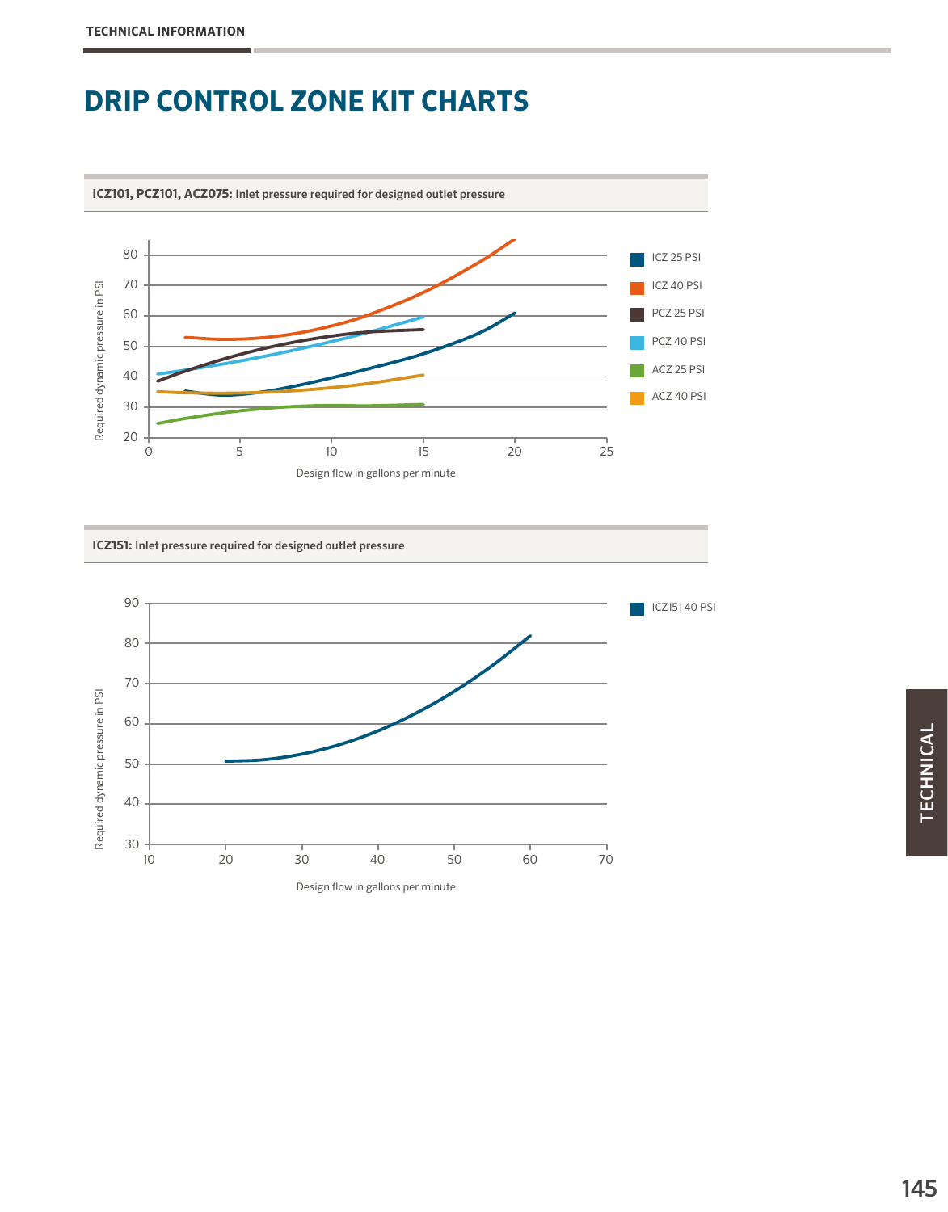# DRIP CONTROL ZONE KIT CHARTS

**ICZ101, PCZ101, ACZ075:** Inlet pressure required for designed outlet pressure

Required dynamic pressure in PSI

Design flow in gallons per minute

ICZ 25 PSI
ICZ 40 PSI
PCZ 25 PSI
PCZ 40 PSI
ACZ 25 PSI
ACZ 40 PSI

**ICZ151:** Inlet pressure required for designed outlet pressure

Required dynamic pressure in PSI

Design flow in gallons per minute

ICZ151 40 PSI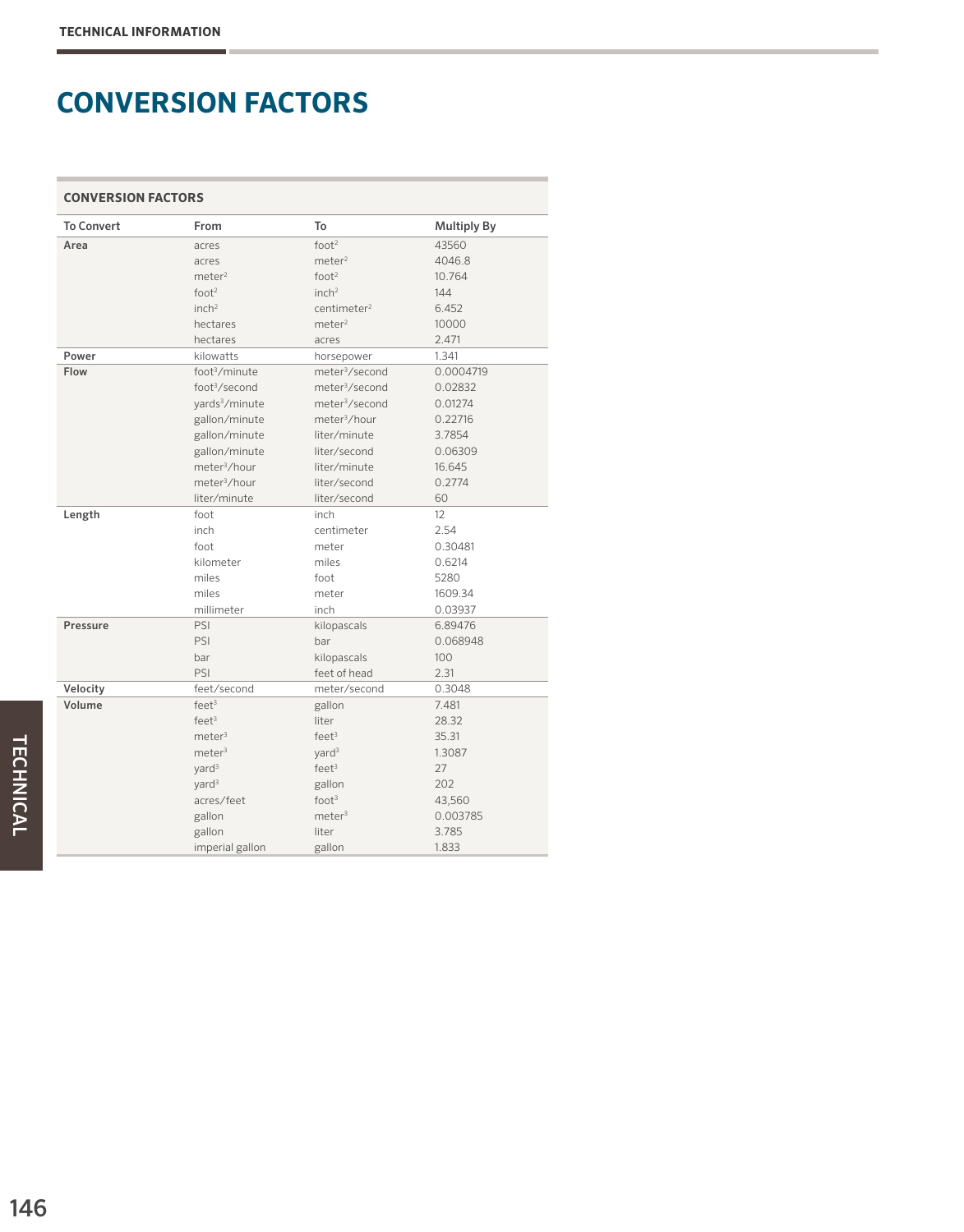# CONVERSION FACTORS

**CONVERSION FACTORS**

| To Convert | From | To | Multiply By |
|---|---|---|---|
| **Area** | acres | $foot^2$ | 43560 |
| | acres | $meter^2$ | 4046.8 |
| | $meter^2$ | $foot^2$ | 10.764 |
| | $foot^2$ | $inch^2$ | 144 |
| | $inch^2$ | $centimeter^2$ | 6.452 |
| | hectares | $meter^2$ | 10000 |
| | hectares | acres | 2.471 |
| **Power** | kilowatts | horsepower | 1.341 |
| **Flow** | $foot^3$/minute | $meter^3$/second | 0.0004719 |
| | $foot^3$/second | $meter^3$/second | 0.02832 |
| | $yards^3$/minute | $meter^3$/second | 0.01274 |
| | gallon/minute | $meter^3$/hour | 0.22716 |
| | gallon/minute | liter/minute | 3.7854 |
| | gallon/minute | liter/second | 0.06309 |
| | $meter^3$/hour | liter/minute | 16.645 |
| | $meter^3$/hour | liter/second | 0.2774 |
| | liter/minute | liter/second | 60 |
| **Length** | foot | inch | 12 |
| | inch | centimeter | 2.54 |
| | foot | meter | 0.30481 |
| | kilometer | miles | 0.6214 |
| | miles | foot | 5280 |
| | miles | meter | 1609.34 |
| | millimeter | inch | 0.03937 |
| **Pressure** | PSI | kilopascals | 6.89476 |
| | PSI | bar | 0.068948 |
| | bar | kilopascals | 100 |
| | PSI | feet of head | 2.31 |
| **Velocity** | feet/second | meter/second | 0.3048 |
| **Volume** | $feet^3$ | gallon | 7.481 |
| | $feet^3$ | liter | 28.32 |
| | $meter^3$ | $feet^3$ | 35.31 |
| | $meter^3$ | $yard^3$ | 1.3087 |
| | $yard^3$ | $feet^3$ | 27 |
| | $yard^3$ | gallon | 202 |
| | acres/feet | $foot^3$ | 43,560 |
| | gallon | $meter^3$ | 0.003785 |
| | gallon | liter | 3.785 |
| | imperial gallon | gallon | 1.833 |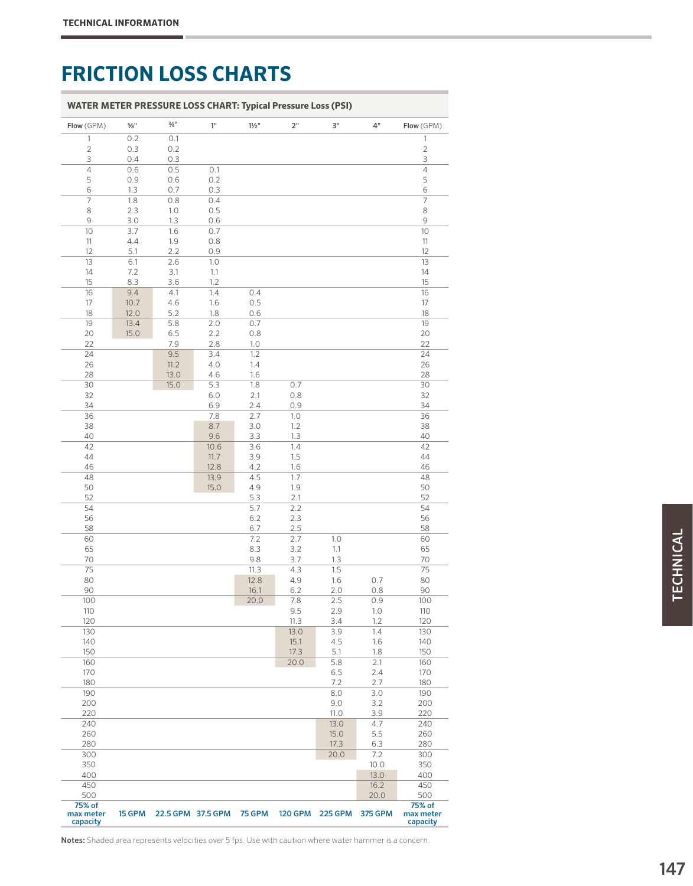# FRICTION LOSS CHARTS

**WATER METER PRESSURE LOSS CHART: Typical Pressure Loss (PSI)**

| Flow (GPM) | ⅝" | ¾" | 1" | 1½" | 2" | 3" | 4" | Flow (GPM) |
|---|---|---|---|---|---|---|---|---|
| 1 | 0.2 | 0.1 | | | | | | 1 |
| 2 | 0.3 | 0.2 | | | | | | 2 |
| 3 | 0.4 | 0.3 | | | | | | 3 |
| 4 | 0.6 | 0.5 | 0.1 | | | | | 4 |
| 5 | 0.9 | 0.6 | 0.2 | | | | | 5 |
| 6 | 1.3 | 0.7 | 0.3 | | | | | 6 |
| 7 | 1.8 | 0.8 | 0.4 | | | | | 7 |
| 8 | 2.3 | 1.0 | 0.5 | | | | | 8 |
| 9 | 3.0 | 1.3 | 0.6 | | | | | 9 |
| 10 | 3.7 | 1.6 | 0.7 | | | | | 10 |
| 11 | 4.4 | 1.9 | 0.8 | | | | | 11 |
| 12 | 5.1 | 2.2 | 0.9 | | | | | 12 |
| 13 | 6.1 | 2.6 | 1.0 | | | | | 13 |
| 14 | 7.2 | 3.1 | 1.1 | | | | | 14 |
| 15 | 8.3 | 3.6 | 1.2 | | | | | 15 |
| 16 | 9.4 | 4.1 | 1.4 | 0.4 | | | | 16 |
| 17 | 10.7 | 4.6 | 1.6 | 0.5 | | | | 17 |
| 18 | 12.0 | 5.2 | 1.8 | 0.6 | | | | 18 |
| 19 | 13.4 | 5.8 | 2.0 | 0.7 | | | | 19 |
| 20 | 15.0 | 6.5 | 2.2 | 0.8 | | | | 20 |
| 22 | | 7.9 | 2.8 | 1.0 | | | | 22 |
| 24 | | 9.5 | 3.4 | 1.2 | | | | 24 |
| 26 | | 11.2 | 4.0 | 1.4 | | | | 26 |
| 28 | | 13.0 | 4.6 | 1.6 | | | | 28 |
| 30 | | 15.0 | 5.3 | 1.8 | 0.7 | | | 30 |
| 32 | | | 6.0 | 2.1 | 0.8 | | | 32 |
| 34 | | | 6.9 | 2.4 | 0.9 | | | 34 |
| 36 | | | 7.8 | 2.7 | 1.0 | | | 36 |
| 38 | | | 8.7 | 3.0 | 1.2 | | | 38 |
| 40 | | | 9.6 | 3.3 | 1.3 | | | 40 |
| 42 | | | 10.6 | 3.6 | 1.4 | | | 42 |
| 44 | | | 11.7 | 3.9 | 1.5 | | | 44 |
| 46 | | | 12.8 | 4.2 | 1.6 | | | 46 |
| 48 | | | 13.9 | 4.5 | 1.7 | | | 48 |
| 50 | | | 15.0 | 4.9 | 1.9 | | | 50 |
| 52 | | | | 5.3 | 2.1 | | | 52 |
| 54 | | | | 5.7 | 2.2 | | | 54 |
| 56 | | | | 6.2 | 2.3 | | | 56 |
| 58 | | | | 6.7 | 2.5 | | | 58 |
| 60 | | | | 7.2 | 2.7 | 1.0 | | 60 |
| 65 | | | | 8.3 | 3.2 | 1.1 | | 65 |
| 70 | | | | 9.8 | 3.7 | 1.3 | | 70 |
| 75 | | | | 11.3 | 4.3 | 1.5 | | 75 |
| 80 | | | | 12.8 | 4.9 | 1.6 | 0.7 | 80 |
| 90 | | | | 16.1 | 6.2 | 2.0 | 0.8 | 90 |
| 100 | | | | 20.0 | 7.8 | 2.5 | 0.9 | 100 |
| 110 | | | | | 9.5 | 2.9 | 1.0 | 110 |
| 120 | | | | | 11.3 | 3.4 | 1.2 | 120 |
| 130 | | | | | 13.0 | 3.9 | 1.4 | 130 |
| 140 | | | | | 15.1 | 4.5 | 1.6 | 140 |
| 150 | | | | | 17.3 | 5.1 | 1.8 | 150 |
| 160 | | | | | 20.0 | 5.8 | 2.1 | 160 |
| 170 | | | | | | 6.5 | 2.4 | 170 |
| 180 | | | | | | 7.2 | 2.7 | 180 |
| 190 | | | | | | 8.0 | 3.0 | 190 |
| 200 | | | | | | 9.0 | 3.2 | 200 |
| 220 | | | | | | 11.0 | 3.9 | 220 |
| 240 | | | | | | 13.0 | 4.7 | 240 |
| 260 | | | | | | 15.0 | 5.5 | 260 |
| 280 | | | | | | 17.3 | 6.3 | 280 |
| 300 | | | | | | 20.0 | 7.2 | 300 |
| 350 | | | | | | | 10.0 | 350 |
| 400 | | | | | | | 13.0 | 400 |
| 450 | | | | | | | 16.2 | 450 |
| 500 | | | | | | | 20.0 | 500 |
| **75% of max meter capacity** | **15 GPM** | **22.5 GPM** | **37.5 GPM** | **75 GPM** | **120 GPM** | **225 GPM** | **375 GPM** | **75% of max meter capacity** |

**Notes:** Shaded area represents velocities over 5 fps. Use with caution where water hammer is a concern.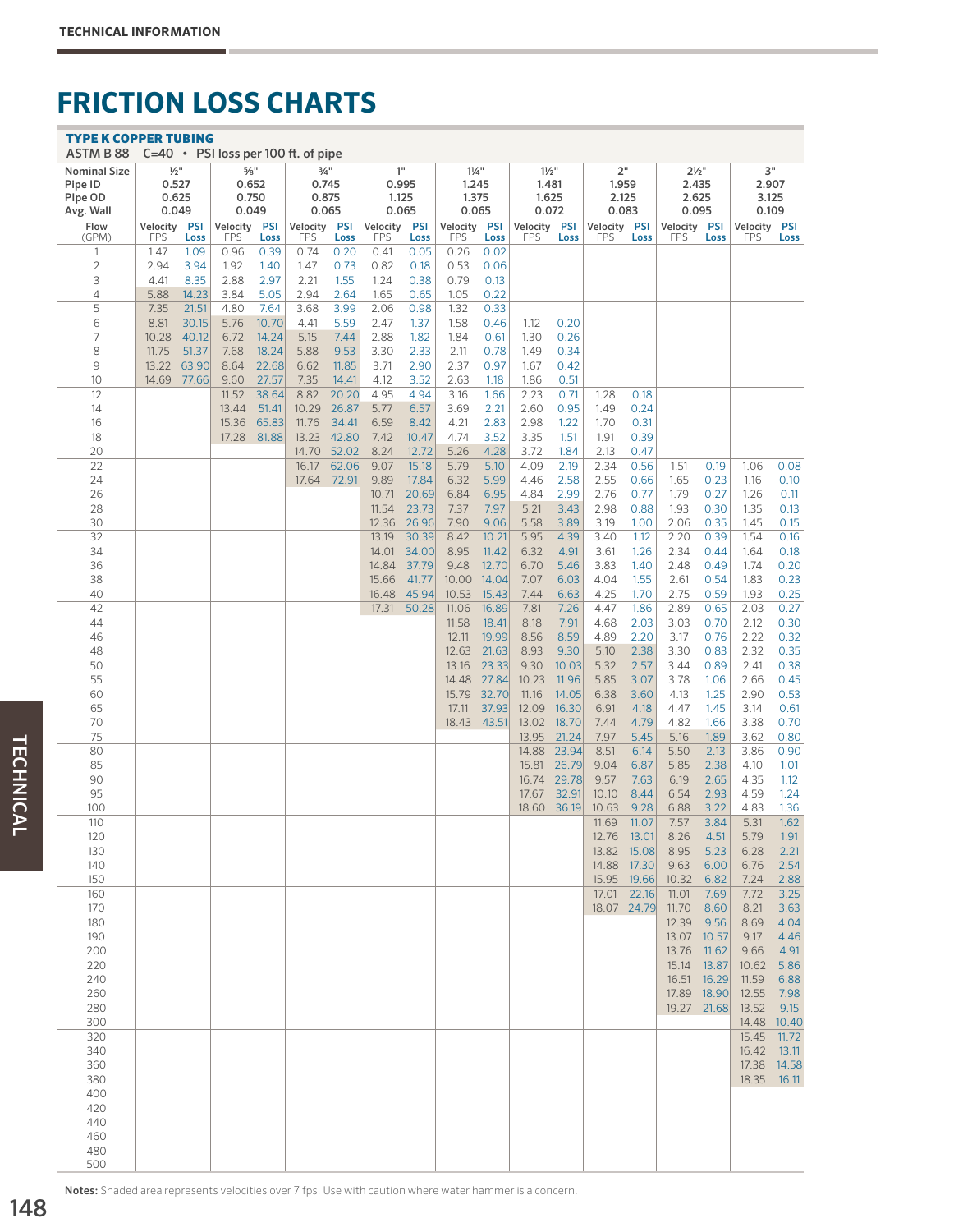# FRICTION LOSS CHARTS

## TYPE K COPPER TUBING

ASTM B 88 C=40 • PSI loss per 100 ft. of pipe

| Nominal Size | ½" | | ⅝" | | ¾" | | 1" | | 1¼" | | 1½" | | 2" | | 2½" | | 3" | |
|---|---|---|---|---|---|---|---|---|---|---|---|---|---|---|---|---|---|---|
| Pipe ID | 0.527 | | 0.652 | | 0.745 | | 0.995 | | 1.245 | | 1.481 | | 1.959 | | 2.435 | | 2.907 | |
| Plpe OD | 0.625 | | 0.750 | | 0.875 | | 1.125 | | 1.375 | | 1.625 | | 2.125 | | 2.625 | | 3.125 | |
| Avg. Wall | 0.049 | | 0.049 | | 0.065 | | 0.065 | | 0.065 | | 0.072 | | 0.083 | | 0.095 | | 0.109 | |
| Flow (GPM) | Velocity FPS | PSI Loss | Velocity FPS | PSI Loss | Velocity FPS | PSI Loss | Velocity FPS | PSI Loss | Velocity FPS | PSI Loss | Velocity FPS | PSI Loss | Velocity FPS | PSI Loss | Velocity FPS | PSI Loss | Velocity FPS | PSI Loss |
| 1 | 1.47 | 1.09 | 0.96 | 0.39 | 0.74 | 0.20 | 0.41 | 0.05 | 0.26 | 0.02 | | | | | | | | |
| 2 | 2.94 | 3.94 | 1.92 | 1.40 | 1.47 | 0.73 | 0.82 | 0.18 | 0.53 | 0.06 | | | | | | | | |
| 3 | 4.41 | 8.35 | 2.88 | 2.97 | 2.21 | 1.55 | 1.24 | 0.38 | 0.79 | 0.13 | | | | | | | | |
| 4 | 5.88 | 14.23 | 3.84 | 5.05 | 2.94 | 2.64 | 1.65 | 0.65 | 1.05 | 0.22 | | | | | | | | |
| 5 | 7.35 | 21.51 | 4.80 | 7.64 | 3.68 | 3.99 | 2.06 | 0.98 | 1.32 | 0.33 | | | | | | | | |
| 6 | 8.81 | 30.15 | 5.76 | 10.70 | 4.41 | 5.59 | 2.47 | 1.37 | 1.58 | 0.46 | 1.12 | 0.20 | | | | | | |
| 7 | 10.28 | 40.12 | 6.72 | 14.24 | 5.15 | 7.44 | 2.88 | 1.82 | 1.84 | 0.61 | 1.30 | 0.26 | | | | | | |
| 8 | 11.75 | 51.37 | 7.68 | 18.24 | 5.88 | 9.53 | 3.30 | 2.33 | 2.11 | 0.78 | 1.49 | 0.34 | | | | | | |
| 9 | 13.22 | 63.90 | 8.64 | 22.68 | 6.62 | 11.85 | 3.71 | 2.90 | 2.37 | 0.97 | 1.67 | 0.42 | | | | | | |
| 10 | 14.69 | 77.66 | 9.60 | 27.57 | 7.35 | 14.41 | 4.12 | 3.52 | 2.63 | 1.18 | 1.86 | 0.51 | | | | | | |
| 12 | | | 11.52 | 38.64 | 8.82 | 20.20 | 4.95 | 4.94 | 3.16 | 1.66 | 2.23 | 0.71 | 1.28 | 0.18 | | | | |
| 14 | | | 13.44 | 51.41 | 10.29 | 26.87 | 5.77 | 6.57 | 3.69 | 2.21 | 2.60 | 0.95 | 1.49 | 0.24 | | | | |
| 16 | | | 15.36 | 65.83 | 11.76 | 34.41 | 6.59 | 8.42 | 4.21 | 2.83 | 2.98 | 1.22 | 1.70 | 0.31 | | | | |
| 18 | | | 17.28 | 81.88 | 13.23 | 42.80 | 7.42 | 10.47 | 4.74 | 3.52 | 3.35 | 1.51 | 1.91 | 0.39 | | | | |
| 20 | | | | | 14.70 | 52.02 | 8.24 | 12.72 | 5.26 | 4.28 | 3.72 | 1.84 | 2.13 | 0.47 | | | | |
| 22 | | | | | 16.17 | 62.06 | 9.07 | 15.18 | 5.79 | 5.10 | 4.09 | 2.19 | 2.34 | 0.56 | 1.51 | 0.19 | 1.06 | 0.08 |
| 24 | | | | | 17.64 | 72.91 | 9.89 | 17.84 | 6.32 | 5.99 | 4.46 | 2.58 | 2.55 | 0.66 | 1.65 | 0.23 | 1.16 | 0.10 |
| 26 | | | | | | | 10.71 | 20.69 | 6.84 | 6.95 | 4.84 | 2.99 | 2.76 | 0.77 | 1.79 | 0.27 | 1.26 | 0.11 |
| 28 | | | | | | | 11.54 | 23.73 | 7.37 | 7.97 | 5.21 | 3.43 | 2.98 | 0.88 | 1.93 | 0.30 | 1.35 | 0.13 |
| 30 | | | | | | | 12.36 | 26.96 | 7.90 | 9.06 | 5.58 | 3.89 | 3.19 | 1.00 | 2.06 | 0.35 | 1.45 | 0.15 |
| 32 | | | | | | | 13.19 | 30.39 | 8.42 | 10.21 | 5.95 | 4.39 | 3.40 | 1.12 | 2.20 | 0.39 | 1.54 | 0.16 |
| 34 | | | | | | | 14.01 | 34.00 | 8.95 | 11.42 | 6.32 | 4.91 | 3.61 | 1.26 | 2.34 | 0.44 | 1.64 | 0.18 |
| 36 | | | | | | | 14.84 | 37.79 | 9.48 | 12.70 | 6.70 | 5.46 | 3.83 | 1.40 | 2.48 | 0.49 | 1.74 | 0.20 |
| 38 | | | | | | | 15.66 | 41.77 | 10.00 | 14.04 | 7.07 | 6.03 | 4.04 | 1.55 | 2.61 | 0.54 | 1.83 | 0.23 |
| 40 | | | | | | | 16.48 | 45.94 | 10.53 | 15.43 | 7.44 | 6.63 | 4.25 | 1.70 | 2.75 | 0.59 | 1.93 | 0.25 |
| 42 | | | | | | | 17.31 | 50.28 | 11.06 | 16.89 | 7.81 | 7.26 | 4.47 | 1.86 | 2.89 | 0.65 | 2.03 | 0.27 |
| 44 | | | | | | | | | 11.58 | 18.41 | 8.18 | 7.91 | 4.68 | 2.03 | 3.03 | 0.70 | 2.12 | 0.30 |
| 46 | | | | | | | | | 12.11 | 19.99 | 8.56 | 8.59 | 4.89 | 2.20 | 3.17 | 0.76 | 2.22 | 0.32 |
| 48 | | | | | | | | | 12.63 | 21.63 | 8.93 | 9.30 | 5.10 | 2.38 | 3.30 | 0.83 | 2.32 | 0.35 |
| 50 | | | | | | | | | 13.16 | 23.33 | 9.30 | 10.03 | 5.32 | 2.57 | 3.44 | 0.89 | 2.41 | 0.38 |
| 55 | | | | | | | | | 14.48 | 27.84 | 10.23 | 11.96 | 5.85 | 3.07 | 3.78 | 1.06 | 2.66 | 0.45 |
| 60 | | | | | | | | | 15.79 | 32.70 | 11.16 | 14.05 | 6.38 | 3.60 | 4.13 | 1.25 | 2.90 | 0.53 |
| 65 | | | | | | | | | 17.11 | 37.93 | 12.09 | 16.30 | 6.91 | 4.18 | 4.47 | 1.45 | 3.14 | 0.61 |
| 70 | | | | | | | | | 18.43 | 43.51 | 13.02 | 18.70 | 7.44 | 4.79 | 4.82 | 1.66 | 3.38 | 0.70 |
| 75 | | | | | | | | | | | 13.95 | 21.24 | 7.97 | 5.45 | 5.16 | 1.89 | 3.62 | 0.80 |
| 80 | | | | | | | | | | | 14.88 | 23.94 | 8.51 | 6.14 | 5.50 | 2.13 | 3.86 | 0.90 |
| 85 | | | | | | | | | | | 15.81 | 26.79 | 9.04 | 6.87 | 5.85 | 2.38 | 4.10 | 1.01 |
| 90 | | | | | | | | | | | 16.74 | 29.78 | 9.57 | 7.63 | 6.19 | 2.65 | 4.35 | 1.12 |
| 95 | | | | | | | | | | | 17.67 | 32.91 | 10.10 | 8.44 | 6.54 | 2.93 | 4.59 | 1.24 |
| 100 | | | | | | | | | | | 18.60 | 36.19 | 10.63 | 9.28 | 6.88 | 3.22 | 4.83 | 1.36 |
| 110 | | | | | | | | | | | | | 11.69 | 11.07 | 7.57 | 3.84 | 5.31 | 1.62 |
| 120 | | | | | | | | | | | | | 12.76 | 13.01 | 8.26 | 4.51 | 5.79 | 1.91 |
| 130 | | | | | | | | | | | | | 13.82 | 15.08 | 8.95 | 5.23 | 6.28 | 2.21 |
| 140 | | | | | | | | | | | | | 14.88 | 17.30 | 9.63 | 6.00 | 6.76 | 2.54 |
| 150 | | | | | | | | | | | | | 15.95 | 19.66 | 10.32 | 6.82 | 7.24 | 2.88 |
| 160 | | | | | | | | | | | | | 17.01 | 22.16 | 11.01 | 7.69 | 7.72 | 3.25 |
| 170 | | | | | | | | | | | | | 18.07 | 24.79 | 11.70 | 8.60 | 8.21 | 3.63 |
| 180 | | | | | | | | | | | | | | | 12.39 | 9.56 | 8.69 | 4.04 |
| 190 | | | | | | | | | | | | | | | 13.07 | 10.57 | 9.17 | 4.46 |
| 200 | | | | | | | | | | | | | | | 13.76 | 11.62 | 9.66 | 4.91 |
| 220 | | | | | | | | | | | | | | | 15.14 | 13.87 | 10.62 | 5.86 |
| 240 | | | | | | | | | | | | | | | 16.51 | 16.29 | 11.59 | 6.88 |
| 260 | | | | | | | | | | | | | | | 17.89 | 18.90 | 12.55 | 7.98 |
| 280 | | | | | | | | | | | | | | | 19.27 | 21.68 | 13.52 | 9.15 |
| 300 | | | | | | | | | | | | | | | | | 14.48 | 10.40 |
| 320 | | | | | | | | | | | | | | | | | 15.45 | 11.72 |
| 340 | | | | | | | | | | | | | | | | | 16.42 | 13.11 |
| 360 | | | | | | | | | | | | | | | | | 17.38 | 14.58 |
| 380 | | | | | | | | | | | | | | | | | 18.35 | 16.11 |
| 400 | | | | | | | | | | | | | | | | | | |
| 420 | | | | | | | | | | | | | | | | | | |
| 440 | | | | | | | | | | | | | | | | | | |
| 460 | | | | | | | | | | | | | | | | | | |
| 480 | | | | | | | | | | | | | | | | | | |
| 500 | | | | | | | | | | | | | | | | | | |

**Notes:** Shaded area represents velocities over 7 fps. Use with caution where water hammer is a concern.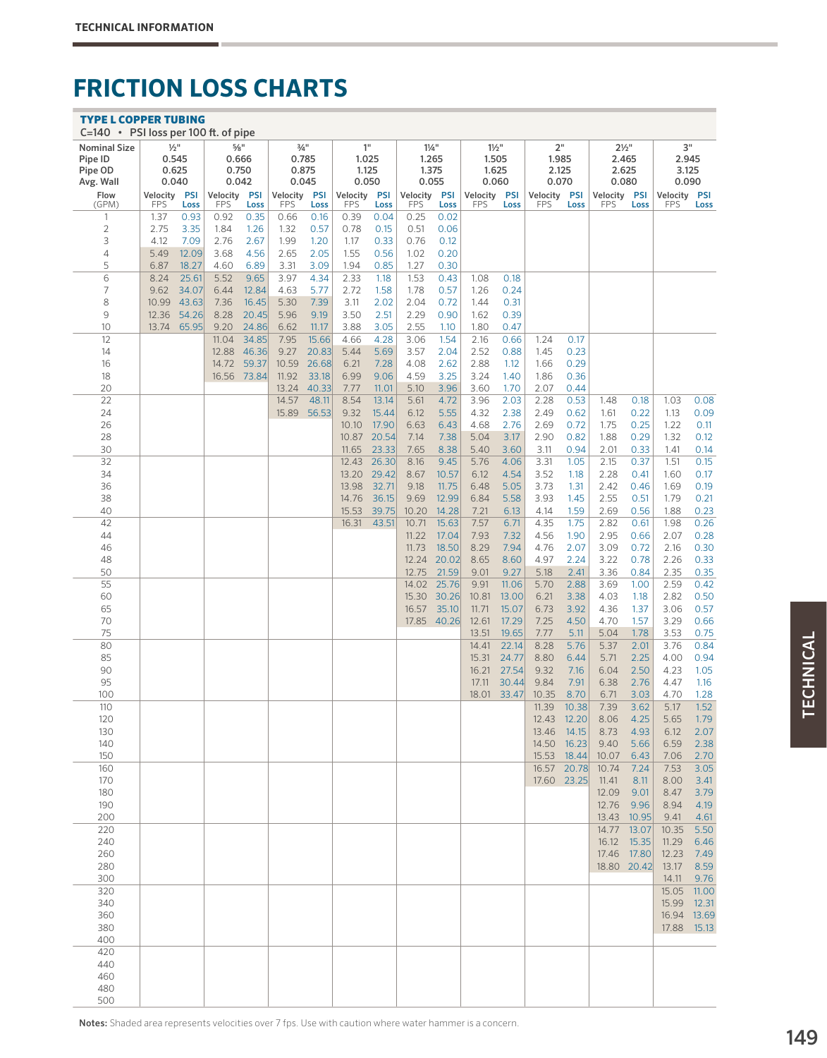# FRICTION LOSS CHARTS

## TYPE L COPPER TUBING

C=140 • PSI loss per 100 ft. of pipe

| Nominal Size | ½" | | ⅝" | | ¾" | | 1" | | 1¼" | | 1½" | | 2" | | 2½" | | 3" | |
|---|---|---|---|---|---|---|---|---|---|---|---|---|---|---|---|---|---|---|
| Pipe ID | 0.545 | | 0.666 | | 0.785 | | 1.025 | | 1.265 | | 1.505 | | 1.985 | | 2.465 | | 2.945 | |
| Pipe OD | 0.625 | | 0.750 | | 0.875 | | 1.125 | | 1.375 | | 1.625 | | 2.125 | | 2.625 | | 3.125 | |
| Avg. Wall | 0.040 | | 0.042 | | 0.045 | | 0.050 | | 0.055 | | 0.060 | | 0.070 | | 0.080 | | 0.090 | |
| Flow (GPM) | Velocity FPS | PSI Loss | Velocity FPS | PSI Loss | Velocity FPS | PSI Loss | Velocity FPS | PSI Loss | Velocity FPS | PSI Loss | Velocity FPS | PSI Loss | Velocity FPS | PSI Loss | Velocity FPS | PSI Loss | Velocity FPS | PSI Loss |
| 1 | 1.37 | 0.93 | 0.92 | 0.35 | 0.66 | 0.16 | 0.39 | 0.04 | 0.25 | 0.02 | | | | | | | | |
| 2 | 2.75 | 3.35 | 1.84 | 1.26 | 1.32 | 0.57 | 0.78 | 0.15 | 0.51 | 0.06 | | | | | | | | |
| 3 | 4.12 | 7.09 | 2.76 | 2.67 | 1.99 | 1.20 | 1.17 | 0.33 | 0.76 | 0.12 | | | | | | | | |
| 4 | 5.49 | 12.09 | 3.68 | 4.56 | 2.65 | 2.05 | 1.55 | 0.56 | 1.02 | 0.20 | | | | | | | | |
| 5 | 6.87 | 18.27 | 4.60 | 6.89 | 3.31 | 3.09 | 1.94 | 0.85 | 1.27 | 0.30 | | | | | | | | |
| 6 | 8.24 | 25.61 | 5.52 | 9.65 | 3.97 | 4.34 | 2.33 | 1.18 | 1.53 | 0.43 | 1.08 | 0.18 | | | | | | |
| 7 | 9.62 | 34.07 | 6.44 | 12.84 | 4.63 | 5.77 | 2.72 | 1.58 | 1.78 | 0.57 | 1.26 | 0.24 | | | | | | |
| 8 | 10.99 | 43.63 | 7.36 | 16.45 | 5.30 | 7.39 | 3.11 | 2.02 | 2.04 | 0.72 | 1.44 | 0.31 | | | | | | |
| 9 | 12.36 | 54.26 | 8.28 | 20.45 | 5.96 | 9.19 | 3.50 | 2.51 | 2.29 | 0.90 | 1.62 | 0.39 | | | | | | |
| 10 | 13.74 | 65.95 | 9.20 | 24.86 | 6.62 | 11.17 | 3.88 | 3.05 | 2.55 | 1.10 | 1.80 | 0.47 | | | | | | |
| 12 | | | 11.04 | 34.85 | 7.95 | 15.66 | 4.66 | 4.28 | 3.06 | 1.54 | 2.16 | 0.66 | 1.24 | 0.17 | | | | |
| 14 | | | 12.88 | 46.36 | 9.27 | 20.83 | 5.44 | 5.69 | 3.57 | 2.04 | 2.52 | 0.88 | 1.45 | 0.23 | | | | |
| 16 | | | 14.72 | 59.37 | 10.59 | 26.68 | 6.21 | 7.28 | 4.08 | 2.62 | 2.88 | 1.12 | 1.66 | 0.29 | | | | |
| 18 | | | 16.56 | 73.84 | 11.92 | 33.18 | 6.99 | 9.06 | 4.59 | 3.25 | 3.24 | 1.40 | 1.86 | 0.36 | | | | |
| 20 | | | | | 13.24 | 40.33 | 7.77 | 11.01 | 5.10 | 3.96 | 3.60 | 1.70 | 2.07 | 0.44 | | | | |
| 22 | | | | | 14.57 | 48.11 | 8.54 | 13.14 | 5.61 | 4.72 | 3.96 | 2.03 | 2.28 | 0.53 | 1.48 | 0.18 | 1.03 | 0.08 |
| 24 | | | | | 15.89 | 56.53 | 9.32 | 15.44 | 6.12 | 5.55 | 4.32 | 2.38 | 2.49 | 0.62 | 1.61 | 0.22 | 1.13 | 0.09 |
| 26 | | | | | | | 10.10 | 17.90 | 6.63 | 6.43 | 4.68 | 2.76 | 2.69 | 0.72 | 1.75 | 0.25 | 1.22 | 0.11 |
| 28 | | | | | | | 10.87 | 20.54 | 7.14 | 7.38 | 5.04 | 3.17 | 2.90 | 0.82 | 1.88 | 0.29 | 1.32 | 0.12 |
| 30 | | | | | | | 11.65 | 23.33 | 7.65 | 8.38 | 5.40 | 3.60 | 3.11 | 0.94 | 2.01 | 0.33 | 1.41 | 0.14 |
| 32 | | | | | | | 12.43 | 26.30 | 8.16 | 9.45 | 5.76 | 4.06 | 3.31 | 1.05 | 2.15 | 0.37 | 1.51 | 0.15 |
| 34 | | | | | | | 13.20 | 29.42 | 8.67 | 10.57 | 6.12 | 4.54 | 3.52 | 1.18 | 2.28 | 0.41 | 1.60 | 0.17 |
| 36 | | | | | | | 13.98 | 32.71 | 9.18 | 11.75 | 6.48 | 5.05 | 3.73 | 1.31 | 2.42 | 0.46 | 1.69 | 0.19 |
| 38 | | | | | | | 14.76 | 36.15 | 9.69 | 12.99 | 6.84 | 5.58 | 3.93 | 1.45 | 2.55 | 0.51 | 1.79 | 0.21 |
| 40 | | | | | | | 15.53 | 39.75 | 10.20 | 14.28 | 7.21 | 6.13 | 4.14 | 1.59 | 2.69 | 0.56 | 1.88 | 0.23 |
| 42 | | | | | | | 16.31 | 43.51 | 10.71 | 15.63 | 7.57 | 6.71 | 4.35 | 1.75 | 2.82 | 0.61 | 1.98 | 0.26 |
| 44 | | | | | | | | | 11.22 | 17.04 | 7.93 | 7.32 | 4.56 | 1.90 | 2.95 | 0.66 | 2.07 | 0.28 |
| 46 | | | | | | | | | 11.73 | 18.50 | 8.29 | 7.94 | 4.76 | 2.07 | 3.09 | 0.72 | 2.16 | 0.30 |
| 48 | | | | | | | | | 12.24 | 20.02 | 8.65 | 8.60 | 4.97 | 2.24 | 3.22 | 0.78 | 2.26 | 0.33 |
| 50 | | | | | | | | | 12.75 | 21.59 | 9.01 | 9.27 | 5.18 | 2.41 | 3.36 | 0.84 | 2.35 | 0.35 |
| 55 | | | | | | | | | 14.02 | 25.76 | 9.91 | 11.06 | 5.70 | 2.88 | 3.69 | 1.00 | 2.59 | 0.42 |
| 60 | | | | | | | | | 15.30 | 30.26 | 10.81 | 13.00 | 6.21 | 3.38 | 4.03 | 1.18 | 2.82 | 0.50 |
| 65 | | | | | | | | | 16.57 | 35.10 | 11.71 | 15.07 | 6.73 | 3.92 | 4.36 | 1.37 | 3.06 | 0.57 |
| 70 | | | | | | | | | 17.85 | 40.26 | 12.61 | 17.29 | 7.25 | 4.50 | 4.70 | 1.57 | 3.29 | 0.66 |
| 75 | | | | | | | | | | | 13.51 | 19.65 | 7.77 | 5.11 | 5.04 | 1.78 | 3.53 | 0.75 |
| 80 | | | | | | | | | | | 14.41 | 22.14 | 8.28 | 5.76 | 5.37 | 2.01 | 3.76 | 0.84 |
| 85 | | | | | | | | | | | 15.31 | 24.77 | 8.80 | 6.44 | 5.71 | 2.25 | 4.00 | 0.94 |
| 90 | | | | | | | | | | | 16.21 | 27.54 | 9.32 | 7.16 | 6.04 | 2.50 | 4.23 | 1.05 |
| 95 | | | | | | | | | | | 17.11 | 30.44 | 9.84 | 7.91 | 6.38 | 2.76 | 4.47 | 1.16 |
| 100 | | | | | | | | | | | 18.01 | 33.47 | 10.35 | 8.70 | 6.71 | 3.03 | 4.70 | 1.28 |
| 110 | | | | | | | | | | | | | 11.39 | 10.38 | 7.39 | 3.62 | 5.17 | 1.52 |
| 120 | | | | | | | | | | | | | 12.43 | 12.20 | 8.06 | 4.25 | 5.65 | 1.79 |
| 130 | | | | | | | | | | | | | 13.46 | 14.15 | 8.73 | 4.93 | 6.12 | 2.07 |
| 140 | | | | | | | | | | | | | 14.50 | 16.23 | 9.40 | 5.66 | 6.59 | 2.38 |
| 150 | | | | | | | | | | | | | 15.53 | 18.44 | 10.07 | 6.43 | 7.06 | 2.70 |
| 160 | | | | | | | | | | | | | 16.57 | 20.78 | 10.74 | 7.24 | 7.53 | 3.05 |
| 170 | | | | | | | | | | | | | 17.60 | 23.25 | 11.41 | 8.11 | 8.00 | 3.41 |
| 180 | | | | | | | | | | | | | | | 12.09 | 9.01 | 8.47 | 3.79 |
| 190 | | | | | | | | | | | | | | | 12.76 | 9.96 | 8.94 | 4.19 |
| 200 | | | | | | | | | | | | | | | 13.43 | 10.95 | 9.41 | 4.61 |
| 220 | | | | | | | | | | | | | | | 14.77 | 13.07 | 10.35 | 5.50 |
| 240 | | | | | | | | | | | | | | | 16.12 | 15.35 | 11.29 | 6.46 |
| 260 | | | | | | | | | | | | | | | 17.46 | 17.80 | 12.23 | 7.49 |
| 280 | | | | | | | | | | | | | | | 18.80 | 20.42 | 13.17 | 8.59 |
| 300 | | | | | | | | | | | | | | | | | 14.11 | 9.76 |
| 320 | | | | | | | | | | | | | | | | | 15.05 | 11.00 |
| 340 | | | | | | | | | | | | | | | | | 15.99 | 12.31 |
| 360 | | | | | | | | | | | | | | | | | 16.94 | 13.69 |
| 380 | | | | | | | | | | | | | | | | | 17.88 | 15.13 |
| 400 | | | | | | | | | | | | | | | | | | |
| 420 | | | | | | | | | | | | | | | | | | |
| 440 | | | | | | | | | | | | | | | | | | |
| 460 | | | | | | | | | | | | | | | | | | |
| 480 | | | | | | | | | | | | | | | | | | |
| 500 | | | | | | | | | | | | | | | | | | |

**Notes:** Shaded area represents velocities over 7 fps. Use with caution where water hammer is a concern.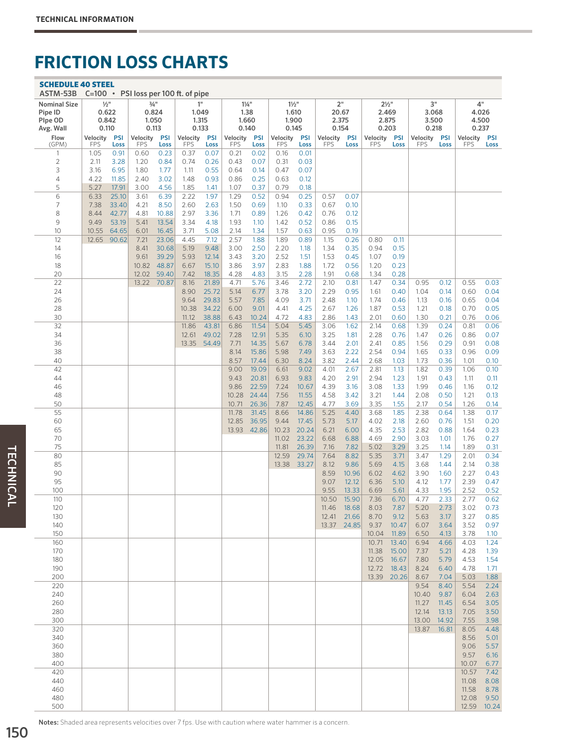# FRICTION LOSS CHARTS

### SCHEDULE 40 STEEL

ASTM-53B C=100 • PSI loss per 100 ft. of pipe

| Nominal Size | ½" | | ¾" | | 1" | | 1¼" | | 1½" | | 2" | | 2½" | | 3" | | 4" | |
|---|---|---|---|---|---|---|---|---|---|---|---|---|---|---|---|---|---|---|
| Pipe ID | 0.622 | | 0.824 | | 1.049 | | 1.38 | | 1.610 | | 20.67 | | 2.469 | | 3.068 | | 4.026 | |
| PIpe OD | 0.842 | | 1.050 | | 1.315 | | 1.660 | | 1.900 | | 2.375 | | 2.875 | | 3.500 | | 4.500 | |
| Avg. Wall | 0.110 | | 0.113 | | 0.133 | | 0.140 | | 0.145 | | 0.154 | | 0.203 | | 0.218 | | 0.237 | |
| Flow (GPM) | Velocity FPS | PSI Loss | Velocity FPS | PSI Loss | Velocity FPS | PSI Loss | Velocity FPS | PSI Loss | Velocity FPS | PSI Loss | Velocity FPS | PSI Loss | Velocity FPS | PSI Loss | Velocity FPS | PSI Loss | Velocity FPS | PSI Loss |
| 1 | 1.05 | 0.91 | 0.60 | 0.23 | 0.37 | 0.07 | 0.21 | 0.02 | 0.16 | 0.01 | | | | | | | | |
| 2 | 2.11 | 3.28 | 1.20 | 0.84 | 0.74 | 0.26 | 0.43 | 0.07 | 0.31 | 0.03 | | | | | | | | |
| 3 | 3.16 | 6.95 | 1.80 | 1.77 | 1.11 | 0.55 | 0.64 | 0.14 | 0.47 | 0.07 | | | | | | | | |
| 4 | 4.22 | 11.85 | 2.40 | 3.02 | 1.48 | 0.93 | 0.86 | 0.25 | 0.63 | 0.12 | | | | | | | | |
| 5 | 5.27 | 17.91 | 3.00 | 4.56 | 1.85 | 1.41 | 1.07 | 0.37 | 0.79 | 0.18 | | | | | | | | |
| 6 | 6.33 | 25.10 | 3.61 | 6.39 | 2.22 | 1.97 | 1.29 | 0.52 | 0.94 | 0.25 | 0.57 | 0.07 | | | | | | |
| 7 | 7.38 | 33.40 | 4.21 | 8.50 | 2.60 | 2.63 | 1.50 | 0.69 | 1.10 | 0.33 | 0.67 | 0.10 | | | | | | |
| 8 | 8.44 | 42.77 | 4.81 | 10.88 | 2.97 | 3.36 | 1.71 | 0.89 | 1.26 | 0.42 | 0.76 | 0.12 | | | | | | |
| 9 | 9.49 | 53.19 | 5.41 | 13.54 | 3.34 | 4.18 | 1.93 | 1.10 | 1.42 | 0.52 | 0.86 | 0.15 | | | | | | |
| 10 | 10.55 | 64.65 | 6.01 | 16.45 | 3.71 | 5.08 | 2.14 | 1.34 | 1.57 | 0.63 | 0.95 | 0.19 | | | | | | |
| 12 | 12.65 | 90.62 | 7.21 | 23.06 | 4.45 | 7.12 | 2.57 | 1.88 | 1.89 | 0.89 | 1.15 | 0.26 | 0.80 | 0.11 | | | | |
| 14 | | | 8.41 | 30.68 | 5.19 | 9.48 | 3.00 | 2.50 | 2.20 | 1.18 | 1.34 | 0.35 | 0.94 | 0.15 | | | | |
| 16 | | | 9.61 | 39.29 | 5.93 | 12.14 | 3.43 | 3.20 | 2.52 | 1.51 | 1.53 | 0.45 | 1.07 | 0.19 | | | | |
| 18 | | | 10.82 | 48.87 | 6.67 | 15.10 | 3.86 | 3.97 | 2.83 | 1.88 | 1.72 | 0.56 | 1.20 | 0.23 | | | | |
| 20 | | | 12.02 | 59.40 | 7.42 | 18.35 | 4.28 | 4.83 | 3.15 | 2.28 | 1.91 | 0.68 | 1.34 | 0.28 | | | | |
| 22 | | | 13.22 | 70.87 | 8.16 | 21.89 | 4.71 | 5.76 | 3.46 | 2.72 | 2.10 | 0.81 | 1.47 | 0.34 | 0.95 | 0.12 | 0.55 | 0.03 |
| 24 | | | | | 8.90 | 25.72 | 5.14 | 6.77 | 3.78 | 3.20 | 2.29 | 0.95 | 1.61 | 0.40 | 1.04 | 0.14 | 0.60 | 0.04 |
| 26 | | | | | 9.64 | 29.83 | 5.57 | 7.85 | 4.09 | 3.71 | 2.48 | 1.10 | 1.74 | 0.46 | 1.13 | 0.16 | 0.65 | 0.04 |
| 28 | | | | | 10.38 | 34.22 | 6.00 | 9.01 | 4.41 | 4.25 | 2.67 | 1.26 | 1.87 | 0.53 | 1.21 | 0.18 | 0.70 | 0.05 |
| 30 | | | | | 11.12 | 38.88 | 6.43 | 10.24 | 4.72 | 4.83 | 2.86 | 1.43 | 2.01 | 0.60 | 1.30 | 0.21 | 0.76 | 0.06 |
| 32 | | | | | 11.86 | 43.81 | 6.86 | 11.54 | 5.04 | 5.45 | 3.06 | 1.62 | 2.14 | 0.68 | 1.39 | 0.24 | 0.81 | 0.06 |
| 34 | | | | | 12.61 | 49.02 | 7.28 | 12.91 | 5.35 | 6.10 | 3.25 | 1.81 | 2.28 | 0.76 | 1.47 | 0.26 | 0.86 | 0.07 |
| 36 | | | | | 13.35 | 54.49 | 7.71 | 14.35 | 5.67 | 6.78 | 3.44 | 2.01 | 2.41 | 0.85 | 1.56 | 0.29 | 0.91 | 0.08 |
| 38 | | | | | | | 8.14 | 15.86 | 5.98 | 7.49 | 3.63 | 2.22 | 2.54 | 0.94 | 1.65 | 0.33 | 0.96 | 0.09 |
| 40 | | | | | | | 8.57 | 17.44 | 6.30 | 8.24 | 3.82 | 2.44 | 2.68 | 1.03 | 1.73 | 0.36 | 1.01 | 0.10 |
| 42 | | | | | | | 9.00 | 19.09 | 6.61 | 9.02 | 4.01 | 2.67 | 2.81 | 1.13 | 1.82 | 0.39 | 1.06 | 0.10 |
| 44 | | | | | | | 9.43 | 20.81 | 6.93 | 9.83 | 4.20 | 2.91 | 2.94 | 1.23 | 1.91 | 0.43 | 1.11 | 0.11 |
| 46 | | | | | | | 9.86 | 22.59 | 7.24 | 10.67 | 4.39 | 3.16 | 3.08 | 1.33 | 1.99 | 0.46 | 1.16 | 0.12 |
| 48 | | | | | | | 10.28 | 24.44 | 7.56 | 11.55 | 4.58 | 3.42 | 3.21 | 1.44 | 2.08 | 0.50 | 1.21 | 0.13 |
| 50 | | | | | | | 10.71 | 26.36 | 7.87 | 12.45 | 4.77 | 3.69 | 3.35 | 1.55 | 2.17 | 0.54 | 1.26 | 0.14 |
| 55 | | | | | | | 11.78 | 31.45 | 8.66 | 14.86 | 5.25 | 4.40 | 3.68 | 1.85 | 2.38 | 0.64 | 1.38 | 0.17 |
| 60 | | | | | | | 12.85 | 36.95 | 9.44 | 17.45 | 5.73 | 5.17 | 4.02 | 2.18 | 2.60 | 0.76 | 1.51 | 0.20 |
| 65 | | | | | | | 13.93 | 42.86 | 10.23 | 20.24 | 6.21 | 6.00 | 4.35 | 2.53 | 2.82 | 0.88 | 1.64 | 0.23 |
| 70 | | | | | | | | | 11.02 | 23.22 | 6.68 | 6.88 | 4.69 | 2.90 | 3.03 | 1.01 | 1.76 | 0.27 |
| 75 | | | | | | | | | 11.81 | 26.39 | 7.16 | 7.82 | 5.02 | 3.29 | 3.25 | 1.14 | 1.89 | 0.31 |
| 80 | | | | | | | | | 12.59 | 29.74 | 7.64 | 8.82 | 5.35 | 3.71 | 3.47 | 1.29 | 2.01 | 0.34 |
| 85 | | | | | | | | | 13.38 | 33.27 | 8.12 | 9.86 | 5.69 | 4.15 | 3.68 | 1.44 | 2.14 | 0.38 |
| 90 | | | | | | | | | | | 8.59 | 10.96 | 6.02 | 4.62 | 3.90 | 1.60 | 2.27 | 0.43 |
| 95 | | | | | | | | | | | 9.07 | 12.12 | 6.36 | 5.10 | 4.12 | 1.77 | 2.39 | 0.47 |
| 100 | | | | | | | | | | | 9.55 | 13.33 | 6.69 | 5.61 | 4.33 | 1.95 | 2.52 | 0.52 |
| 110 | | | | | | | | | | | 10.50 | 15.90 | 7.36 | 6.70 | 4.77 | 2.33 | 2.77 | 0.62 |
| 120 | | | | | | | | | | | 11.46 | 18.68 | 8.03 | 7.87 | 5.20 | 2.73 | 3.02 | 0.73 |
| 130 | | | | | | | | | | | 12.41 | 21.66 | 8.70 | 9.12 | 5.63 | 3.17 | 3.27 | 0.85 |
| 140 | | | | | | | | | | | 13.37 | 24.85 | 9.37 | 10.47 | 6.07 | 3.64 | 3.52 | 0.97 |
| 150 | | | | | | | | | | | | | 10.04 | 11.89 | 6.50 | 4.13 | 3.78 | 1.10 |
| 160 | | | | | | | | | | | | | 10.71 | 13.40 | 6.94 | 4.66 | 4.03 | 1.24 |
| 170 | | | | | | | | | | | | | 11.38 | 15.00 | 7.37 | 5.21 | 4.28 | 1.39 |
| 180 | | | | | | | | | | | | | 12.05 | 16.67 | 7.80 | 5.79 | 4.53 | 1.54 |
| 190 | | | | | | | | | | | | | 12.72 | 18.43 | 8.24 | 6.40 | 4.78 | 1.71 |
| 200 | | | | | | | | | | | | | 13.39 | 20.26 | 8.67 | 7.04 | 5.03 | 1.88 |
| 220 | | | | | | | | | | | | | | | 9.54 | 8.40 | 5.54 | 2.24 |
| 240 | | | | | | | | | | | | | | | 10.40 | 9.87 | 6.04 | 2.63 |
| 260 | | | | | | | | | | | | | | | 11.27 | 11.45 | 6.54 | 3.05 |
| 280 | | | | | | | | | | | | | | | 12.14 | 13.13 | 7.05 | 3.50 |
| 300 | | | | | | | | | | | | | | | 13.00 | 14.92 | 7.55 | 3.98 |
| 320 | | | | | | | | | | | | | | | 13.87 | 16.81 | 8.05 | 4.48 |
| 340 | | | | | | | | | | | | | | | | | 8.56 | 5.01 |
| 360 | | | | | | | | | | | | | | | | | 9.06 | 5.57 |
| 380 | | | | | | | | | | | | | | | | | 9.57 | 6.16 |
| 400 | | | | | | | | | | | | | | | | | 10.07 | 6.77 |
| 420 | | | | | | | | | | | | | | | | | 10.57 | 7.42 |
| 440 | | | | | | | | | | | | | | | | | 11.08 | 8.08 |
| 460 | | | | | | | | | | | | | | | | | 11.58 | 8.78 |
| 480 | | | | | | | | | | | | | | | | | 12.08 | 9.50 |
| 500 | | | | | | | | | | | | | | | | | 12.59 | 10.24 |

**Notes:** Shaded area represents velocities over 7 fps. Use with caution where water hammer is a concern.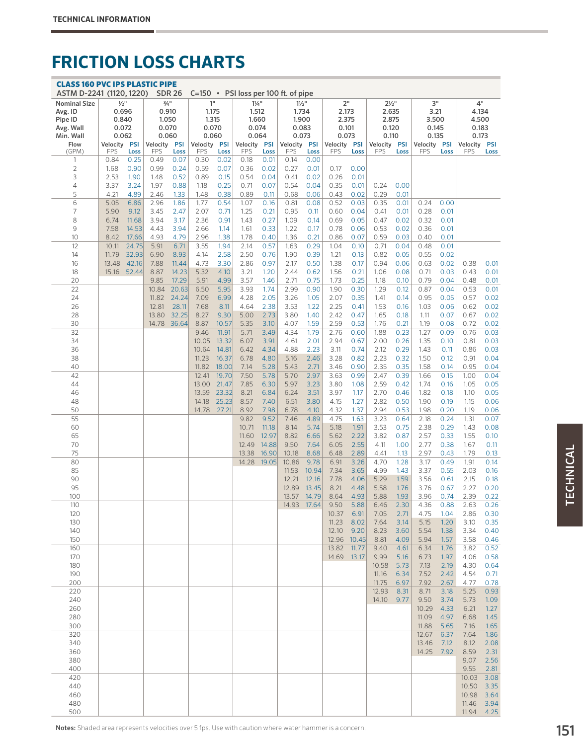**TECHNICAL INFORMATION**

# FRICTION LOSS CHARTS

## CLASS 160 PVC IPS PLASTIC PIPE

ASTM D-2241 (1120, 1220) SDR 26 C=150 • PSI loss per 100 ft. of pipe

| Nominal Size | ½" | | ¾" | | 1" | | 1¼" | | 1½" | | 2" | | 2½" | | 3" | | 4" | |
|---|---|---|---|---|---|---|---|---|---|---|---|---|---|---|---|---|---|---|
| Avg. ID | 0.696 | | 0.910 | | 1.175 | | 1.512 | | 1.734 | | 2.173 | | 2.635 | | 3.21 | | 4.134 | |
| Pipe ID | 0.840 | | 1.050 | | 1.315 | | 1.660 | | 1.900 | | 2.375 | | 2.875 | | 3.500 | | 4.500 | |
| Avg. Wall | 0.072 | | 0.070 | | 0.070 | | 0.074 | | 0.083 | | 0.101 | | 0.120 | | 0.145 | | 0.183 | |
| Min. Wall | 0.062 | | 0.060 | | 0.060 | | 0.064 | | 0.073 | | 0.073 | | 0.110 | | 0.135 | | 0.173 | |
| Flow (GPM) | Velocity FPS | PSI Loss | Velocity FPS | PSI Loss | Velocity FPS | PSI Loss | Velocity FPS | PSI Loss | Velocity FPS | PSI Loss | Velocity FPS | PSI Loss | Velocity FPS | PSI Loss | Velocity FPS | PSI Loss | Velocity FPS | PSI Loss |
| 1 | 0.84 | 0.25 | 0.49 | 0.07 | 0.30 | 0.02 | 0.18 | 0.01 | 0.14 | 0.00 | | | | | | | | |
| 2 | 1.68 | 0.90 | 0.99 | 0.24 | 0.59 | 0.07 | 0.36 | 0.02 | 0.27 | 0.01 | 0.17 | 0.00 | | | | | | |
| 3 | 2.53 | 1.90 | 1.48 | 0.52 | 0.89 | 0.15 | 0.54 | 0.04 | 0.41 | 0.02 | 0.26 | 0.01 | | | | | | |
| 4 | 3.37 | 3.24 | 1.97 | 0.88 | 1.18 | 0.25 | 0.71 | 0.07 | 0.54 | 0.04 | 0.35 | 0.01 | 0.24 | 0.00 | | | | |
| 5 | 4.21 | 4.89 | 2.46 | 1.33 | 1.48 | 0.38 | 0.89 | 0.11 | 0.68 | 0.06 | 0.43 | 0.02 | 0.29 | 0.01 | | | | |
| 6 | 5.05 | 6.86 | 2.96 | 1.86 | 1.77 | 0.54 | 1.07 | 0.16 | 0.81 | 0.08 | 0.52 | 0.03 | 0.35 | 0.01 | 0.24 | 0.00 | | |
| 7 | 5.90 | 9.12 | 3.45 | 2.47 | 2.07 | 0.71 | 1.25 | 0.21 | 0.95 | 0.11 | 0.60 | 0.04 | 0.41 | 0.01 | 0.28 | 0.01 | | |
| 8 | 6.74 | 11.68 | 3.94 | 3.17 | 2.36 | 0.91 | 1.43 | 0.27 | 1.09 | 0.14 | 0.69 | 0.05 | 0.47 | 0.02 | 0.32 | 0.01 | | |
| 9 | 7.58 | 14.53 | 4.43 | 3.94 | 2.66 | 1.14 | 1.61 | 0.33 | 1.22 | 0.17 | 0.78 | 0.06 | 0.53 | 0.02 | 0.36 | 0.01 | | |
| 10 | 8.42 | 17.66 | 4.93 | 4.79 | 2.96 | 1.38 | 1.78 | 0.40 | 1.36 | 0.21 | 0.86 | 0.07 | 0.59 | 0.03 | 0.40 | 0.01 | | |
| 12 | 10.11 | 24.75 | 5.91 | 6.71 | 3.55 | 1.94 | 2.14 | 0.57 | 1.63 | 0.29 | 1.04 | 0.10 | 0.71 | 0.04 | 0.48 | 0.01 | | |
| 14 | 11.79 | 32.93 | 6.90 | 8.93 | 4.14 | 2.58 | 2.50 | 0.76 | 1.90 | 0.39 | 1.21 | 0.13 | 0.82 | 0.05 | 0.55 | 0.02 | | |
| 16 | 13.48 | 42.16 | 7.88 | 11.44 | 4.73 | 3.30 | 2.86 | 0.97 | 2.17 | 0.50 | 1.38 | 0.17 | 0.94 | 0.06 | 0.63 | 0.02 | 0.38 | 0.01 |
| 18 | 15.16 | 52.44 | 8.87 | 14.23 | 5.32 | 4.10 | 3.21 | 1.20 | 2.44 | 0.62 | 1.56 | 0.21 | 1.06 | 0.08 | 0.71 | 0.03 | 0.43 | 0.01 |
| 20 | | | 9.85 | 17.29 | 5.91 | 4.99 | 3.57 | 1.46 | 2.71 | 0.75 | 1.73 | 0.25 | 1.18 | 0.10 | 0.79 | 0.04 | 0.48 | 0.01 |
| 22 | | | 10.84 | 20.63 | 6.50 | 5.95 | 3.93 | 1.74 | 2.99 | 0.90 | 1.90 | 0.30 | 1.29 | 0.12 | 0.87 | 0.04 | 0.53 | 0.01 |
| 24 | | | 11.82 | 24.24 | 7.09 | 6.99 | 4.28 | 2.05 | 3.26 | 1.05 | 2.07 | 0.35 | 1.41 | 0.14 | 0.95 | 0.05 | 0.57 | 0.02 |
| 26 | | | 12.81 | 28.11 | 7.68 | 8.11 | 4.64 | 2.38 | 3.53 | 1.22 | 2.25 | 0.41 | 1.53 | 0.16 | 1.03 | 0.06 | 0.62 | 0.02 |
| 28 | | | 13.80 | 32.25 | 8.27 | 9.30 | 5.00 | 2.73 | 3.80 | 1.40 | 2.42 | 0.47 | 1.65 | 0.18 | 1.11 | 0.07 | 0.67 | 0.02 |
| 30 | | | 14.78 | 36.64 | 8.87 | 10.57 | 5.35 | 3.10 | 4.07 | 1.59 | 2.59 | 0.53 | 1.76 | 0.21 | 1.19 | 0.08 | 0.72 | 0.02 |
| 32 | | | | | 9.46 | 11.91 | 5.71 | 3.49 | 4.34 | 1.79 | 2.76 | 0.60 | 1.88 | 0.23 | 1.27 | 0.09 | 0.76 | 0.03 |
| 34 | | | | | 10.05 | 13.32 | 6.07 | 3.91 | 4.61 | 2.01 | 2.94 | 0.67 | 2.00 | 0.26 | 1.35 | 0.10 | 0.81 | 0.03 |
| 36 | | | | | 10.64 | 14.81 | 6.42 | 4.34 | 4.88 | 2.23 | 3.11 | 0.74 | 2.12 | 0.29 | 1.43 | 0.11 | 0.86 | 0.03 |
| 38 | | | | | 11.23 | 16.37 | 6.78 | 4.80 | 5.16 | 2.46 | 3.28 | 0.82 | 2.23 | 0.32 | 1.50 | 0.12 | 0.91 | 0.04 |
| 40 | | | | | 11.82 | 18.00 | 7.14 | 5.28 | 5.43 | 2.71 | 3.46 | 0.90 | 2.35 | 0.35 | 1.58 | 0.14 | 0.95 | 0.04 |
| 42 | | | | | 12.41 | 19.70 | 7.50 | 5.78 | 5.70 | 2.97 | 3.63 | 0.99 | 2.47 | 0.39 | 1.66 | 0.15 | 1.00 | 0.04 |
| 44 | | | | | 13.00 | 21.47 | 7.85 | 6.30 | 5.97 | 3.23 | 3.80 | 1.08 | 2.59 | 0.42 | 1.74 | 0.16 | 1.05 | 0.05 |
| 46 | | | | | 13.59 | 23.32 | 8.21 | 6.84 | 6.24 | 3.51 | 3.97 | 1.17 | 2.70 | 0.46 | 1.82 | 0.18 | 1.10 | 0.05 |
| 48 | | | | | 14.18 | 25.23 | 8.57 | 7.40 | 6.51 | 3.80 | 4.15 | 1.27 | 2.82 | 0.50 | 1.90 | 0.19 | 1.15 | 0.06 |
| 50 | | | | | 14.78 | 27.21 | 8.92 | 7.98 | 6.78 | 4.10 | 4.32 | 1.37 | 2.94 | 0.53 | 1.98 | 0.20 | 1.19 | 0.06 |
| 55 | | | | | | | 9.82 | 9.52 | 7.46 | 4.89 | 4.75 | 1.63 | 3.23 | 0.64 | 2.18 | 0.24 | 1.31 | 0.07 |
| 60 | | | | | | | 10.71 | 11.18 | 8.14 | 5.74 | 5.18 | 1.91 | 3.53 | 0.75 | 2.38 | 0.29 | 1.43 | 0.08 |
| 65 | | | | | | | 11.60 | 12.97 | 8.82 | 6.66 | 5.62 | 2.22 | 3.82 | 0.87 | 2.57 | 0.33 | 1.55 | 0.10 |
| 70 | | | | | | | 12.49 | 14.88 | 9.50 | 7.64 | 6.05 | 2.55 | 4.11 | 1.00 | 2.77 | 0.38 | 1.67 | 0.11 |
| 75 | | | | | | | 13.38 | 16.90 | 10.18 | 8.68 | 6.48 | 2.89 | 4.41 | 1.13 | 2.97 | 0.43 | 1.79 | 0.13 |
| 80 | | | | | | | 14.28 | 19.05 | 10.86 | 9.78 | 6.91 | 3.26 | 4.70 | 1.28 | 3.17 | 0.49 | 1.91 | 0.14 |
| 85 | | | | | | | | | 11.53 | 10.94 | 7.34 | 3.65 | 4.99 | 1.43 | 3.37 | 0.55 | 2.03 | 0.16 |
| 90 | | | | | | | | | 12.21 | 12.16 | 7.78 | 4.06 | 5.29 | 1.59 | 3.56 | 0.61 | 2.15 | 0.18 |
| 95 | | | | | | | | | 12.89 | 13.45 | 8.21 | 4.48 | 5.58 | 1.76 | 3.76 | 0.67 | 2.27 | 0.20 |
| 100 | | | | | | | | | 13.57 | 14.79 | 8.64 | 4.93 | 5.88 | 1.93 | 3.96 | 0.74 | 2.39 | 0.22 |
| 110 | | | | | | | | | 14.93 | 17.64 | 9.50 | 5.88 | 6.46 | 2.30 | 4.36 | 0.88 | 2.63 | 0.26 |
| 120 | | | | | | | | | | | 10.37 | 6.91 | 7.05 | 2.71 | 4.75 | 1.04 | 2.86 | 0.30 |
| 130 | | | | | | | | | | | 11.23 | 8.02 | 7.64 | 3.14 | 5.15 | 1.20 | 3.10 | 0.35 |
| 140 | | | | | | | | | | | 12.10 | 9.20 | 8.23 | 3.60 | 5.54 | 1.38 | 3.34 | 0.40 |
| 150 | | | | | | | | | | | 12.96 | 10.45 | 8.81 | 4.09 | 5.94 | 1.57 | 3.58 | 0.46 |
| 160 | | | | | | | | | | | 13.82 | 11.77 | 9.40 | 4.61 | 6.34 | 1.76 | 3.82 | 0.52 |
| 170 | | | | | | | | | | | 14.69 | 13.17 | 9.99 | 5.16 | 6.73 | 1.97 | 4.06 | 0.58 |
| 180 | | | | | | | | | | | | | 10.58 | 5.73 | 7.13 | 2.19 | 4.30 | 0.64 |
| 190 | | | | | | | | | | | | | 11.16 | 6.34 | 7.52 | 2.42 | 4.54 | 0.71 |
| 200 | | | | | | | | | | | | | 11.75 | 6.97 | 7.92 | 2.67 | 4.77 | 0.78 |
| 220 | | | | | | | | | | | | | 12.93 | 8.31 | 8.71 | 3.18 | 5.25 | 0.93 |
| 240 | | | | | | | | | | | | | 14.10 | 9.77 | 9.50 | 3.74 | 5.73 | 1.09 |
| 260 | | | | | | | | | | | | | | | 10.29 | 4.33 | 6.21 | 1.27 |
| 280 | | | | | | | | | | | | | | | 11.09 | 4.97 | 6.68 | 1.45 |
| 300 | | | | | | | | | | | | | | | 11.88 | 5.65 | 7.16 | 1.65 |
| 320 | | | | | | | | | | | | | | | 12.67 | 6.37 | 7.64 | 1.86 |
| 340 | | | | | | | | | | | | | | | 13.46 | 7.12 | 8.12 | 2.08 |
| 360 | | | | | | | | | | | | | | | 14.25 | 7.92 | 8.59 | 2.31 |
| 380 | | | | | | | | | | | | | | | | | 9.07 | 2.56 |
| 400 | | | | | | | | | | | | | | | | | 9.55 | 2.81 |
| 420 | | | | | | | | | | | | | | | | | 10.03 | 3.08 |
| 440 | | | | | | | | | | | | | | | | | 10.50 | 3.35 |
| 460 | | | | | | | | | | | | | | | | | 10.98 | 3.64 |
| 480 | | | | | | | | | | | | | | | | | 11.46 | 3.94 |
| 500 | | | | | | | | | | | | | | | | | 11.94 | 4.25 |

**Notes:** Shaded area represents velocities over 5 fps. Use with caution where water hammer is a concern.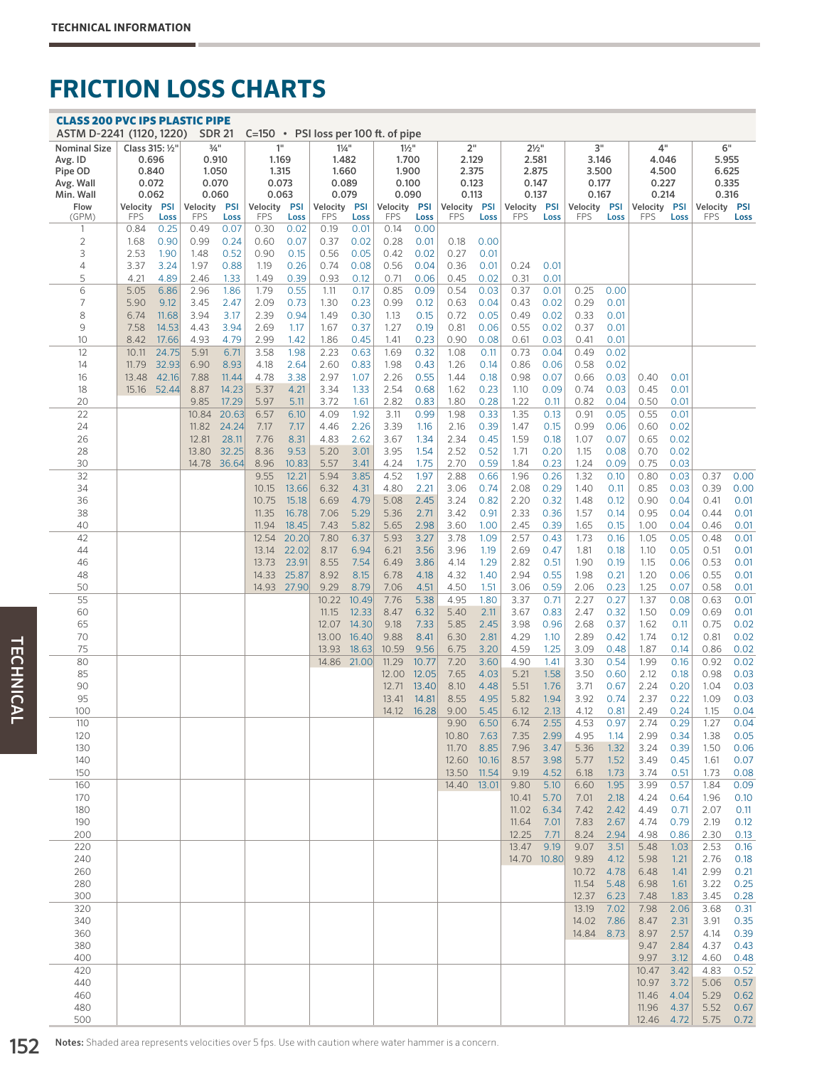# FRICTION LOSS CHARTS

## CLASS 200 PVC IPS PLASTIC PIPE

ASTM D-2241 (1120, 1220) SDR 21 C=150 • PSI loss per 100 ft. of pipe

| Nominal Size | Class 315: ½" | | ¾" | | 1" | | 1¼" | | 1½" | | 2" | | 2½" | | 3" | | 4" | | 6" | |
|---|---|---|---|---|---|---|---|---|---|---|---|---|---|---|---|---|---|---|---|---|
| Avg. ID | 0.696 | | 0.910 | | 1.169 | | 1.482 | | 1.700 | | 2.129 | | 2.581 | | 3.146 | | 4.046 | | 5.955 | |
| Pipe OD | 0.840 | | 1.050 | | 1.315 | | 1.660 | | 1.900 | | 2.375 | | 2.875 | | 3.500 | | 4.500 | | 6.625 | |
| Avg. Wall | 0.072 | | 0.070 | | 0.073 | | 0.089 | | 0.100 | | 0.123 | | 0.147 | | 0.177 | | 0.227 | | 0.335 | |
| Min. Wall | 0.062 | | 0.060 | | 0.063 | | 0.079 | | 0.090 | | 0.113 | | 0.137 | | 0.167 | | 0.214 | | 0.316 | |
| Flow (GPM) | Velocity FPS | PSI Loss | Velocity FPS | PSI Loss | Velocity FPS | PSI Loss | Velocity FPS | PSI Loss | Velocity FPS | PSI Loss | Velocity FPS | PSI Loss | Velocity FPS | PSI Loss | Velocity FPS | PSI Loss | Velocity FPS | PSI Loss | Velocity FPS | PSI Loss |
| 1 | 0.84 | 0.25 | 0.49 | 0.07 | 0.30 | 0.02 | 0.19 | 0.01 | 0.14 | 0.00 | | | | | | | | | | |
| 2 | 1.68 | 0.90 | 0.99 | 0.24 | 0.60 | 0.07 | 0.37 | 0.02 | 0.28 | 0.01 | 0.18 | 0.00 | | | | | | | | |
| 3 | 2.53 | 1.90 | 1.48 | 0.52 | 0.90 | 0.15 | 0.56 | 0.05 | 0.42 | 0.02 | 0.27 | 0.01 | | | | | | | | |
| 4 | 3.37 | 3.24 | 1.97 | 0.88 | 1.19 | 0.26 | 0.74 | 0.08 | 0.56 | 0.04 | 0.36 | 0.01 | 0.24 | 0.01 | | | | | | |
| 5 | 4.21 | 4.89 | 2.46 | 1.33 | 1.49 | 0.39 | 0.93 | 0.12 | 0.71 | 0.06 | 0.45 | 0.02 | 0.31 | 0.01 | | | | | | |
| 6 | 5.05 | 6.86 | 2.96 | 1.86 | 1.79 | 0.55 | 1.11 | 0.17 | 0.85 | 0.09 | 0.54 | 0.03 | 0.37 | 0.01 | 0.25 | 0.00 | | | | |
| 7 | 5.90 | 9.12 | 3.45 | 2.47 | 2.09 | 0.73 | 1.30 | 0.23 | 0.99 | 0.12 | 0.63 | 0.04 | 0.43 | 0.02 | 0.29 | 0.01 | | | | |
| 8 | 6.74 | 11.68 | 3.94 | 3.17 | 2.39 | 0.94 | 1.49 | 0.30 | 1.13 | 0.15 | 0.72 | 0.05 | 0.49 | 0.02 | 0.33 | 0.01 | | | | |
| 9 | 7.58 | 14.53 | 4.43 | 3.94 | 2.69 | 1.17 | 1.67 | 0.37 | 1.27 | 0.19 | 0.81 | 0.06 | 0.55 | 0.02 | 0.37 | 0.01 | | | | |
| 10 | 8.42 | 17.66 | 4.93 | 4.79 | 2.99 | 1.42 | 1.86 | 0.45 | 1.41 | 0.23 | 0.90 | 0.08 | 0.61 | 0.03 | 0.41 | 0.01 | | | | |
| 12 | 10.11 | 24.75 | 5.91 | 6.71 | 3.58 | 1.98 | 2.23 | 0.63 | 1.69 | 0.32 | 1.08 | 0.11 | 0.73 | 0.04 | 0.49 | 0.02 | | | | |
| 14 | 11.79 | 32.93 | 6.90 | 8.93 | 4.18 | 2.64 | 2.60 | 0.83 | 1.98 | 0.43 | 1.26 | 0.14 | 0.86 | 0.06 | 0.58 | 0.02 | | | | |
| 16 | 13.48 | 42.16 | 7.88 | 11.44 | 4.78 | 3.38 | 2.97 | 1.07 | 2.26 | 0.55 | 1.44 | 0.18 | 0.98 | 0.07 | 0.66 | 0.03 | 0.40 | 0.01 | | |
| 18 | 15.16 | 52.44 | 8.87 | 14.23 | 5.37 | 4.21 | 3.34 | 1.33 | 2.54 | 0.68 | 1.62 | 0.23 | 1.10 | 0.09 | 0.74 | 0.03 | 0.45 | 0.01 | | |
| 20 | | | 9.85 | 17.29 | 5.97 | 5.11 | 3.72 | 1.61 | 2.82 | 0.83 | 1.80 | 0.28 | 1.22 | 0.11 | 0.82 | 0.04 | 0.50 | 0.01 | | |
| 22 | | | 10.84 | 20.63 | 6.57 | 6.10 | 4.09 | 1.92 | 3.11 | 0.99 | 1.98 | 0.33 | 1.35 | 0.13 | 0.91 | 0.05 | 0.55 | 0.01 | | |
| 24 | | | 11.82 | 24.24 | 7.17 | 7.17 | 4.46 | 2.26 | 3.39 | 1.16 | 2.16 | 0.39 | 1.47 | 0.15 | 0.99 | 0.06 | 0.60 | 0.02 | | |
| 26 | | | 12.81 | 28.11 | 7.76 | 8.31 | 4.83 | 2.62 | 3.67 | 1.34 | 2.34 | 0.45 | 1.59 | 0.18 | 1.07 | 0.07 | 0.65 | 0.02 | | |
| 28 | | | 13.80 | 32.25 | 8.36 | 9.53 | 5.20 | 3.01 | 3.95 | 1.54 | 2.52 | 0.52 | 1.71 | 0.20 | 1.15 | 0.08 | 0.70 | 0.02 | | |
| 30 | | | 14.78 | 36.64 | 8.96 | 10.83 | 5.57 | 3.41 | 4.24 | 1.75 | 2.70 | 0.59 | 1.84 | 0.23 | 1.24 | 0.09 | 0.75 | 0.03 | | |
| 32 | | | | | 9.55 | 12.21 | 5.94 | 3.85 | 4.52 | 1.97 | 2.88 | 0.66 | 1.96 | 0.26 | 1.32 | 0.10 | 0.80 | 0.03 | 0.37 | 0.00 |
| 34 | | | | | 10.15 | 13.66 | 6.32 | 4.31 | 4.80 | 2.21 | 3.06 | 0.74 | 2.08 | 0.29 | 1.40 | 0.11 | 0.85 | 0.03 | 0.39 | 0.00 |
| 36 | | | | | 10.75 | 15.18 | 6.69 | 4.79 | 5.08 | 2.45 | 3.24 | 0.82 | 2.20 | 0.32 | 1.48 | 0.12 | 0.90 | 0.04 | 0.41 | 0.01 |
| 38 | | | | | 11.35 | 16.78 | 7.06 | 5.29 | 5.36 | 2.71 | 3.42 | 0.91 | 2.33 | 0.36 | 1.57 | 0.14 | 0.95 | 0.04 | 0.44 | 0.01 |
| 40 | | | | | 11.94 | 18.45 | 7.43 | 5.82 | 5.65 | 2.98 | 3.60 | 1.00 | 2.45 | 0.39 | 1.65 | 0.15 | 1.00 | 0.04 | 0.46 | 0.01 |
| 42 | | | | | 12.54 | 20.20 | 7.80 | 6.37 | 5.93 | 3.27 | 3.78 | 1.09 | 2.57 | 0.43 | 1.73 | 0.16 | 1.05 | 0.05 | 0.48 | 0.01 |
| 44 | | | | | 13.14 | 22.02 | 8.17 | 6.94 | 6.21 | 3.56 | 3.96 | 1.19 | 2.69 | 0.47 | 1.81 | 0.18 | 1.10 | 0.05 | 0.51 | 0.01 |
| 46 | | | | | 13.73 | 23.91 | 8.55 | 7.54 | 6.49 | 3.86 | 4.14 | 1.29 | 2.82 | 0.51 | 1.90 | 0.19 | 1.15 | 0.06 | 0.53 | 0.01 |
| 48 | | | | | 14.33 | 25.87 | 8.92 | 8.15 | 6.78 | 4.18 | 4.32 | 1.40 | 2.94 | 0.55 | 1.98 | 0.21 | 1.20 | 0.06 | 0.55 | 0.01 |
| 50 | | | | | 14.93 | 27.90 | 9.29 | 8.79 | 7.06 | 4.51 | 4.50 | 1.51 | 3.06 | 0.59 | 2.06 | 0.23 | 1.25 | 0.07 | 0.58 | 0.01 |
| 55 | | | | | | | 10.22 | 10.49 | 7.76 | 5.38 | 4.95 | 1.80 | 3.37 | 0.71 | 2.27 | 0.27 | 1.37 | 0.08 | 0.63 | 0.01 |
| 60 | | | | | | | 11.15 | 12.33 | 8.47 | 6.32 | 5.40 | 2.11 | 3.67 | 0.83 | 2.47 | 0.32 | 1.50 | 0.09 | 0.69 | 0.01 |
| 65 | | | | | | | 12.07 | 14.30 | 9.18 | 7.33 | 5.85 | 2.45 | 3.98 | 0.96 | 2.68 | 0.37 | 1.62 | 0.11 | 0.75 | 0.02 |
| 70 | | | | | | | 13.00 | 16.40 | 9.88 | 8.41 | 6.30 | 2.81 | 4.29 | 1.10 | 2.89 | 0.42 | 1.74 | 0.12 | 0.81 | 0.02 |
| 75 | | | | | | | 13.93 | 18.63 | 10.59 | 9.56 | 6.75 | 3.20 | 4.59 | 1.25 | 3.09 | 0.48 | 1.87 | 0.14 | 0.86 | 0.02 |
| 80 | | | | | | | 14.86 | 21.00 | 11.29 | 10.77 | 7.20 | 3.60 | 4.90 | 1.41 | 3.30 | 0.54 | 1.99 | 0.16 | 0.92 | 0.02 |
| 85 | | | | | | | | | 12.00 | 12.05 | 7.65 | 4.03 | 5.21 | 1.58 | 3.50 | 0.60 | 2.12 | 0.18 | 0.98 | 0.03 |
| 90 | | | | | | | | | 12.71 | 13.40 | 8.10 | 4.48 | 5.51 | 1.76 | 3.71 | 0.67 | 2.24 | 0.20 | 1.04 | 0.03 |
| 95 | | | | | | | | | 13.41 | 14.81 | 8.55 | 4.95 | 5.82 | 1.94 | 3.92 | 0.74 | 2.37 | 0.22 | 1.09 | 0.03 |
| 100 | | | | | | | | | 14.12 | 16.28 | 9.00 | 5.45 | 6.12 | 2.13 | 4.12 | 0.81 | 2.49 | 0.24 | 1.15 | 0.04 |
| 110 | | | | | | | | | | | 9.90 | 6.50 | 6.74 | 2.55 | 4.53 | 0.97 | 2.74 | 0.29 | 1.27 | 0.04 |
| 120 | | | | | | | | | | | 10.80 | 7.63 | 7.35 | 2.99 | 4.95 | 1.14 | 2.99 | 0.34 | 1.38 | 0.05 |
| 130 | | | | | | | | | | | 11.70 | 8.85 | 7.96 | 3.47 | 5.36 | 1.32 | 3.24 | 0.39 | 1.50 | 0.06 |
| 140 | | | | | | | | | | | 12.60 | 10.16 | 8.57 | 3.98 | 5.77 | 1.52 | 3.49 | 0.45 | 1.61 | 0.07 |
| 150 | | | | | | | | | | | 13.50 | 11.54 | 9.19 | 4.52 | 6.18 | 1.73 | 3.74 | 0.51 | 1.73 | 0.08 |
| 160 | | | | | | | | | | | 14.40 | 13.01 | 9.80 | 5.10 | 6.60 | 1.95 | 3.99 | 0.57 | 1.84 | 0.09 |
| 170 | | | | | | | | | | | | | 10.41 | 5.70 | 7.01 | 2.18 | 4.24 | 0.64 | 1.96 | 0.10 |
| 180 | | | | | | | | | | | | | 11.02 | 6.34 | 7.42 | 2.42 | 4.49 | 0.71 | 2.07 | 0.11 |
| 190 | | | | | | | | | | | | | 11.64 | 7.01 | 7.83 | 2.67 | 4.74 | 0.79 | 2.19 | 0.12 |
| 200 | | | | | | | | | | | | | 12.25 | 7.71 | 8.24 | 2.94 | 4.98 | 0.86 | 2.30 | 0.13 |
| 220 | | | | | | | | | | | | | 13.47 | 9.19 | 9.07 | 3.51 | 5.48 | 1.03 | 2.53 | 0.16 |
| 240 | | | | | | | | | | | | | 14.70 | 10.80 | 9.89 | 4.12 | 5.98 | 1.21 | 2.76 | 0.18 |
| 260 | | | | | | | | | | | | | | | 10.72 | 4.78 | 6.48 | 1.41 | 2.99 | 0.21 |
| 280 | | | | | | | | | | | | | | | 11.54 | 5.48 | 6.98 | 1.61 | 3.22 | 0.25 |
| 300 | | | | | | | | | | | | | | | 12.37 | 6.23 | 7.48 | 1.83 | 3.45 | 0.28 |
| 320 | | | | | | | | | | | | | | | 13.19 | 7.02 | 7.98 | 2.06 | 3.68 | 0.31 |
| 340 | | | | | | | | | | | | | | | 14.02 | 7.86 | 8.47 | 2.31 | 3.91 | 0.35 |
| 360 | | | | | | | | | | | | | | | 14.84 | 8.73 | 8.97 | 2.57 | 4.14 | 0.39 |
| 380 | | | | | | | | | | | | | | | | | 9.47 | 2.84 | 4.37 | 0.43 |
| 400 | | | | | | | | | | | | | | | | | 9.97 | 3.12 | 4.60 | 0.48 |
| 420 | | | | | | | | | | | | | | | | | 10.47 | 3.42 | 4.83 | 0.52 |
| 440 | | | | | | | | | | | | | | | | | 10.97 | 3.72 | 5.06 | 0.57 |
| 460 | | | | | | | | | | | | | | | | | 11.46 | 4.04 | 5.29 | 0.62 |
| 480 | | | | | | | | | | | | | | | | | 11.96 | 4.37 | 5.52 | 0.67 |
| 500 | | | | | | | | | | | | | | | | | 12.46 | 4.72 | 5.75 | 0.72 |

**Notes:** Shaded area represents velocities over 5 fps. Use with caution where water hammer is a concern.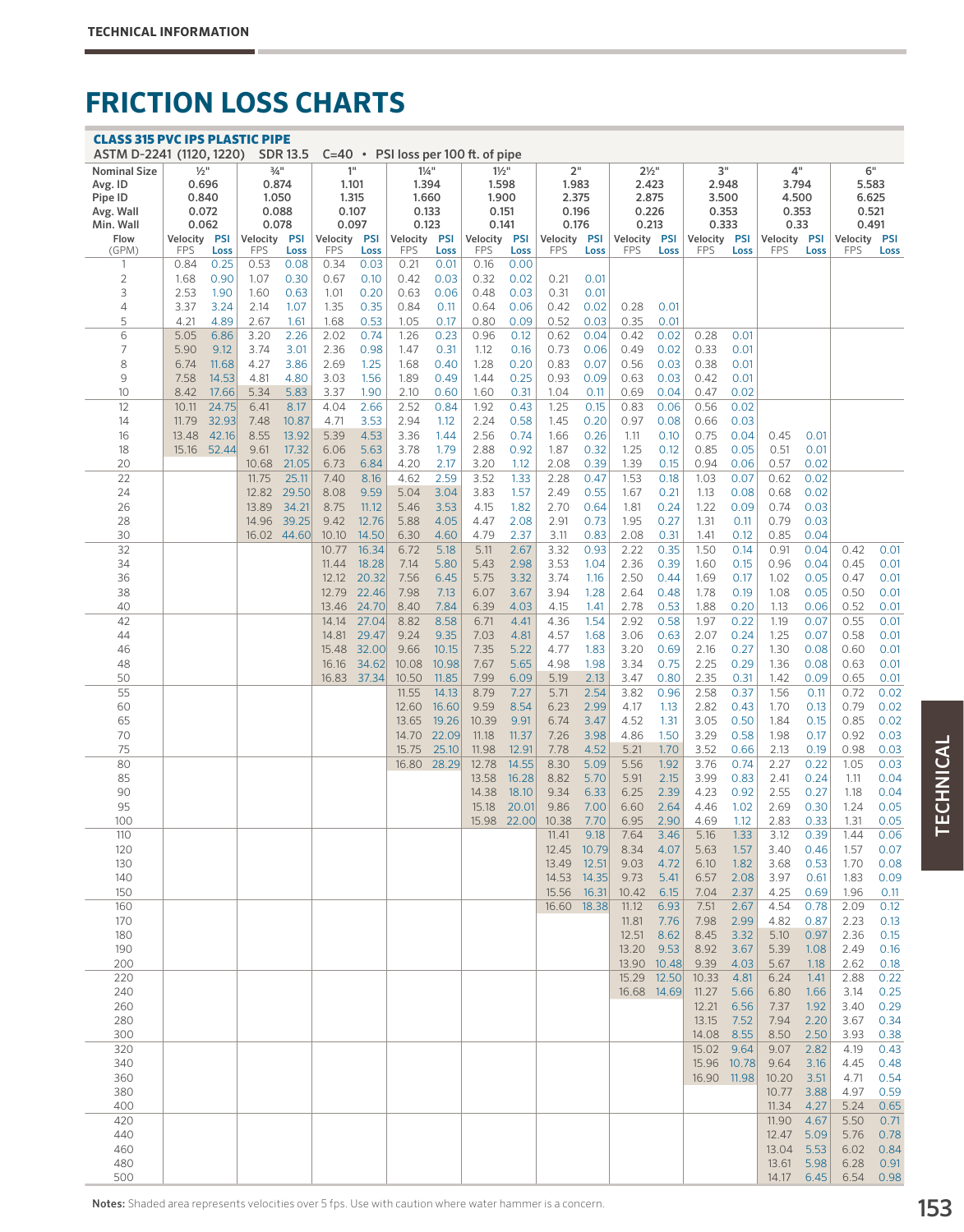# FRICTION LOSS CHARTS

## CLASS 315 PVC IPS PLASTIC PIPE

ASTM D-2241 (1120, 1220) SDR 13.5 C=40 • PSI loss per 100 ft. of pipe

| Nominal Size | ½" | | ¾" | | 1" | | 1¼" | | 1½" | | 2" | | 2½" | | 3" | | 4" | | 6" | |
|---|---|---|---|---|---|---|---|---|---|---|---|---|---|---|---|---|---|---|---|---|
| Avg. ID | 0.696 | | 0.874 | | 1.101 | | 1.394 | | 1.598 | | 1.983 | | 2.423 | | 2.948 | | 3.794 | | 5.583 | |
| Pipe ID | 0.840 | | 1.050 | | 1.315 | | 1.660 | | 1.900 | | 2.375 | | 2.875 | | 3.500 | | 4.500 | | 6.625 | |
| Avg. Wall | 0.072 | | 0.088 | | 0.107 | | 0.133 | | 0.151 | | 0.196 | | 0.226 | | 0.353 | | 0.353 | | 0.521 | |
| Min. Wall | 0.062 | | 0.078 | | 0.097 | | 0.123 | | 0.141 | | 0.176 | | 0.213 | | 0.333 | | 0.33 | | 0.491 | |
| Flow (GPM) | Velocity FPS | PSI Loss | Velocity FPS | PSI Loss | Velocity FPS | PSI Loss | Velocity FPS | PSI Loss | Velocity FPS | PSI Loss | Velocity FPS | PSI Loss | Velocity FPS | PSI Loss | Velocity FPS | PSI Loss | Velocity FPS | PSI Loss | Velocity FPS | PSI Loss |
| 1 | 0.84 | 0.25 | 0.53 | 0.08 | 0.34 | 0.03 | 0.21 | 0.01 | 0.16 | 0.00 | | | | | | | | | | |
| 2 | 1.68 | 0.90 | 1.07 | 0.30 | 0.67 | 0.10 | 0.42 | 0.03 | 0.32 | 0.02 | 0.21 | 0.01 | | | | | | | | |
| 3 | 2.53 | 1.90 | 1.60 | 0.63 | 1.01 | 0.20 | 0.63 | 0.06 | 0.48 | 0.03 | 0.31 | 0.01 | | | | | | | | |
| 4 | 3.37 | 3.24 | 2.14 | 1.07 | 1.35 | 0.35 | 0.84 | 0.11 | 0.64 | 0.06 | 0.42 | 0.02 | 0.28 | 0.01 | | | | | | |
| 5 | 4.21 | 4.89 | 2.67 | 1.61 | 1.68 | 0.53 | 1.05 | 0.17 | 0.80 | 0.09 | 0.52 | 0.03 | 0.35 | 0.01 | | | | | | |
| 6 | 5.05 | 6.86 | 3.20 | 2.26 | 2.02 | 0.74 | 1.26 | 0.23 | 0.96 | 0.12 | 0.62 | 0.04 | 0.42 | 0.02 | 0.28 | 0.01 | | | | |
| 7 | 5.90 | 9.12 | 3.74 | 3.01 | 2.36 | 0.98 | 1.47 | 0.31 | 1.12 | 0.16 | 0.73 | 0.06 | 0.49 | 0.02 | 0.33 | 0.01 | | | | |
| 8 | 6.74 | 11.68 | 4.27 | 3.86 | 2.69 | 1.25 | 1.68 | 0.40 | 1.28 | 0.20 | 0.83 | 0.07 | 0.56 | 0.03 | 0.38 | 0.01 | | | | |
| 9 | 7.58 | 14.53 | 4.81 | 4.80 | 3.03 | 1.56 | 1.89 | 0.49 | 1.44 | 0.25 | 0.93 | 0.09 | 0.63 | 0.03 | 0.42 | 0.01 | | | | |
| 10 | 8.42 | 17.66 | 5.34 | 5.83 | 3.37 | 1.90 | 2.10 | 0.60 | 1.60 | 0.31 | 1.04 | 0.11 | 0.69 | 0.04 | 0.47 | 0.02 | | | | |
| 12 | 10.11 | 24.75 | 6.41 | 8.17 | 4.04 | 2.66 | 2.52 | 0.84 | 1.92 | 0.43 | 1.25 | 0.15 | 0.83 | 0.06 | 0.56 | 0.02 | | | | |
| 14 | 11.79 | 32.93 | 7.48 | 10.87 | 4.71 | 3.53 | 2.94 | 1.12 | 2.24 | 0.58 | 1.45 | 0.20 | 0.97 | 0.08 | 0.66 | 0.03 | | | | |
| 16 | 13.48 | 42.16 | 8.55 | 13.92 | 5.39 | 4.53 | 3.36 | 1.44 | 2.56 | 0.74 | 1.66 | 0.26 | 1.11 | 0.10 | 0.75 | 0.04 | 0.45 | 0.01 | | |
| 18 | 15.16 | 52.44 | 9.61 | 17.32 | 6.06 | 5.63 | 3.78 | 1.79 | 2.88 | 0.92 | 1.87 | 0.32 | 1.25 | 0.12 | 0.85 | 0.05 | 0.51 | 0.01 | | |
| 20 | | | 10.68 | 21.05 | 6.73 | 6.84 | 4.20 | 2.17 | 3.20 | 1.12 | 2.08 | 0.39 | 1.39 | 0.15 | 0.94 | 0.06 | 0.57 | 0.02 | | |
| 22 | | | 11.75 | 25.11 | 7.40 | 8.16 | 4.62 | 2.59 | 3.52 | 1.33 | 2.28 | 0.47 | 1.53 | 0.18 | 1.03 | 0.07 | 0.62 | 0.02 | | |
| 24 | | | 12.82 | 29.50 | 8.08 | 9.59 | 5.04 | 3.04 | 3.83 | 1.57 | 2.49 | 0.55 | 1.67 | 0.21 | 1.13 | 0.08 | 0.68 | 0.02 | | |
| 26 | | | 13.89 | 34.21 | 8.75 | 11.12 | 5.46 | 3.53 | 4.15 | 1.82 | 2.70 | 0.64 | 1.81 | 0.24 | 1.22 | 0.09 | 0.74 | 0.03 | | |
| 28 | | | 14.96 | 39.25 | 9.42 | 12.76 | 5.88 | 4.05 | 4.47 | 2.08 | 2.91 | 0.73 | 1.95 | 0.27 | 1.31 | 0.11 | 0.79 | 0.03 | | |
| 30 | | | 16.02 | 44.60 | 10.10 | 14.50 | 6.30 | 4.60 | 4.79 | 2.37 | 3.11 | 0.83 | 2.08 | 0.31 | 1.41 | 0.12 | 0.85 | 0.04 | | |
| 32 | | | | | 10.77 | 16.34 | 6.72 | 5.18 | 5.11 | 2.67 | 3.32 | 0.93 | 2.22 | 0.35 | 1.50 | 0.14 | 0.91 | 0.04 | 0.42 | 0.01 |
| 34 | | | | | 11.44 | 18.28 | 7.14 | 5.80 | 5.43 | 2.98 | 3.53 | 1.04 | 2.36 | 0.39 | 1.60 | 0.15 | 0.96 | 0.04 | 0.45 | 0.01 |
| 36 | | | | | 12.12 | 20.32 | 7.56 | 6.45 | 5.75 | 3.32 | 3.74 | 1.16 | 2.50 | 0.44 | 1.69 | 0.17 | 1.02 | 0.05 | 0.47 | 0.01 |
| 38 | | | | | 12.79 | 22.46 | 7.98 | 7.13 | 6.07 | 3.67 | 3.94 | 1.28 | 2.64 | 0.48 | 1.78 | 0.19 | 1.08 | 0.05 | 0.50 | 0.01 |
| 40 | | | | | 13.46 | 24.70 | 8.40 | 7.84 | 6.39 | 4.03 | 4.15 | 1.41 | 2.78 | 0.53 | 1.88 | 0.20 | 1.13 | 0.06 | 0.52 | 0.01 |
| 42 | | | | | 14.14 | 27.04 | 8.82 | 8.58 | 6.71 | 4.41 | 4.36 | 1.54 | 2.92 | 0.58 | 1.97 | 0.22 | 1.19 | 0.07 | 0.55 | 0.01 |
| 44 | | | | | 14.81 | 29.47 | 9.24 | 9.35 | 7.03 | 4.81 | 4.57 | 1.68 | 3.06 | 0.63 | 2.07 | 0.24 | 1.25 | 0.07 | 0.58 | 0.01 |
| 46 | | | | | 15.48 | 32.00 | 9.66 | 10.15 | 7.35 | 5.22 | 4.77 | 1.83 | 3.20 | 0.69 | 2.16 | 0.27 | 1.30 | 0.08 | 0.60 | 0.01 |
| 48 | | | | | 16.16 | 34.62 | 10.08 | 10.98 | 7.67 | 5.65 | 4.98 | 1.98 | 3.34 | 0.75 | 2.25 | 0.29 | 1.36 | 0.08 | 0.63 | 0.01 |
| 50 | | | | | 16.83 | 37.34 | 10.50 | 11.85 | 7.99 | 6.09 | 5.19 | 2.13 | 3.47 | 0.80 | 2.35 | 0.31 | 1.42 | 0.09 | 0.65 | 0.01 |
| 55 | | | | | | | 11.55 | 14.13 | 8.79 | 7.27 | 5.71 | 2.54 | 3.82 | 0.96 | 2.58 | 0.37 | 1.56 | 0.11 | 0.72 | 0.02 |
| 60 | | | | | | | 12.60 | 16.60 | 9.59 | 8.54 | 6.23 | 2.99 | 4.17 | 1.13 | 2.82 | 0.43 | 1.70 | 0.13 | 0.79 | 0.02 |
| 65 | | | | | | | 13.65 | 19.26 | 10.39 | 9.91 | 6.74 | 3.47 | 4.52 | 1.31 | 3.05 | 0.50 | 1.84 | 0.15 | 0.85 | 0.02 |
| 70 | | | | | | | 14.70 | 22.09 | 11.18 | 11.37 | 7.26 | 3.98 | 4.86 | 1.50 | 3.29 | 0.58 | 1.98 | 0.17 | 0.92 | 0.03 |
| 75 | | | | | | | 15.75 | 25.10 | 11.98 | 12.91 | 7.78 | 4.52 | 5.21 | 1.70 | 3.52 | 0.66 | 2.13 | 0.19 | 0.98 | 0.03 |
| 80 | | | | | | | 16.80 | 28.29 | 12.78 | 14.55 | 8.30 | 5.09 | 5.56 | 1.92 | 3.76 | 0.74 | 2.27 | 0.22 | 1.05 | 0.03 |
| 85 | | | | | | | | | 13.58 | 16.28 | 8.82 | 5.70 | 5.91 | 2.15 | 3.99 | 0.83 | 2.41 | 0.24 | 1.11 | 0.04 |
| 90 | | | | | | | | | 14.38 | 18.10 | 9.34 | 6.33 | 6.25 | 2.39 | 4.23 | 0.92 | 2.55 | 0.27 | 1.18 | 0.04 |
| 95 | | | | | | | | | 15.18 | 20.01 | 9.86 | 7.00 | 6.60 | 2.64 | 4.46 | 1.02 | 2.69 | 0.30 | 1.24 | 0.05 |
| 100 | | | | | | | | | 15.98 | 22.00 | 10.38 | 7.70 | 6.95 | 2.90 | 4.69 | 1.12 | 2.83 | 0.33 | 1.31 | 0.05 |
| 110 | | | | | | | | | | | 11.41 | 9.18 | 7.64 | 3.46 | 5.16 | 1.33 | 3.12 | 0.39 | 1.44 | 0.06 |
| 120 | | | | | | | | | | | 12.45 | 10.79 | 8.34 | 4.07 | 5.63 | 1.57 | 3.40 | 0.46 | 1.57 | 0.07 |
| 130 | | | | | | | | | | | 13.49 | 12.51 | 9.03 | 4.72 | 6.10 | 1.82 | 3.68 | 0.53 | 1.70 | 0.08 |
| 140 | | | | | | | | | | | 14.53 | 14.35 | 9.73 | 5.41 | 6.57 | 2.08 | 3.97 | 0.61 | 1.83 | 0.09 |
| 150 | | | | | | | | | | | 15.56 | 16.31 | 10.42 | 6.15 | 7.04 | 2.37 | 4.25 | 0.69 | 1.96 | 0.11 |
| 160 | | | | | | | | | | | 16.60 | 18.38 | 11.12 | 6.93 | 7.51 | 2.67 | 4.54 | 0.78 | 2.09 | 0.12 |
| 170 | | | | | | | | | | | | | 11.81 | 7.76 | 7.98 | 2.99 | 4.82 | 0.87 | 2.23 | 0.13 |
| 180 | | | | | | | | | | | | | 12.51 | 8.62 | 8.45 | 3.32 | 5.10 | 0.97 | 2.36 | 0.15 |
| 190 | | | | | | | | | | | | | 13.20 | 9.53 | 8.92 | 3.67 | 5.39 | 1.08 | 2.49 | 0.16 |
| 200 | | | | | | | | | | | | | 13.90 | 10.48 | 9.39 | 4.03 | 5.67 | 1.18 | 2.62 | 0.18 |
| 220 | | | | | | | | | | | | | 15.29 | 12.50 | 10.33 | 4.81 | 6.24 | 1.41 | 2.88 | 0.22 |
| 240 | | | | | | | | | | | | | 16.68 | 14.69 | 11.27 | 5.66 | 6.80 | 1.66 | 3.14 | 0.25 |
| 260 | | | | | | | | | | | | | | | 12.21 | 6.56 | 7.37 | 1.92 | 3.40 | 0.29 |
| 280 | | | | | | | | | | | | | | | 13.15 | 7.52 | 7.94 | 2.20 | 3.67 | 0.34 |
| 300 | | | | | | | | | | | | | | | 14.08 | 8.55 | 8.50 | 2.50 | 3.93 | 0.38 |
| 320 | | | | | | | | | | | | | | | 15.02 | 9.64 | 9.07 | 2.82 | 4.19 | 0.43 |
| 340 | | | | | | | | | | | | | | | 15.96 | 10.78 | 9.64 | 3.16 | 4.45 | 0.48 |
| 360 | | | | | | | | | | | | | | | 16.90 | 11.98 | 10.20 | 3.51 | 4.71 | 0.54 |
| 380 | | | | | | | | | | | | | | | | | 10.77 | 3.88 | 4.97 | 0.59 |
| 400 | | | | | | | | | | | | | | | | | 11.34 | 4.27 | 5.24 | 0.65 |
| 420 | | | | | | | | | | | | | | | | | 11.90 | 4.67 | 5.50 | 0.71 |
| 440 | | | | | | | | | | | | | | | | | 12.47 | 5.09 | 5.76 | 0.78 |
| 460 | | | | | | | | | | | | | | | | | 13.04 | 5.53 | 6.02 | 0.84 |
| 480 | | | | | | | | | | | | | | | | | 13.61 | 5.98 | 6.28 | 0.91 |
| 500 | | | | | | | | | | | | | | | | | 14.17 | 6.45 | 6.54 | 0.98 |

**Notes:** Shaded area represents velocities over 5 fps. Use with caution where water hammer is a concern.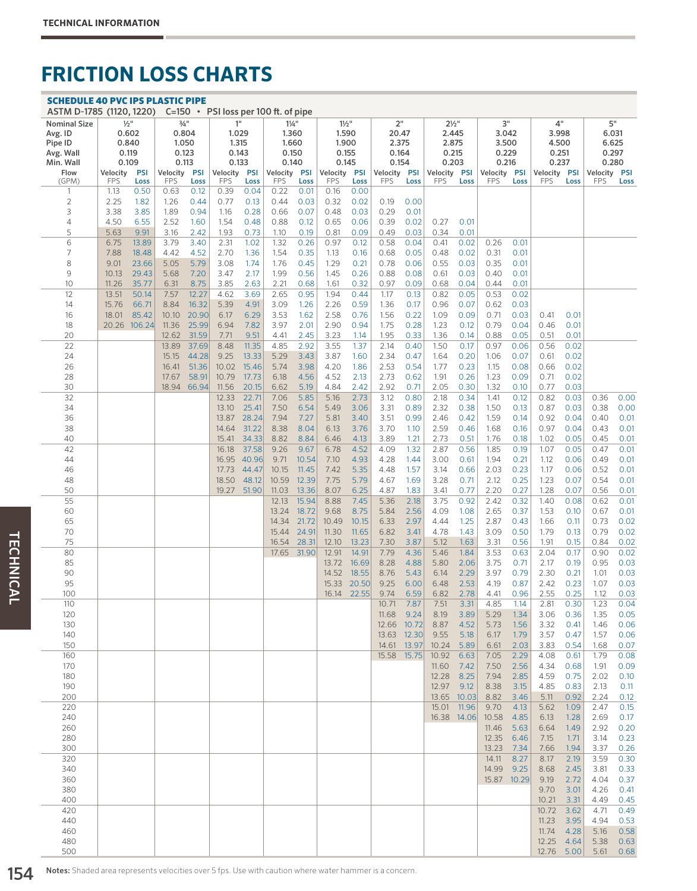TECHNICAL INFORMATION

# FRICTION LOSS CHARTS

## SCHEDULE 40 PVC IPS PLASTIC PIPE

ASTM D-1785 (1120, 1220) C=150 • PSI loss per 100 ft. of pipe

| Nominal Size | ½" | | ¾" | | 1" | | 1¼" | | 1½" | | 2" | | 2½" | | 3" | | 4" | | 5" | |
|---|---|---|---|---|---|---|---|---|---|---|---|---|---|---|---|---|---|---|---|---|
| Avg. ID | 0.602 | | 0.804 | | 1.029 | | 1.360 | | 1.590 | | 20.47 | | 2.445 | | 3.042 | | 3.998 | | 6.031 | |
| Pipe ID | 0.840 | | 1.050 | | 1.315 | | 1.660 | | 1.900 | | 2.375 | | 2.875 | | 3.500 | | 4.500 | | 6.625 | |
| Avg. Wall | 0.119 | | 0.123 | | 0.143 | | 0.150 | | 0.155 | | 0.164 | | 0.215 | | 0.229 | | 0.251 | | 0.297 | |
| Min. Wall | 0.109 | | 0.113 | | 0.133 | | 0.140 | | 0.145 | | 0.154 | | 0.203 | | 0.216 | | 0.237 | | 0.280 | |
| Flow (GPM) | Velocity FPS | PSI Loss | Velocity FPS | PSI Loss | Velocity FPS | PSI Loss | Velocity FPS | PSI Loss | Velocity FPS | PSI Loss | Velocity FPS | PSI Loss | Velocity FPS | PSI Loss | Velocity FPS | PSI Loss | Velocity FPS | PSI Loss | Velocity FPS | PSI Loss |
| 1 | 1.13 | 0.50 | 0.63 | 0.12 | 0.39 | 0.04 | 0.22 | 0.01 | 0.16 | 0.00 | | | | | | | | | | |
| 2 | 2.25 | 1.82 | 1.26 | 0.44 | 0.77 | 0.13 | 0.44 | 0.03 | 0.32 | 0.02 | 0.19 | 0.00 | | | | | | | | |
| 3 | 3.38 | 3.85 | 1.89 | 0.94 | 1.16 | 0.28 | 0.66 | 0.07 | 0.48 | 0.03 | 0.29 | 0.01 | | | | | | | | |
| 4 | 4.50 | 6.55 | 2.52 | 1.60 | 1.54 | 0.48 | 0.88 | 0.12 | 0.65 | 0.06 | 0.39 | 0.02 | 0.27 | 0.01 | | | | | | |
| 5 | 5.63 | 9.91 | 3.16 | 2.42 | 1.93 | 0.73 | 1.10 | 0.19 | 0.81 | 0.09 | 0.49 | 0.03 | 0.34 | 0.01 | | | | | | |
| 6 | 6.75 | 13.89 | 3.79 | 3.40 | 2.31 | 1.02 | 1.32 | 0.26 | 0.97 | 0.12 | 0.58 | 0.04 | 0.41 | 0.02 | 0.26 | 0.01 | | | | |
| 7 | 7.88 | 18.48 | 4.42 | 4.52 | 2.70 | 1.36 | 1.54 | 0.35 | 1.13 | 0.16 | 0.68 | 0.05 | 0.48 | 0.02 | 0.31 | 0.01 | | | | |
| 8 | 9.01 | 23.66 | 5.05 | 5.79 | 3.08 | 1.74 | 1.76 | 0.45 | 1.29 | 0.21 | 0.78 | 0.06 | 0.55 | 0.03 | 0.35 | 0.01 | | | | |
| 9 | 10.13 | 29.43 | 5.68 | 7.20 | 3.47 | 2.17 | 1.99 | 0.56 | 1.45 | 0.26 | 0.88 | 0.08 | 0.61 | 0.03 | 0.40 | 0.01 | | | | |
| 10 | 11.26 | 35.77 | 6.31 | 8.75 | 3.85 | 2.63 | 2.21 | 0.68 | 1.61 | 0.32 | 0.97 | 0.09 | 0.68 | 0.04 | 0.44 | 0.01 | | | | |
| 12 | 13.51 | 50.14 | 7.57 | 12.27 | 4.62 | 3.69 | 2.65 | 0.95 | 1.94 | 0.44 | 1.17 | 0.13 | 0.82 | 0.05 | 0.53 | 0.02 | | | | |
| 14 | 15.76 | 66.71 | 8.84 | 16.32 | 5.39 | 4.91 | 3.09 | 1.26 | 2.26 | 0.59 | 1.36 | 0.17 | 0.96 | 0.07 | 0.62 | 0.03 | | | | |
| 16 | 18.01 | 85.42 | 10.10 | 20.90 | 6.17 | 6.29 | 3.53 | 1.62 | 2.58 | 0.76 | 1.56 | 0.22 | 1.09 | 0.09 | 0.71 | 0.03 | 0.41 | 0.01 | | |
| 18 | 20.26 | 106.24 | 11.36 | 25.99 | 6.94 | 7.82 | 3.97 | 2.01 | 2.90 | 0.94 | 1.75 | 0.28 | 1.23 | 0.12 | 0.79 | 0.04 | 0.46 | 0.01 | | |
| 20 | | | 12.62 | 31.59 | 7.71 | 9.51 | 4.41 | 2.45 | 3.23 | 1.14 | 1.95 | 0.33 | 1.36 | 0.14 | 0.88 | 0.05 | 0.51 | 0.01 | | |
| 22 | | | 13.89 | 37.69 | 8.48 | 11.35 | 4.85 | 2.92 | 3.55 | 1.37 | 2.14 | 0.40 | 1.50 | 0.17 | 0.97 | 0.06 | 0.56 | 0.02 | | |
| 24 | | | 15.15 | 44.28 | 9.25 | 13.33 | 5.29 | 3.43 | 3.87 | 1.60 | 2.34 | 0.47 | 1.64 | 0.20 | 1.06 | 0.07 | 0.61 | 0.02 | | |
| 26 | | | 16.41 | 51.36 | 10.02 | 15.46 | 5.74 | 3.98 | 4.20 | 1.86 | 2.53 | 0.54 | 1.77 | 0.23 | 1.15 | 0.08 | 0.66 | 0.02 | | |
| 28 | | | 17.67 | 58.91 | 10.79 | 17.73 | 6.18 | 4.56 | 4.52 | 2.13 | 2.73 | 0.62 | 1.91 | 0.26 | 1.23 | 0.09 | 0.71 | 0.02 | | |
| 30 | | | 18.94 | 66.94 | 11.56 | 20.15 | 6.62 | 5.19 | 4.84 | 2.42 | 2.92 | 0.71 | 2.05 | 0.30 | 1.32 | 0.10 | 0.77 | 0.03 | | |
| 32 | | | | | 12.33 | 22.71 | 7.06 | 5.85 | 5.16 | 2.73 | 3.12 | 0.80 | 2.18 | 0.34 | 1.41 | 0.12 | 0.82 | 0.03 | 0.36 | 0.00 |
| 34 | | | | | 13.10 | 25.41 | 7.50 | 6.54 | 5.49 | 3.06 | 3.31 | 0.89 | 2.32 | 0.38 | 1.50 | 0.13 | 0.87 | 0.03 | 0.38 | 0.00 |
| 36 | | | | | 13.87 | 28.24 | 7.94 | 7.27 | 5.81 | 3.40 | 3.51 | 0.99 | 2.46 | 0.42 | 1.59 | 0.14 | 0.92 | 0.04 | 0.40 | 0.01 |
| 38 | | | | | 14.64 | 31.22 | 8.38 | 8.04 | 6.13 | 3.76 | 3.70 | 1.10 | 2.59 | 0.46 | 1.68 | 0.16 | 0.97 | 0.04 | 0.43 | 0.01 |
| 40 | | | | | 15.41 | 34.33 | 8.82 | 8.84 | 6.46 | 4.13 | 3.89 | 1.21 | 2.73 | 0.51 | 1.76 | 0.18 | 1.02 | 0.05 | 0.45 | 0.01 |
| 42 | | | | | 16.18 | 37.58 | 9.26 | 9.67 | 6.78 | 4.52 | 4.09 | 1.32 | 2.87 | 0.56 | 1.85 | 0.19 | 1.07 | 0.05 | 0.47 | 0.01 |
| 44 | | | | | 16.95 | 40.96 | 9.71 | 10.54 | 7.10 | 4.93 | 4.28 | 1.44 | 3.00 | 0.61 | 1.94 | 0.21 | 1.12 | 0.06 | 0.49 | 0.01 |
| 46 | | | | | 17.73 | 44.47 | 10.15 | 11.45 | 7.42 | 5.35 | 4.48 | 1.57 | 3.14 | 0.66 | 2.03 | 0.23 | 1.17 | 0.06 | 0.52 | 0.01 |
| 48 | | | | | 18.50 | 48.12 | 10.59 | 12.39 | 7.75 | 5.79 | 4.67 | 1.69 | 3.28 | 0.71 | 2.12 | 0.25 | 1.23 | 0.07 | 0.54 | 0.01 |
| 50 | | | | | 19.27 | 51.90 | 11.03 | 13.36 | 8.07 | 6.25 | 4.87 | 1.83 | 3.41 | 0.77 | 2.20 | 0.27 | 1.28 | 0.07 | 0.56 | 0.01 |
| 55 | | | | | | | 12.13 | 15.94 | 8.88 | 7.45 | 5.36 | 2.18 | 3.75 | 0.92 | 2.42 | 0.32 | 1.40 | 0.08 | 0.62 | 0.01 |
| 60 | | | | | | | 13.24 | 18.72 | 9.68 | 8.75 | 5.84 | 2.56 | 4.09 | 1.08 | 2.65 | 0.37 | 1.53 | 0.10 | 0.67 | 0.01 |
| 65 | | | | | | | 14.34 | 21.72 | 10.49 | 10.15 | 6.33 | 2.97 | 4.44 | 1.25 | 2.87 | 0.43 | 1.66 | 0.11 | 0.73 | 0.02 |
| 70 | | | | | | | 15.44 | 24.91 | 11.30 | 11.65 | 6.82 | 3.41 | 4.78 | 1.43 | 3.09 | 0.50 | 1.79 | 0.13 | 0.79 | 0.02 |
| 75 | | | | | | | 16.54 | 28.31 | 12.10 | 13.23 | 7.30 | 3.87 | 5.12 | 1.63 | 3.31 | 0.56 | 1.91 | 0.15 | 0.84 | 0.02 |
| 80 | | | | | | | 17.65 | 31.90 | 12.91 | 14.91 | 7.79 | 4.36 | 5.46 | 1.84 | 3.53 | 0.63 | 2.04 | 0.17 | 0.90 | 0.02 |
| 85 | | | | | | | | | 13.72 | 16.69 | 8.28 | 4.88 | 5.80 | 2.06 | 3.75 | 0.71 | 2.17 | 0.19 | 0.95 | 0.03 |
| 90 | | | | | | | | | 14.52 | 18.55 | 8.76 | 5.43 | 6.14 | 2.29 | 3.97 | 0.79 | 2.30 | 0.21 | 1.01 | 0.03 |
| 95 | | | | | | | | | 15.33 | 20.50 | 9.25 | 6.00 | 6.48 | 2.53 | 4.19 | 0.87 | 2.42 | 0.23 | 1.07 | 0.03 |
| 100 | | | | | | | | | 16.14 | 22.55 | 9.74 | 6.59 | 6.82 | 2.78 | 4.41 | 0.96 | 2.55 | 0.25 | 1.12 | 0.03 |
| 110 | | | | | | | | | | | 10.71 | 7.87 | 7.51 | 3.31 | 4.85 | 1.14 | 2.81 | 0.30 | 1.23 | 0.04 |
| 120 | | | | | | | | | | | 11.68 | 9.24 | 8.19 | 3.89 | 5.29 | 1.34 | 3.06 | 0.36 | 1.35 | 0.05 |
| 130 | | | | | | | | | | | 12.66 | 10.72 | 8.87 | 4.52 | 5.73 | 1.56 | 3.32 | 0.41 | 1.46 | 0.06 |
| 140 | | | | | | | | | | | 13.63 | 12.30 | 9.55 | 5.18 | 6.17 | 1.79 | 3.57 | 0.47 | 1.57 | 0.06 |
| 150 | | | | | | | | | | | 14.61 | 13.97 | 10.24 | 5.89 | 6.61 | 2.03 | 3.83 | 0.54 | 1.68 | 0.07 |
| 160 | | | | | | | | | | | 15.58 | 15.75 | 10.92 | 6.63 | 7.05 | 2.29 | 4.08 | 0.61 | 1.79 | 0.08 |
| 170 | | | | | | | | | | | | | 11.60 | 7.42 | 7.50 | 2.56 | 4.34 | 0.68 | 1.91 | 0.09 |
| 180 | | | | | | | | | | | | | 12.28 | 8.25 | 7.94 | 2.85 | 4.59 | 0.75 | 2.02 | 0.10 |
| 190 | | | | | | | | | | | | | 12.97 | 9.12 | 8.38 | 3.15 | 4.85 | 0.83 | 2.13 | 0.11 |
| 200 | | | | | | | | | | | | | 13.65 | 10.03 | 8.82 | 3.46 | 5.11 | 0.92 | 2.24 | 0.12 |
| 220 | | | | | | | | | | | | | 15.01 | 11.96 | 9.70 | 4.13 | 5.62 | 1.09 | 2.47 | 0.15 |
| 240 | | | | | | | | | | | | | 16.38 | 14.06 | 10.58 | 4.85 | 6.13 | 1.28 | 2.69 | 0.17 |
| 260 | | | | | | | | | | | | | | | 11.46 | 5.63 | 6.64 | 1.49 | 2.92 | 0.20 |
| 280 | | | | | | | | | | | | | | | 12.35 | 6.46 | 7.15 | 1.71 | 3.14 | 0.23 |
| 300 | | | | | | | | | | | | | | | 13.23 | 7.34 | 7.66 | 1.94 | 3.37 | 0.26 |
| 320 | | | | | | | | | | | | | | | 14.11 | 8.27 | 8.17 | 2.19 | 3.59 | 0.30 |
| 340 | | | | | | | | | | | | | | | 14.99 | 9.25 | 8.68 | 2.45 | 3.81 | 0.33 |
| 360 | | | | | | | | | | | | | | | 15.87 | 10.29 | 9.19 | 2.72 | 4.04 | 0.37 |
| 380 | | | | | | | | | | | | | | | | | 9.70 | 3.01 | 4.26 | 0.41 |
| 400 | | | | | | | | | | | | | | | | | 10.21 | 3.31 | 4.49 | 0.45 |
| 420 | | | | | | | | | | | | | | | | | 10.72 | 3.62 | 4.71 | 0.49 |
| 440 | | | | | | | | | | | | | | | | | 11.23 | 3.95 | 4.94 | 0.53 |
| 460 | | | | | | | | | | | | | | | | | 11.74 | 4.28 | 5.16 | 0.58 |
| 480 | | | | | | | | | | | | | | | | | 12.25 | 4.64 | 5.38 | 0.63 |
| 500 | | | | | | | | | | | | | | | | | 12.76 | 5.00 | 5.61 | 0.68 |

**Notes:** Shaded area represents velocities over 5 fps. Use with caution where water hammer is a concern.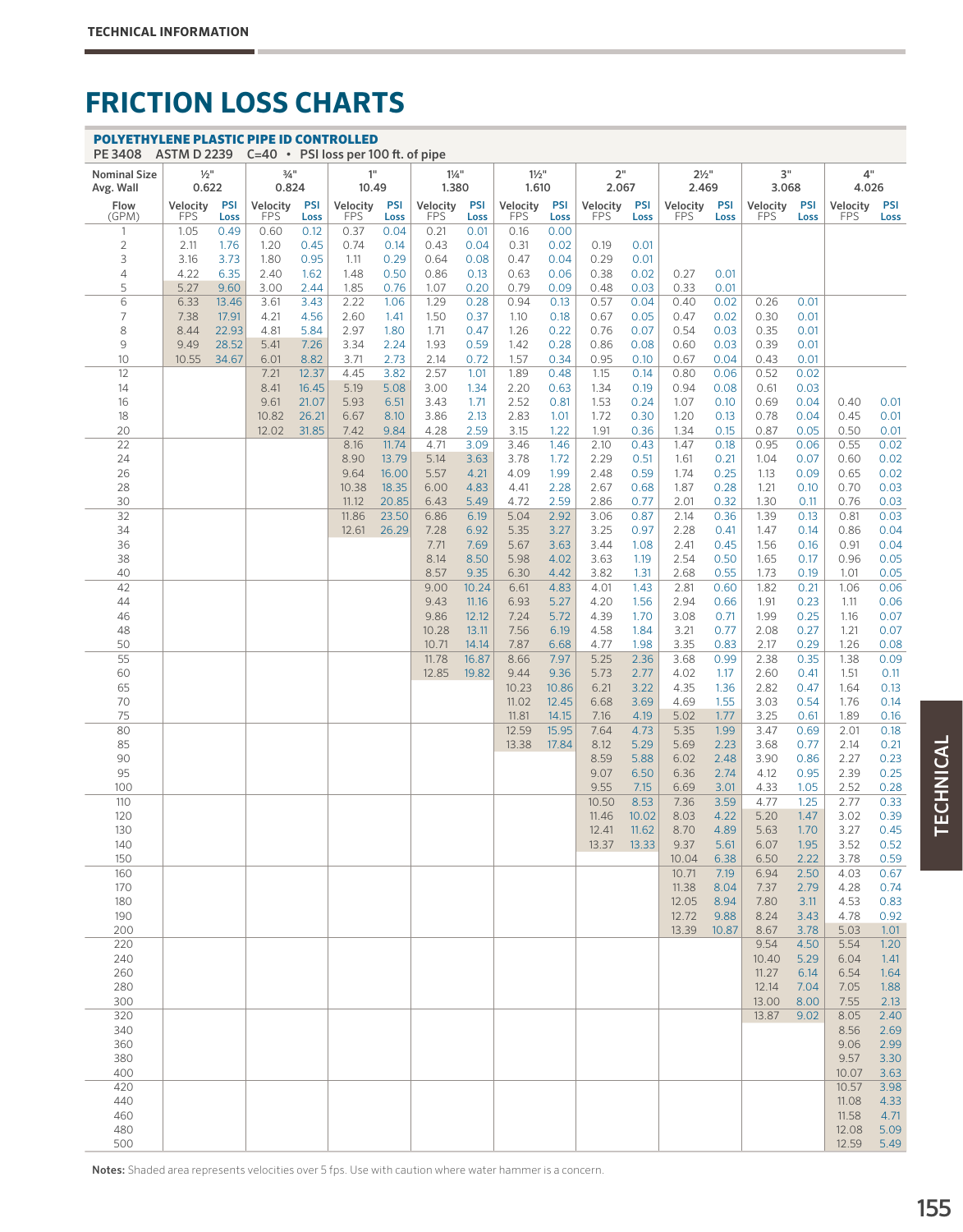TECHNICAL INFORMATION

# FRICTION LOSS CHARTS

## POLYETHYLENE PLASTIC PIPE ID CONTROLLED

PE 3408 ASTM D 2239 C=40 • PSI loss per 100 ft. of pipe

| Nominal Size | ½" | | ¾" | | 1" | | 1¼" | | 1½" | | 2" | | 2½" | | 3" | | 4" | |
|---|---|---|---|---|---|---|---|---|---|---|---|---|---|---|---|---|---|---|
| Avg. Wall | 0.622 | | 0.824 | | 10.49 | | 1.380 | | 1.610 | | 2.067 | | 2.469 | | 3.068 | | 4.026 | |
| Flow (GPM) | Velocity FPS | PSI Loss | Velocity FPS | PSI Loss | Velocity FPS | PSI Loss | Velocity FPS | PSI Loss | Velocity FPS | PSI Loss | Velocity FPS | PSI Loss | Velocity FPS | PSI Loss | Velocity FPS | PSI Loss | Velocity FPS | PSI Loss |
| 1 | 1.05 | 0.49 | 0.60 | 0.12 | 0.37 | 0.04 | 0.21 | 0.01 | 0.16 | 0.00 | | | | | | | | |
| 2 | 2.11 | 1.76 | 1.20 | 0.45 | 0.74 | 0.14 | 0.43 | 0.04 | 0.31 | 0.02 | 0.19 | 0.01 | | | | | | |
| 3 | 3.16 | 3.73 | 1.80 | 0.95 | 1.11 | 0.29 | 0.64 | 0.08 | 0.47 | 0.04 | 0.29 | 0.01 | | | | | | |
| 4 | 4.22 | 6.35 | 2.40 | 1.62 | 1.48 | 0.50 | 0.86 | 0.13 | 0.63 | 0.06 | 0.38 | 0.02 | 0.27 | 0.01 | | | | |
| 5 | 5.27 | 9.60 | 3.00 | 2.44 | 1.85 | 0.76 | 1.07 | 0.20 | 0.79 | 0.09 | 0.48 | 0.03 | 0.33 | 0.01 | | | | |
| 6 | 6.33 | 13.46 | 3.61 | 3.43 | 2.22 | 1.06 | 1.29 | 0.28 | 0.94 | 0.13 | 0.57 | 0.04 | 0.40 | 0.02 | 0.26 | 0.01 | | |
| 7 | 7.38 | 17.91 | 4.21 | 4.56 | 2.60 | 1.41 | 1.50 | 0.37 | 1.10 | 0.18 | 0.67 | 0.05 | 0.47 | 0.02 | 0.30 | 0.01 | | |
| 8 | 8.44 | 22.93 | 4.81 | 5.84 | 2.97 | 1.80 | 1.71 | 0.47 | 1.26 | 0.22 | 0.76 | 0.07 | 0.54 | 0.03 | 0.35 | 0.01 | | |
| 9 | 9.49 | 28.52 | 5.41 | 7.26 | 3.34 | 2.24 | 1.93 | 0.59 | 1.42 | 0.28 | 0.86 | 0.08 | 0.60 | 0.03 | 0.39 | 0.01 | | |
| 10 | 10.55 | 34.67 | 6.01 | 8.82 | 3.71 | 2.73 | 2.14 | 0.72 | 1.57 | 0.34 | 0.95 | 0.10 | 0.67 | 0.04 | 0.43 | 0.01 | | |
| 12 | | | 7.21 | 12.37 | 4.45 | 3.82 | 2.57 | 1.01 | 1.89 | 0.48 | 1.15 | 0.14 | 0.80 | 0.06 | 0.52 | 0.02 | | |
| 14 | | | 8.41 | 16.45 | 5.19 | 5.08 | 3.00 | 1.34 | 2.20 | 0.63 | 1.34 | 0.19 | 0.94 | 0.08 | 0.61 | 0.03 | | |
| 16 | | | 9.61 | 21.07 | 5.93 | 6.51 | 3.43 | 1.71 | 2.52 | 0.81 | 1.53 | 0.24 | 1.07 | 0.10 | 0.69 | 0.04 | 0.40 | 0.01 |
| 18 | | | 10.82 | 26.21 | 6.67 | 8.10 | 3.86 | 2.13 | 2.83 | 1.01 | 1.72 | 0.30 | 1.20 | 0.13 | 0.78 | 0.04 | 0.45 | 0.01 |
| 20 | | | 12.02 | 31.85 | 7.42 | 9.84 | 4.28 | 2.59 | 3.15 | 1.22 | 1.91 | 0.36 | 1.34 | 0.15 | 0.87 | 0.05 | 0.50 | 0.01 |
| 22 | | | | | 8.16 | 11.74 | 4.71 | 3.09 | 3.46 | 1.46 | 2.10 | 0.43 | 1.47 | 0.18 | 0.95 | 0.06 | 0.55 | 0.02 |
| 24 | | | | | 8.90 | 13.79 | 5.14 | 3.63 | 3.78 | 1.72 | 2.29 | 0.51 | 1.61 | 0.21 | 1.04 | 0.07 | 0.60 | 0.02 |
| 26 | | | | | 9.64 | 16.00 | 5.57 | 4.21 | 4.09 | 1.99 | 2.48 | 0.59 | 1.74 | 0.25 | 1.13 | 0.09 | 0.65 | 0.02 |
| 28 | | | | | 10.38 | 18.35 | 6.00 | 4.83 | 4.41 | 2.28 | 2.67 | 0.68 | 1.87 | 0.28 | 1.21 | 0.10 | 0.70 | 0.03 |
| 30 | | | | | 11.12 | 20.85 | 6.43 | 5.49 | 4.72 | 2.59 | 2.86 | 0.77 | 2.01 | 0.32 | 1.30 | 0.11 | 0.76 | 0.03 |
| 32 | | | | | 11.86 | 23.50 | 6.86 | 6.19 | 5.04 | 2.92 | 3.06 | 0.87 | 2.14 | 0.36 | 1.39 | 0.13 | 0.81 | 0.03 |
| 34 | | | | | 12.61 | 26.29 | 7.28 | 6.92 | 5.35 | 3.27 | 3.25 | 0.97 | 2.28 | 0.41 | 1.47 | 0.14 | 0.86 | 0.04 |
| 36 | | | | | | | 7.71 | 7.69 | 5.67 | 3.63 | 3.44 | 1.08 | 2.41 | 0.45 | 1.56 | 0.16 | 0.91 | 0.04 |
| 38 | | | | | | | 8.14 | 8.50 | 5.98 | 4.02 | 3.63 | 1.19 | 2.54 | 0.50 | 1.65 | 0.17 | 0.96 | 0.05 |
| 40 | | | | | | | 8.57 | 9.35 | 6.30 | 4.42 | 3.82 | 1.31 | 2.68 | 0.55 | 1.73 | 0.19 | 1.01 | 0.05 |
| 42 | | | | | | | 9.00 | 10.24 | 6.61 | 4.83 | 4.01 | 1.43 | 2.81 | 0.60 | 1.82 | 0.21 | 1.06 | 0.06 |
| 44 | | | | | | | 9.43 | 11.16 | 6.93 | 5.27 | 4.20 | 1.56 | 2.94 | 0.66 | 1.91 | 0.23 | 1.11 | 0.06 |
| 46 | | | | | | | 9.86 | 12.12 | 7.24 | 5.72 | 4.39 | 1.70 | 3.08 | 0.71 | 1.99 | 0.25 | 1.16 | 0.07 |
| 48 | | | | | | | 10.28 | 13.11 | 7.56 | 6.19 | 4.58 | 1.84 | 3.21 | 0.77 | 2.08 | 0.27 | 1.21 | 0.07 |
| 50 | | | | | | | 10.71 | 14.14 | 7.87 | 6.68 | 4.77 | 1.98 | 3.35 | 0.83 | 2.17 | 0.29 | 1.26 | 0.08 |
| 55 | | | | | | | 11.78 | 16.87 | 8.66 | 7.97 | 5.25 | 2.36 | 3.68 | 0.99 | 2.38 | 0.35 | 1.38 | 0.09 |
| 60 | | | | | | | 12.85 | 19.82 | 9.44 | 9.36 | 5.73 | 2.77 | 4.02 | 1.17 | 2.60 | 0.41 | 1.51 | 0.11 |
| 65 | | | | | | | | | 10.23 | 10.86 | 6.21 | 3.22 | 4.35 | 1.36 | 2.82 | 0.47 | 1.64 | 0.13 |
| 70 | | | | | | | | | 11.02 | 12.45 | 6.68 | 3.69 | 4.69 | 1.55 | 3.03 | 0.54 | 1.76 | 0.14 |
| 75 | | | | | | | | | 11.81 | 14.15 | 7.16 | 4.19 | 5.02 | 1.77 | 3.25 | 0.61 | 1.89 | 0.16 |
| 80 | | | | | | | | | 12.59 | 15.95 | 7.64 | 4.73 | 5.35 | 1.99 | 3.47 | 0.69 | 2.01 | 0.18 |
| 85 | | | | | | | | | 13.38 | 17.84 | 8.12 | 5.29 | 5.69 | 2.23 | 3.68 | 0.77 | 2.14 | 0.21 |
| 90 | | | | | | | | | | | 8.59 | 5.88 | 6.02 | 2.48 | 3.90 | 0.86 | 2.27 | 0.23 |
| 95 | | | | | | | | | | | 9.07 | 6.50 | 6.36 | 2.74 | 4.12 | 0.95 | 2.39 | 0.25 |
| 100 | | | | | | | | | | | 9.55 | 7.15 | 6.69 | 3.01 | 4.33 | 1.05 | 2.52 | 0.28 |
| 110 | | | | | | | | | | | 10.50 | 8.53 | 7.36 | 3.59 | 4.77 | 1.25 | 2.77 | 0.33 |
| 120 | | | | | | | | | | | 11.46 | 10.02 | 8.03 | 4.22 | 5.20 | 1.47 | 3.02 | 0.39 |
| 130 | | | | | | | | | | | 12.41 | 11.62 | 8.70 | 4.89 | 5.63 | 1.70 | 3.27 | 0.45 |
| 140 | | | | | | | | | | | 13.37 | 13.33 | 9.37 | 5.61 | 6.07 | 1.95 | 3.52 | 0.52 |
| 150 | | | | | | | | | | | | | 10.04 | 6.38 | 6.50 | 2.22 | 3.78 | 0.59 |
| 160 | | | | | | | | | | | | | 10.71 | 7.19 | 6.94 | 2.50 | 4.03 | 0.67 |
| 170 | | | | | | | | | | | | | 11.38 | 8.04 | 7.37 | 2.79 | 4.28 | 0.74 |
| 180 | | | | | | | | | | | | | 12.05 | 8.94 | 7.80 | 3.11 | 4.53 | 0.83 |
| 190 | | | | | | | | | | | | | 12.72 | 9.88 | 8.24 | 3.43 | 4.78 | 0.92 |
| 200 | | | | | | | | | | | | | 13.39 | 10.87 | 8.67 | 3.78 | 5.03 | 1.01 |
| 220 | | | | | | | | | | | | | | | 9.54 | 4.50 | 5.54 | 1.20 |
| 240 | | | | | | | | | | | | | | | 10.40 | 5.29 | 6.04 | 1.41 |
| 260 | | | | | | | | | | | | | | | 11.27 | 6.14 | 6.54 | 1.64 |
| 280 | | | | | | | | | | | | | | | 12.14 | 7.04 | 7.05 | 1.88 |
| 300 | | | | | | | | | | | | | | | 13.00 | 8.00 | 7.55 | 2.13 |
| 320 | | | | | | | | | | | | | | | 13.87 | 9.02 | 8.05 | 2.40 |
| 340 | | | | | | | | | | | | | | | | | 8.56 | 2.69 |
| 360 | | | | | | | | | | | | | | | | | 9.06 | 2.99 |
| 380 | | | | | | | | | | | | | | | | | 9.57 | 3.30 |
| 400 | | | | | | | | | | | | | | | | | 10.07 | 3.63 |
| 420 | | | | | | | | | | | | | | | | | 10.57 | 3.98 |
| 440 | | | | | | | | | | | | | | | | | 11.08 | 4.33 |
| 460 | | | | | | | | | | | | | | | | | 11.58 | 4.71 |
| 480 | | | | | | | | | | | | | | | | | 12.08 | 5.09 |
| 500 | | | | | | | | | | | | | | | | | 12.59 | 5.49 |

**Notes:** Shaded area represents velocities over 5 fps. Use with caution where water hammer is a concern.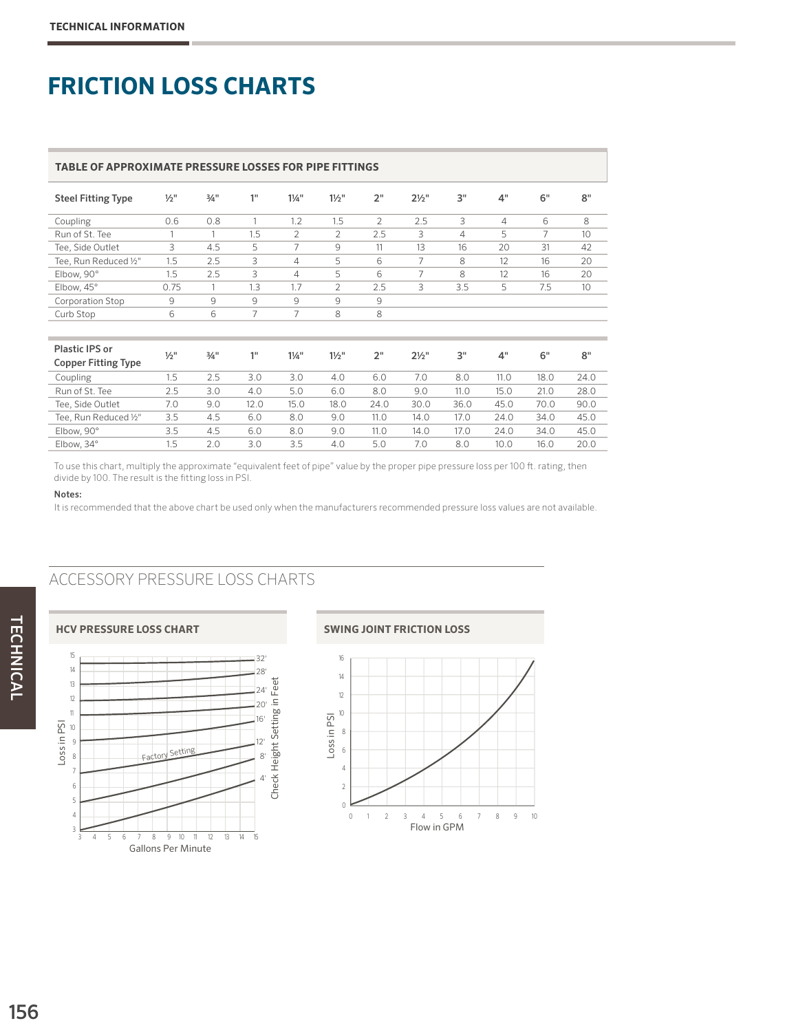# FRICTION LOSS CHARTS

## TABLE OF APPROXIMATE PRESSURE LOSSES FOR PIPE FITTINGS

| Steel Fitting Type | ½" | ¾" | 1" | 1¼" | 1½" | 2" | 2½" | 3" | 4" | 6" | 8" |
|---|---|---|---|---|---|---|---|---|---|---|---|
| Coupling | 0.6 | 0.8 | 1 | 1.2 | 1.5 | 2 | 2.5 | 3 | 4 | 6 | 8 |
| Run of St. Tee | 1 | 1 | 1.5 | 2 | 2 | 2.5 | 3 | 4 | 5 | 7 | 10 |
| Tee, Side Outlet | 3 | 4.5 | 5 | 7 | 9 | 11 | 13 | 16 | 20 | 31 | 42 |
| Tee, Run Reduced ½" | 1.5 | 2.5 | 3 | 4 | 5 | 6 | 7 | 8 | 12 | 16 | 20 |
| Elbow, 90° | 1.5 | 2.5 | 3 | 4 | 5 | 6 | 7 | 8 | 12 | 16 | 20 |
| Elbow, 45° | 0.75 | 1 | 1.3 | 1.7 | 2 | 2.5 | 3 | 3.5 | 5 | 7.5 | 10 |
| Corporation Stop | 9 | 9 | 9 | 9 | 9 | 9 | | | | | |
| Curb Stop | 6 | 6 | 7 | 7 | 8 | 8 | | | | | |

| Plastic IPS or Copper Fitting Type | ½" | ¾" | 1" | 1¼" | 1½" | 2" | 2½" | 3" | 4" | 6" | 8" |
|---|---|---|---|---|---|---|---|---|---|---|---|
| Coupling | 1.5 | 2.5 | 3.0 | 3.0 | 4.0 | 6.0 | 7.0 | 8.0 | 11.0 | 18.0 | 24.0 |
| Run of St. Tee | 2.5 | 3.0 | 4.0 | 5.0 | 6.0 | 8.0 | 9.0 | 11.0 | 15.0 | 21.0 | 28.0 |
| Tee, Side Outlet | 7.0 | 9.0 | 12.0 | 15.0 | 18.0 | 24.0 | 30.0 | 36.0 | 45.0 | 70.0 | 90.0 |
| Tee, Run Reduced ½" | 3.5 | 4.5 | 6.0 | 8.0 | 9.0 | 11.0 | 14.0 | 17.0 | 24.0 | 34.0 | 45.0 |
| Elbow, 90° | 3.5 | 4.5 | 6.0 | 8.0 | 9.0 | 11.0 | 14.0 | 17.0 | 24.0 | 34.0 | 45.0 |
| Elbow, 34° | 1.5 | 2.0 | 3.0 | 3.5 | 4.0 | 5.0 | 7.0 | 8.0 | 10.0 | 16.0 | 20.0 |

To use this chart, multiply the approximate "equivalent feet of pipe" value by the proper pipe pressure loss per 100 ft. rating, then divide by 100. The result is the fitting loss in PSI.

**Notes:**

It is recommended that the above chart be used only when the manufacturers recommended pressure loss values are not available.

## ACCESSORY PRESSURE LOSS CHARTS

### HCV PRESSURE LOSS CHART

### SWING JOINT FRICTION LOSS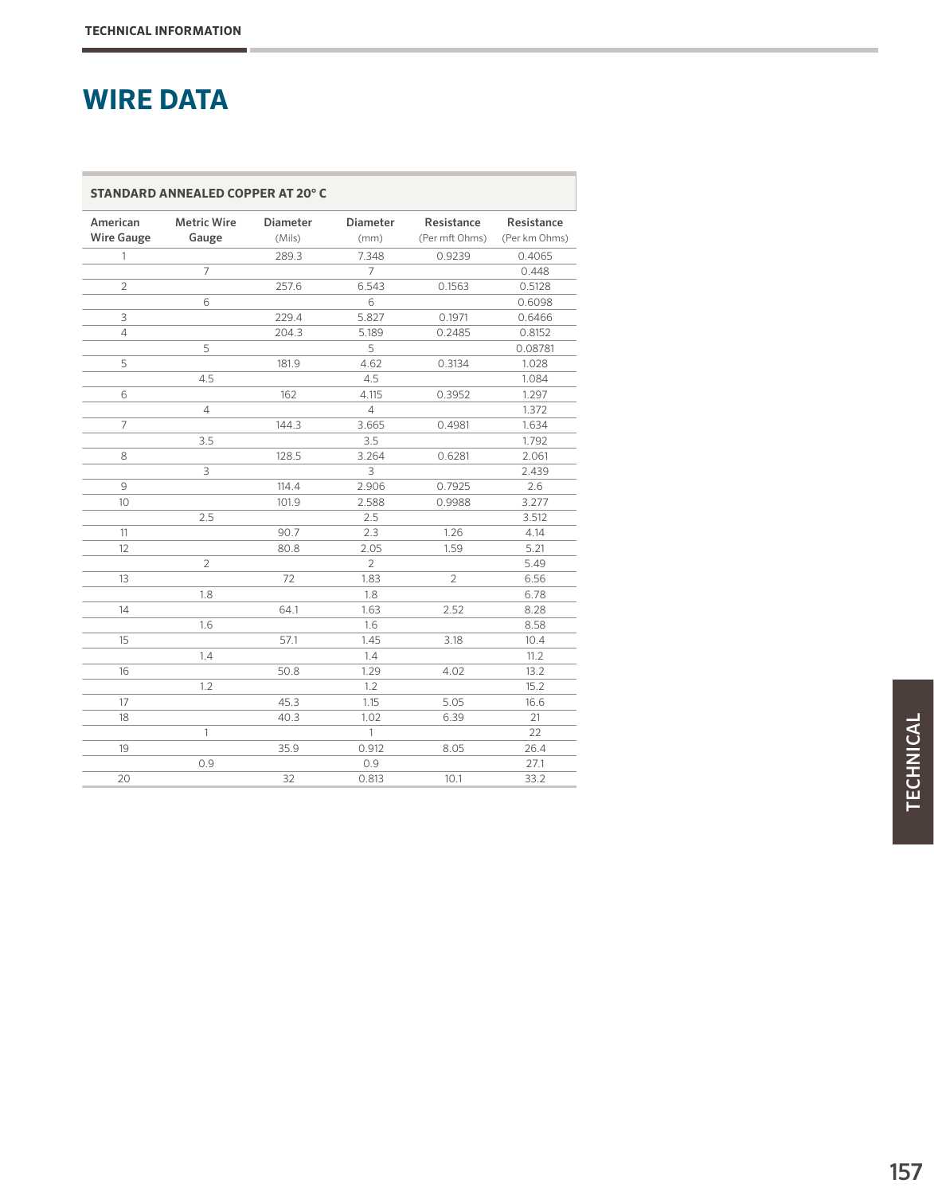## WIRE DATA

| STANDARD ANNEALED COPPER AT 20° C | | | | | |
|---|---|---|---|---|---|
| American Wire Gauge | Metric Wire Gauge | Diameter (Mils) | Diameter (mm) | Resistance (Per mft Ohms) | Resistance (Per km Ohms) |
| 1 | | 289.3 | 7.348 | 0.9239 | 0.4065 |
| | 7 | | 7 | | 0.448 |
| 2 | | 257.6 | 6.543 | 0.1563 | 0.5128 |
| | 6 | | 6 | | 0.6098 |
| 3 | | 229.4 | 5.827 | 0.1971 | 0.6466 |
| 4 | | 204.3 | 5.189 | 0.2485 | 0.8152 |
| | 5 | | 5 | | 0.08781 |
| 5 | | 181.9 | 4.62 | 0.3134 | 1.028 |
| | 4.5 | | 4.5 | | 1.084 |
| 6 | | 162 | 4.115 | 0.3952 | 1.297 |
| | 4 | | 4 | | 1.372 |
| 7 | | 144.3 | 3.665 | 0.4981 | 1.634 |
| | 3.5 | | 3.5 | | 1.792 |
| 8 | | 128.5 | 3.264 | 0.6281 | 2.061 |
| | 3 | | 3 | | 2.439 |
| 9 | | 114.4 | 2.906 | 0.7925 | 2.6 |
| 10 | | 101.9 | 2.588 | 0.9988 | 3.277 |
| | 2.5 | | 2.5 | | 3.512 |
| 11 | | 90.7 | 2.3 | 1.26 | 4.14 |
| 12 | | 80.8 | 2.05 | 1.59 | 5.21 |
| | 2 | | 2 | | 5.49 |
| 13 | | 72 | 1.83 | 2 | 6.56 |
| | 1.8 | | 1.8 | | 6.78 |
| 14 | | 64.1 | 1.63 | 2.52 | 8.28 |
| | 1.6 | | 1.6 | | 8.58 |
| 15 | | 57.1 | 1.45 | 3.18 | 10.4 |
| | 1.4 | | 1.4 | | 11.2 |
| 16 | | 50.8 | 1.29 | 4.02 | 13.2 |
| | 1.2 | | 1.2 | | 15.2 |
| 17 | | 45.3 | 1.15 | 5.05 | 16.6 |
| 18 | | 40.3 | 1.02 | 6.39 | 21 |
| | 1 | | 1 | | 22 |
| 19 | | 35.9 | 0.912 | 8.05 | 26.4 |
| | 0.9 | | 0.9 | | 27.1 |
| 20 | | 32 | 0.813 | 10.1 | 33.2 |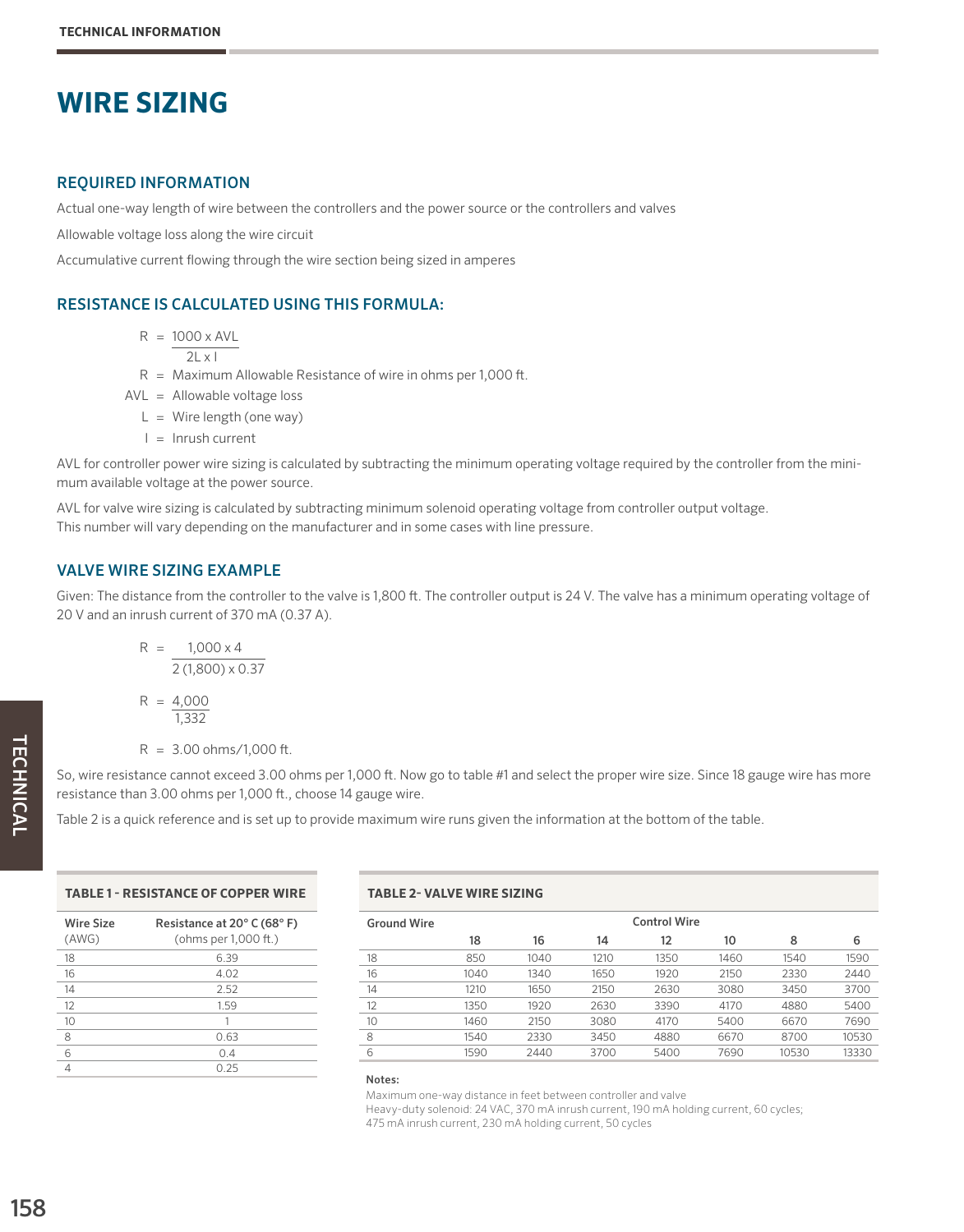# WIRE SIZING

## REQUIRED INFORMATION

Actual one-way length of wire between the controllers and the power source or the controllers and valves

Allowable voltage loss along the wire circuit

Accumulative current flowing through the wire section being sized in amperes

## RESISTANCE IS CALCULATED USING THIS FORMULA:

$$R = \frac{1000 \times AVL}{2L \times I}$$

R = Maximum Allowable Resistance of wire in ohms per 1,000 ft.

AVL = Allowable voltage loss

L = Wire length (one way)

I = Inrush current

AVL for controller power wire sizing is calculated by subtracting the minimum operating voltage required by the controller from the minimum available voltage at the power source.

AVL for valve wire sizing is calculated by subtracting minimum solenoid operating voltage from controller output voltage. This number will vary depending on the manufacturer and in some cases with line pressure.

## VALVE WIRE SIZING EXAMPLE

Given: The distance from the controller to the valve is 1,800 ft. The controller output is 24 V. The valve has a minimum operating voltage of 20 V and an inrush current of 370 mA (0.37 A).

$$R = \frac{1{,}000 \times 4}{2\,(1{,}800) \times 0.37}$$

$$R = \frac{4{,}000}{1{,}332}$$

$$R = 3.00 \text{ ohms/1,000 ft.}$$

So, wire resistance cannot exceed 3.00 ohms per 1,000 ft. Now go to table #1 and select the proper wire size. Since 18 gauge wire has more resistance than 3.00 ohms per 1,000 ft., choose 14 gauge wire.

Table 2 is a quick reference and is set up to provide maximum wire runs given the information at the bottom of the table.

**TABLE 1 - RESISTANCE OF COPPER WIRE**

| Wire Size (AWG) | Resistance at 20° C (68° F) (ohms per 1,000 ft.) |
|---|---|
| 18 | 6.39 |
| 16 | 4.02 |
| 14 | 2.52 |
| 12 | 1.59 |
| 10 | 1 |
| 8 | 0.63 |
| 6 | 0.4 |
| 4 | 0.25 |

**TABLE 2- VALVE WIRE SIZING**

| Ground Wire | Control Wire | | | | | | |
|---|---|---|---|---|---|---|---|
| | 18 | 16 | 14 | 12 | 10 | 8 | 6 |
| 18 | 850 | 1040 | 1210 | 1350 | 1460 | 1540 | 1590 |
| 16 | 1040 | 1340 | 1650 | 1920 | 2150 | 2330 | 2440 |
| 14 | 1210 | 1650 | 2150 | 2630 | 3080 | 3450 | 3700 |
| 12 | 1350 | 1920 | 2630 | 3390 | 4170 | 4880 | 5400 |
| 10 | 1460 | 2150 | 3080 | 4170 | 5400 | 6670 | 7690 |
| 8 | 1540 | 2330 | 3450 | 4880 | 6670 | 8700 | 10530 |
| 6 | 1590 | 2440 | 3700 | 5400 | 7690 | 10530 | 13330 |

**Notes:**

Maximum one-way distance in feet between controller and valve

Heavy-duty solenoid: 24 VAC, 370 mA inrush current, 190 mA holding current, 60 cycles; 475 mA inrush current, 230 mA holding current, 50 cycles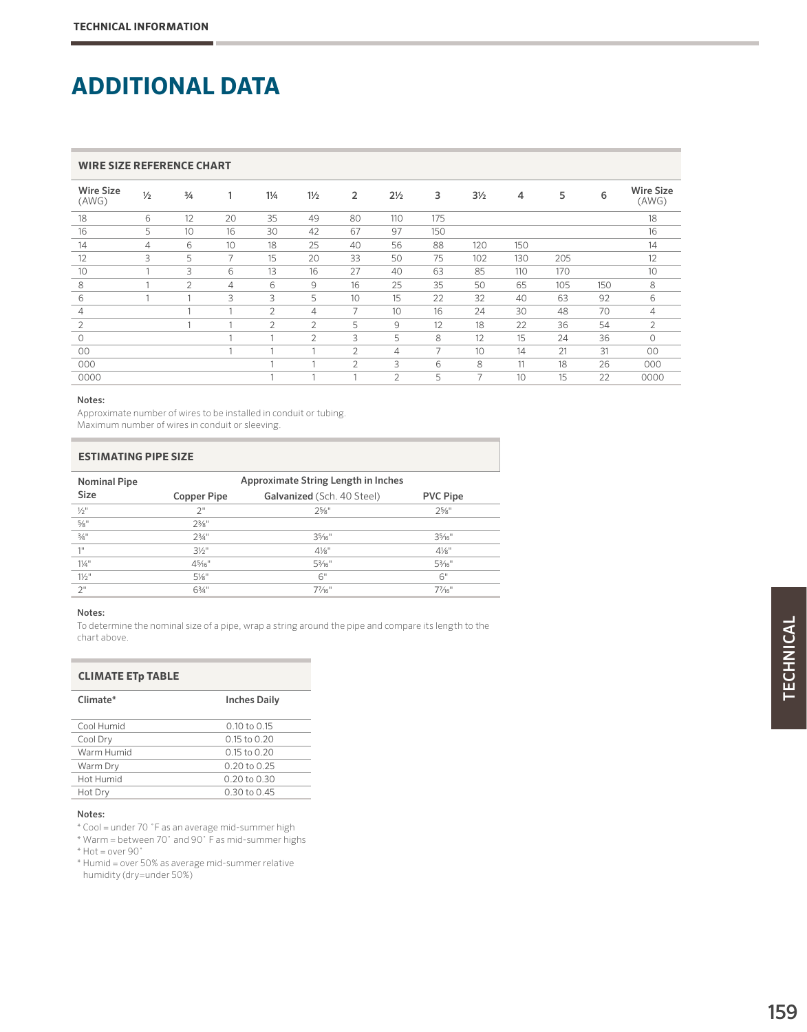# ADDITIONAL DATA

## WIRE SIZE REFERENCE CHART

| Wire Size (AWG) | ½ | ¾ | 1 | 1¼ | 1½ | 2 | 2½ | 3 | 3½ | 4 | 5 | 6 | Wire Size (AWG) |
|---|---|---|---|---|---|---|---|---|---|---|---|---|---|
| 18 | 6 | 12 | 20 | 35 | 49 | 80 | 110 | 175 | | | | | 18 |
| 16 | 5 | 10 | 16 | 30 | 42 | 67 | 97 | 150 | | | | | 16 |
| 14 | 4 | 6 | 10 | 18 | 25 | 40 | 56 | 88 | 120 | 150 | | | 14 |
| 12 | 3 | 5 | 7 | 15 | 20 | 33 | 50 | 75 | 102 | 130 | 205 | | 12 |
| 10 | 1 | 3 | 6 | 13 | 16 | 27 | 40 | 63 | 85 | 110 | 170 | | 10 |
| 8 | 1 | 2 | 4 | 6 | 9 | 16 | 25 | 35 | 50 | 65 | 105 | 150 | 8 |
| 6 | 1 | 1 | 3 | 3 | 5 | 10 | 15 | 22 | 32 | 40 | 63 | 92 | 6 |
| 4 | | 1 | 1 | 2 | 4 | 7 | 10 | 16 | 24 | 30 | 48 | 70 | 4 |
| 2 | | 1 | 1 | 2 | 2 | 5 | 9 | 12 | 18 | 22 | 36 | 54 | 2 |
| 0 | | | 1 | 1 | 2 | 3 | 5 | 8 | 12 | 15 | 24 | 36 | 0 |
| 00 | | | 1 | 1 | 1 | 2 | 4 | 7 | 10 | 14 | 21 | 31 | 00 |
| 000 | | | | 1 | 1 | 2 | 3 | 6 | 8 | 11 | 18 | 26 | 000 |
| 0000 | | | | 1 | 1 | 1 | 2 | 5 | 7 | 10 | 15 | 22 | 0000 |

**Notes:**

Approximate number of wires to be installed in conduit or tubing.
Maximum number of wires in conduit or sleeving.

## ESTIMATING PIPE SIZE

| Nominal Pipe Size | Approximate String Length in Inches | | |
|---|---|---|---|
| | Copper Pipe | Galvanized (Sch. 40 Steel) | PVC Pipe |
| ½" | 2" | 2⅝" | 2⅝" |
| ⅝" | 2⅜" | | |
| ¾" | 2¾" | 3⁵⁄₁₆" | 3⁵⁄₁₆" |
| 1" | 3½" | 4⅛" | 4⅛" |
| 1¼" | 4⁵⁄₁₆" | 5³⁄₁₆" | 5³⁄₁₆" |
| 1½" | 5⅛" | 6" | 6" |
| 2" | 6¾" | 7⁷⁄₁₆" | 7⁷⁄₁₆" |

**Notes:**

To determine the nominal size of a pipe, wrap a string around the pipe and compare its length to the chart above.

## CLIMATE ETp TABLE

| Climate* | Inches Daily |
|---|---|
| Cool Humid | 0.10 to 0.15 |
| Cool Dry | 0.15 to 0.20 |
| Warm Humid | 0.15 to 0.20 |
| Warm Dry | 0.20 to 0.25 |
| Hot Humid | 0.20 to 0.30 |
| Hot Dry | 0.30 to 0.45 |

**Notes:**

* Cool = under 70 ˚F as an average mid-summer high
* Warm = between 70˚ and 90˚ F as mid-summer highs
* Hot = over 90˚
* Humid = over 50% as average mid-summer relative humidity (dry=under 50%)